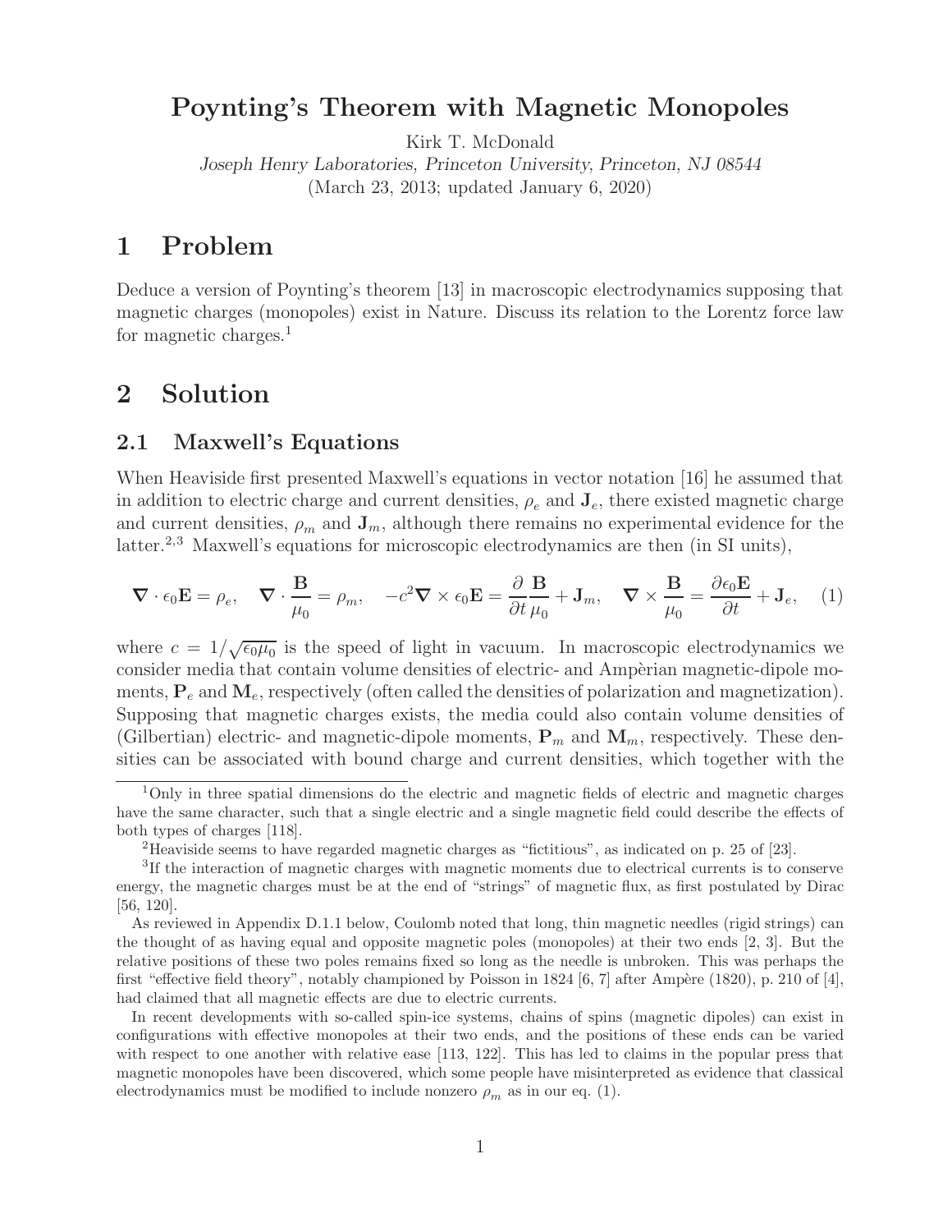# Poynting's Theorem with Magnetic Monopoles

Kirk T. McDonald

*Joseph Henry Laboratories, Princeton University, Princeton, NJ 08544*

(March 23, 2013; updated January 6, 2020)

## 1 Problem

Deduce a version of Poynting's theorem [13] in macroscopic electrodynamics supposing that magnetic charges (monopoles) exist in Nature. Discuss its relation to the Lorentz force law for magnetic charges.[1]

## 2 Solution

### 2.1 Maxwell's Equations

When Heaviside first presented Maxwell's equations in vector notation [16] he assumed that in addition to electric charge and current densities, $\rho_e$ and $\mathbf{J}_e$, there existed magnetic charge and current densities, $\rho_m$ and $\mathbf{J}_m$, although there remains no experimental evidence for the latter.[2,3] Maxwell's equations for microscopic electrodynamics are then (in SI units),

$$\boldsymbol{\nabla} \cdot \epsilon_0 \mathbf{E} = \rho_e, \quad \boldsymbol{\nabla} \cdot \frac{\mathbf{B}}{\mu_0} = \rho_m, \quad -c^2 \boldsymbol{\nabla} \times \epsilon_0 \mathbf{E} = \frac{\partial}{\partial t} \frac{\mathbf{B}}{\mu_0} + \mathbf{J}_m, \quad \boldsymbol{\nabla} \times \frac{\mathbf{B}}{\mu_0} = \frac{\partial \epsilon_0 \mathbf{E}}{\partial t} + \mathbf{J}_e, \quad (1)$$

where $c = 1/\sqrt{\epsilon_0 \mu_0}$ is the speed of light in vacuum. In macroscopic electrodynamics we consider media that contain volume densities of electric- and Ampèrian magnetic-dipole moments, $\mathbf{P}_e$ and $\mathbf{M}_e$, respectively (often called the densities of polarization and magnetization). Supposing that magnetic charges exists, the media could also contain volume densities of (Gilbertian) electric- and magnetic-dipole moments, $\mathbf{P}_m$ and $\mathbf{M}_m$, respectively. These densities can be associated with bound charge and current densities, which together with the

---

[1] Only in three spatial dimensions do the electric and magnetic fields of electric and magnetic charges have the same character, such that a single electric and a single magnetic field could describe the effects of both types of charges [118].

[2] Heaviside seems to have regarded magnetic charges as "fictitious", as indicated on p. 25 of [23].

[3] If the interaction of magnetic charges with magnetic moments due to electrical currents is to conserve energy, the magnetic charges must be at the end of "strings" of magnetic flux, as first postulated by Dirac [56, 120].

As reviewed in Appendix D.1.1 below, Coulomb noted that long, thin magnetic needles (rigid strings) can the thought of as having equal and opposite magnetic poles (monopoles) at their two ends [2, 3]. But the relative positions of these two poles remains fixed so long as the needle is unbroken. This was perhaps the first "effective field theory", notably championed by Poisson in 1824 [6, 7] after Ampère (1820), p. 210 of [4], had claimed that all magnetic effects are due to electric currents.

In recent developments with so-called spin-ice systems, chains of spins (magnetic dipoles) can exist in configurations with effective monopoles at their two ends, and the positions of these ends can be varied with respect to one another with relative ease [113, 122]. This has led to claims in the popular press that magnetic monopoles have been discovered, which some people have misinterpreted as evidence that classical electrodynamics must be modified to include nonzero $\rho_m$ as in our eq. (1).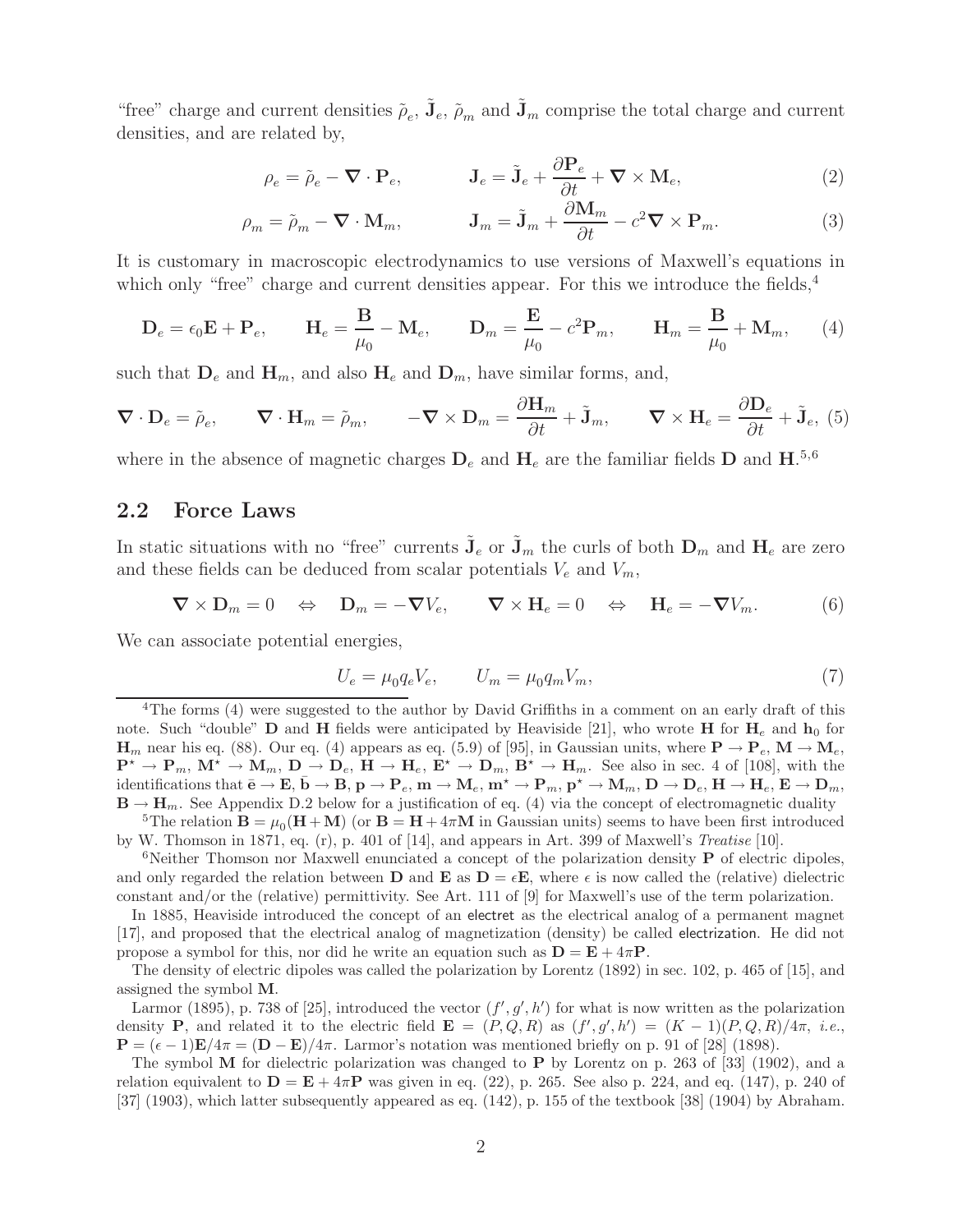"free" charge and current densities $\tilde{\rho}_e$, $\tilde{\mathbf{J}}_e$, $\tilde{\rho}_m$ and $\tilde{\mathbf{J}}_m$ comprise the total charge and current densities, and are related by,

$$\rho_e = \tilde{\rho}_e - \boldsymbol{\nabla} \cdot \mathbf{P}_e, \qquad \mathbf{J}_e = \tilde{\mathbf{J}}_e + \frac{\partial \mathbf{P}_e}{\partial t} + \boldsymbol{\nabla} \times \mathbf{M}_e, \tag{2}$$

$$\rho_m = \tilde{\rho}_m - \boldsymbol{\nabla} \cdot \mathbf{M}_m, \qquad \mathbf{J}_m = \tilde{\mathbf{J}}_m + \frac{\partial \mathbf{M}_m}{\partial t} - c^2 \boldsymbol{\nabla} \times \mathbf{P}_m. \tag{3}$$

It is customary in macroscopic electrodynamics to use versions of Maxwell's equations in which only "free" charge and current densities appear. For this we introduce the fields,[4]

$$\mathbf{D}_e = \epsilon_0 \mathbf{E} + \mathbf{P}_e, \qquad \mathbf{H}_e = \frac{\mathbf{B}}{\mu_0} - \mathbf{M}_e, \qquad \mathbf{D}_m = \frac{\mathbf{E}}{\mu_0} - c^2 \mathbf{P}_m, \qquad \mathbf{H}_m = \frac{\mathbf{B}}{\mu_0} + \mathbf{M}_m, \tag{4}$$

such that $\mathbf{D}_e$ and $\mathbf{H}_m$, and also $\mathbf{H}_e$ and $\mathbf{D}_m$, have similar forms, and,

$$\boldsymbol{\nabla} \cdot \mathbf{D}_e = \tilde{\rho}_e, \qquad \boldsymbol{\nabla} \cdot \mathbf{H}_m = \tilde{\rho}_m, \qquad -\boldsymbol{\nabla} \times \mathbf{D}_m = \frac{\partial \mathbf{H}_m}{\partial t} + \tilde{\mathbf{J}}_m, \qquad \boldsymbol{\nabla} \times \mathbf{H}_e = \frac{\partial \mathbf{D}_e}{\partial t} + \tilde{\mathbf{J}}_e, \tag{5}$$

where in the absence of magnetic charges $\mathbf{D}_e$ and $\mathbf{H}_e$ are the familiar fields $\mathbf{D}$ and $\mathbf{H}$.[5,6]

## 2.2 Force Laws

In static situations with no "free" currents $\tilde{\mathbf{J}}_e$ or $\tilde{\mathbf{J}}_m$ the curls of both $\mathbf{D}_m$ and $\mathbf{H}_e$ are zero and these fields can be deduced from scalar potentials $V_e$ and $V_m$,

$$\boldsymbol{\nabla} \times \mathbf{D}_m = 0 \quad \Leftrightarrow \quad \mathbf{D}_m = -\boldsymbol{\nabla} V_e, \qquad \boldsymbol{\nabla} \times \mathbf{H}_e = 0 \quad \Leftrightarrow \quad \mathbf{H}_e = -\boldsymbol{\nabla} V_m. \tag{6}$$

We can associate potential energies,

$$U_e = \mu_0 q_e V_e, \qquad U_m = \mu_0 q_m V_m, \tag{7}$$

---

[4] The forms (4) were suggested to the author by David Griffiths in a comment on an early draft of this note. Such "double" $\mathbf{D}$ and $\mathbf{H}$ fields were anticipated by Heaviside [21], who wrote $\mathbf{H}$ for $\mathbf{H}_e$ and $\mathbf{h}_0$ for $\mathbf{H}_m$ near his eq. (88). Our eq. (4) appears as eq. (5.9) of [95], in Gaussian units, where $\mathbf{P} \to \mathbf{P}_e$, $\mathbf{M} \to \mathbf{M}_e$, $\mathbf{P}^\star \to \mathbf{P}_m$, $\mathbf{M}^\star \to \mathbf{M}_m$, $\mathbf{D} \to \mathbf{D}_e$, $\mathbf{H} \to \mathbf{H}_e$, $\mathbf{E}^\star \to \mathbf{D}_m$, $\mathbf{B}^\star \to \mathbf{H}_m$. See also in sec. 4 of [108], with the identifications that $\bar{\mathbf{e}} \to \mathbf{E}$, $\bar{\mathbf{b}} \to \mathbf{B}$, $\mathbf{p} \to \mathbf{P}_e$, $\mathbf{m} \to \mathbf{M}_e$, $\mathbf{m}^\star \to \mathbf{P}_m$, $\mathbf{p}^\star \to \mathbf{M}_m$, $\mathbf{D} \to \mathbf{D}_e$, $\mathbf{H} \to \mathbf{H}_e$, $\mathbf{E} \to \mathbf{D}_m$, $\mathbf{B} \to \mathbf{H}_m$. See Appendix D.2 below for a justification of eq. (4) via the concept of electromagnetic duality

[5] The relation $\mathbf{B} = \mu_0(\mathbf{H} + \mathbf{M})$ (or $\mathbf{B} = \mathbf{H} + 4\pi\mathbf{M}$ in Gaussian units) seems to have been first introduced by W. Thomson in 1871, eq. (r), p. 401 of [14], and appears in Art. 399 of Maxwell's *Treatise* [10].

[6] Neither Thomson nor Maxwell enunciated a concept of the polarization density $\mathbf{P}$ of electric dipoles, and only regarded the relation between $\mathbf{D}$ and $\mathbf{E}$ as $\mathbf{D} = \epsilon\mathbf{E}$, where $\epsilon$ is now called the (relative) dielectric constant and/or the (relative) permittivity. See Art. 111 of [9] for Maxwell's use of the term polarization.

In 1885, Heaviside introduced the concept of an electret as the electrical analog of a permanent magnet [17], and proposed that the electrical analog of magnetization (density) be called electrization. He did not propose a symbol for this, nor did he write an equation such as $\mathbf{D} = \mathbf{E} + 4\pi\mathbf{P}$.

The density of electric dipoles was called the polarization by Lorentz (1892) in sec. 102, p. 465 of [15], and assigned the symbol $\mathbf{M}$.

Larmor (1895), p. 738 of [25], introduced the vector $(f', g', h')$ for what is now written as the polarization density $\mathbf{P}$, and related it to the electric field $\mathbf{E} = (P, Q, R)$ as $(f', g', h') = (K - 1)(P, Q, R)/4\pi$, *i.e.*, $\mathbf{P} = (\epsilon - 1)\mathbf{E}/4\pi = (\mathbf{D} - \mathbf{E})/4\pi$. Larmor's notation was mentioned briefly on p. 91 of [28] (1898).

The symbol $\mathbf{M}$ for dielectric polarization was changed to $\mathbf{P}$ by Lorentz on p. 263 of [33] (1902), and a relation equivalent to $\mathbf{D} = \mathbf{E} + 4\pi\mathbf{P}$ was given in eq. (22), p. 265. See also p. 224, and eq. (147), p. 240 of [37] (1903), which latter subsequently appeared as eq. (142), p. 155 of the textbook [38] (1904) by Abraham.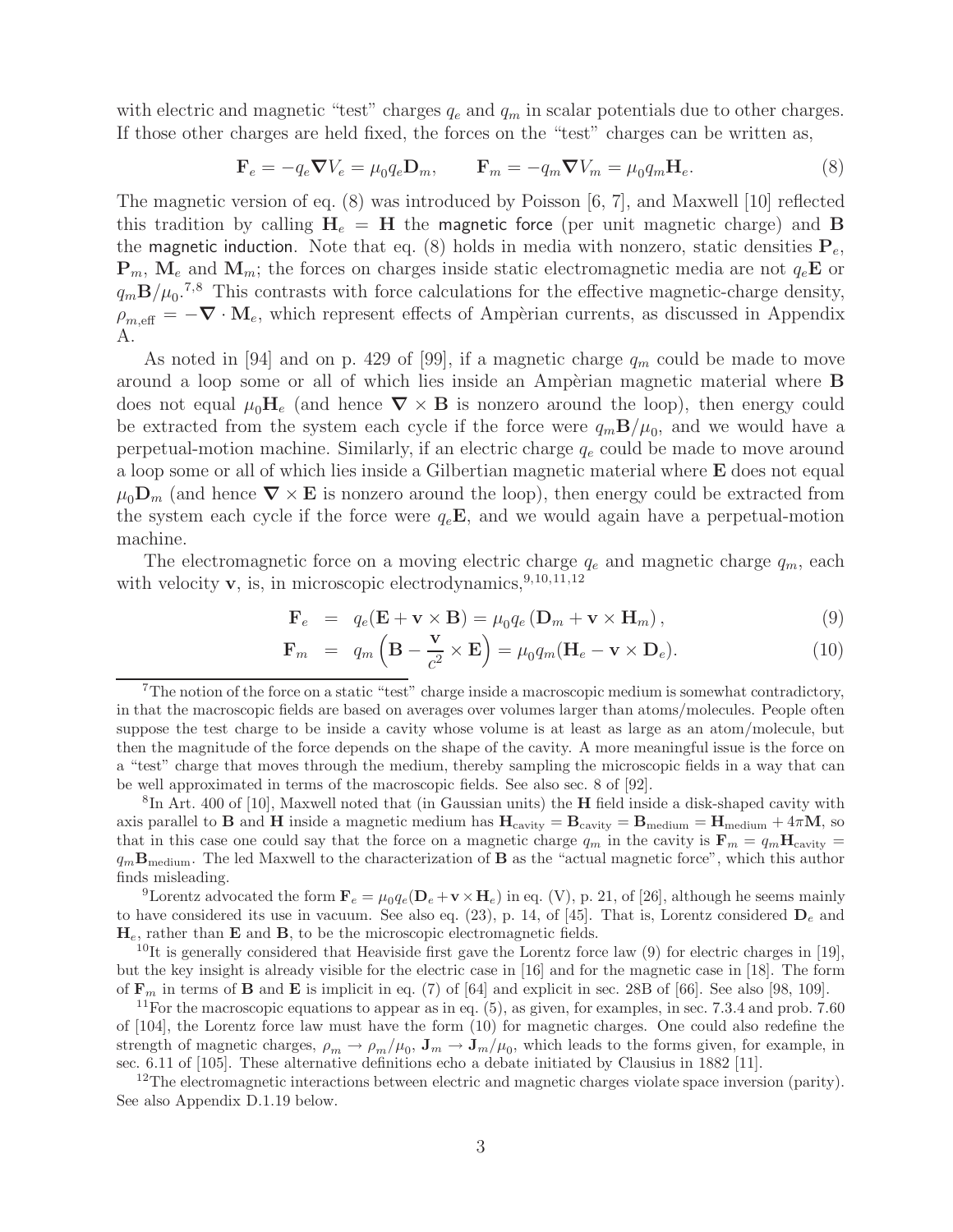with electric and magnetic "test" charges $q_e$ and $q_m$ in scalar potentials due to other charges. If those other charges are held fixed, the forces on the "test" charges can be written as,

$$\mathbf{F}_e = -q_e \boldsymbol{\nabla} V_e = \mu_0 q_e \mathbf{D}_m, \qquad \mathbf{F}_m = -q_m \boldsymbol{\nabla} V_m = \mu_0 q_m \mathbf{H}_e. \tag{8}$$

The magnetic version of eq. (8) was introduced by Poisson [6, 7], and Maxwell [10] reflected this tradition by calling $\mathbf{H}_e = \mathbf{H}$ the magnetic force (per unit magnetic charge) and $\mathbf{B}$ the magnetic induction. Note that eq. (8) holds in media with nonzero, static densities $\mathbf{P}_e$, $\mathbf{P}_m$, $\mathbf{M}_e$ and $\mathbf{M}_m$; the forces on charges inside static electromagnetic media are not $q_e\mathbf{E}$ or $q_m\mathbf{B}/\mu_0$.[7,8] This contrasts with force calculations for the effective magnetic-charge density, $\rho_{m,\text{eff}} = -\boldsymbol{\nabla}\cdot\mathbf{M}_e$, which represent effects of Ampèrian currents, as discussed in Appendix A.

As noted in [94] and on p. 429 of [99], if a magnetic charge $q_m$ could be made to move around a loop some or all of which lies inside an Ampèrian magnetic material where $\mathbf{B}$ does not equal $\mu_0\mathbf{H}_e$ (and hence $\boldsymbol{\nabla}\times\mathbf{B}$ is nonzero around the loop), then energy could be extracted from the system each cycle if the force were $q_m\mathbf{B}/\mu_0$, and we would have a perpetual-motion machine. Similarly, if an electric charge $q_e$ could be made to move around a loop some or all of which lies inside a Gilbertian magnetic material where $\mathbf{E}$ does not equal $\mu_0\mathbf{D}_m$ (and hence $\boldsymbol{\nabla}\times\mathbf{E}$ is nonzero around the loop), then energy could be extracted from the system each cycle if the force were $q_e\mathbf{E}$, and we would again have a perpetual-motion machine.

The electromagnetic force on a moving electric charge $q_e$ and magnetic charge $q_m$, each with velocity $\mathbf{v}$, is, in microscopic electrodynamics,[9,10,11,12]

$$\mathbf{F}_e = q_e(\mathbf{E} + \mathbf{v}\times\mathbf{B}) = \mu_0 q_e\left(\mathbf{D}_m + \mathbf{v}\times\mathbf{H}_m\right), \tag{9}$$

$$\mathbf{F}_m = q_m\left(\mathbf{B} - \frac{\mathbf{v}}{c^2}\times\mathbf{E}\right) = \mu_0 q_m(\mathbf{H}_e - \mathbf{v}\times\mathbf{D}_e). \tag{10}$$

---

[7] The notion of the force on a static "test" charge inside a macroscopic medium is somewhat contradictory, in that the macroscopic fields are based on averages over volumes larger than atoms/molecules. People often suppose the test charge to be inside a cavity whose volume is at least as large as an atom/molecule, but then the magnitude of the force depends on the shape of the cavity. A more meaningful issue is the force on a "test" charge that moves through the medium, thereby sampling the microscopic fields in a way that can be well approximated in terms of the macroscopic fields. See also sec. 8 of [92].

[8] In Art. 400 of [10], Maxwell noted that (in Gaussian units) the $\mathbf{H}$ field inside a disk-shaped cavity with axis parallel to $\mathbf{B}$ and $\mathbf{H}$ inside a magnetic medium has $\mathbf{H}_{\text{cavity}} = \mathbf{B}_{\text{cavity}} = \mathbf{B}_{\text{medium}} = \mathbf{H}_{\text{medium}} + 4\pi\mathbf{M}$, so that in this case one could say that the force on a magnetic charge $q_m$ in the cavity is $\mathbf{F}_m = q_m\mathbf{H}_{\text{cavity}} = q_m\mathbf{B}_{\text{medium}}$. The led Maxwell to the characterization of $\mathbf{B}$ as the "actual magnetic force", which this author finds misleading.

[9] Lorentz advocated the form $\mathbf{F}_e = \mu_0 q_e(\mathbf{D}_e + \mathbf{v}\times\mathbf{H}_e)$ in eq. (V), p. 21, of [26], although he seems mainly to have considered its use in vacuum. See also eq. (23), p. 14, of [45]. That is, Lorentz considered $\mathbf{D}_e$ and $\mathbf{H}_e$, rather than $\mathbf{E}$ and $\mathbf{B}$, to be the microscopic electromagnetic fields.

[10] It is generally considered that Heaviside first gave the Lorentz force law (9) for electric charges in [19], but the key insight is already visible for the electric case in [16] and for the magnetic case in [18]. The form of $\mathbf{F}_m$ in terms of $\mathbf{B}$ and $\mathbf{E}$ is implicit in eq. (7) of [64] and explicit in sec. 28B of [66]. See also [98, 109].

[11] For the macroscopic equations to appear as in eq. (5), as given, for examples, in sec. 7.3.4 and prob. 7.60 of [104], the Lorentz force law must have the form (10) for magnetic charges. One could also redefine the strength of magnetic charges, $\rho_m \to \rho_m/\mu_0$, $\mathbf{J}_m \to \mathbf{J}_m/\mu_0$, which leads to the forms given, for example, in sec. 6.11 of [105]. These alternative definitions echo a debate initiated by Clausius in 1882 [11].

[12] The electromagnetic interactions between electric and magnetic charges violate space inversion (parity). See also Appendix D.1.19 below.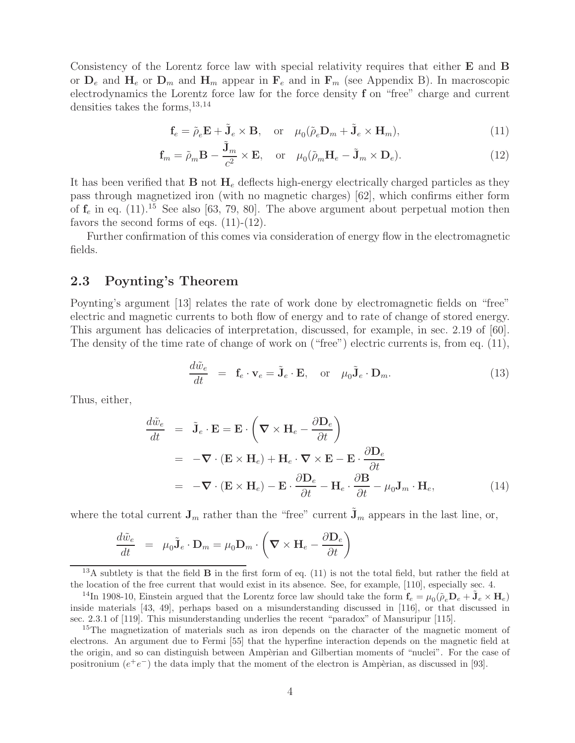Consistency of the Lorentz force law with special relativity requires that either $\mathbf{E}$ and $\mathbf{B}$ or $\mathbf{D}_e$ and $\mathbf{H}_e$ or $\mathbf{D}_m$ and $\mathbf{H}_m$ appear in $\mathbf{F}_e$ and in $\mathbf{F}_m$ (see Appendix B). In macroscopic electrodynamics the Lorentz force law for the force density $\mathbf{f}$ on "free" charge and current densities takes the forms,[13,14]

$$\mathbf{f}_e = \tilde{\rho}_e \mathbf{E} + \tilde{\mathbf{J}}_e \times \mathbf{B}, \quad \text{or} \quad \mu_0(\tilde{\rho}_e \mathbf{D}_m + \tilde{\mathbf{J}}_e \times \mathbf{H}_m), \tag{11}$$

$$\mathbf{f}_m = \tilde{\rho}_m \mathbf{B} - \frac{\tilde{\mathbf{J}}_m}{c^2} \times \mathbf{E}, \quad \text{or} \quad \mu_0(\tilde{\rho}_m \mathbf{H}_e - \tilde{\mathbf{J}}_m \times \mathbf{D}_e). \tag{12}$$

It has been verified that $\mathbf{B}$ not $\mathbf{H}_e$ deflects high-energy electrically charged particles as they pass through magnetized iron (with no magnetic charges) [62], which confirms either form of $\mathbf{f}_e$ in eq. (11).[15] See also [63, 79, 80]. The above argument about perpetual motion then favors the second forms of eqs. (11)-(12).

Further confirmation of this comes via consideration of energy flow in the electromagnetic fields.

## 2.3 Poynting's Theorem

Poynting's argument [13] relates the rate of work done by electromagnetic fields on "free" electric and magnetic currents to both flow of energy and to rate of change of stored energy. This argument has delicacies of interpretation, discussed, for example, in sec. 2.19 of [60]. The density of the time rate of change of work on ("free") electric currents is, from eq. (11),

$$\frac{d\tilde{w}_e}{dt} = \mathbf{f}_e \cdot \mathbf{v}_e = \tilde{\mathbf{J}}_e \cdot \mathbf{E}, \quad \text{or} \quad \mu_0 \tilde{\mathbf{J}}_e \cdot \mathbf{D}_m. \tag{13}$$

Thus, either,

$$\begin{aligned}
\frac{d\tilde{w}_e}{dt} &= \tilde{\mathbf{J}}_e \cdot \mathbf{E} = \mathbf{E} \cdot \left( \boldsymbol{\nabla} \times \mathbf{H}_e - \frac{\partial \mathbf{D}_e}{\partial t} \right) \\
&= -\boldsymbol{\nabla} \cdot (\mathbf{E} \times \mathbf{H}_e) + \mathbf{H}_e \cdot \boldsymbol{\nabla} \times \mathbf{E} - \mathbf{E} \cdot \frac{\partial \mathbf{D}_e}{\partial t} \\
&= -\boldsymbol{\nabla} \cdot (\mathbf{E} \times \mathbf{H}_e) - \mathbf{E} \cdot \frac{\partial \mathbf{D}_e}{\partial t} - \mathbf{H}_e \cdot \frac{\partial \mathbf{B}}{\partial t} - \mu_0 \mathbf{J}_m \cdot \mathbf{H}_e,
\end{aligned} \tag{14}$$

where the total current $\mathbf{J}_m$ rather than the "free" current $\tilde{\mathbf{J}}_m$ appears in the last line, or,

$$\frac{d\tilde{w}_e}{dt} = \mu_0 \tilde{\mathbf{J}}_e \cdot \mathbf{D}_m = \mu_0 \mathbf{D}_m \cdot \left( \boldsymbol{\nabla} \times \mathbf{H}_e - \frac{\partial \mathbf{D}_e}{\partial t} \right)$$

---

[13] A subtlety is that the field $\mathbf{B}$ in the first form of eq. (11) is not the total field, but rather the field at the location of the free current that would exist in its absence. See, for example, [110], especially sec. 4.

[14] In 1908-10, Einstein argued that the Lorentz force law should take the form $\mathbf{f}_e = \mu_0(\tilde{\rho}_e \mathbf{D}_e + \tilde{\mathbf{J}}_e \times \mathbf{H}_e)$ inside materials [43, 49], perhaps based on a misunderstanding discussed in [116], or that discussed in sec. 2.3.1 of [119]. This misunderstanding underlies the recent "paradox" of Mansuripur [115].

[15] The magnetization of materials such as iron depends on the character of the magnetic moment of electrons. An argument due to Fermi [55] that the hyperfine interaction depends on the magnetic field at the origin, and so can distinguish between Ampèrian and Gilbertian moments of "nuclei". For the case of positronium ($e^+e^-$) the data imply that the moment of the electron is Ampèrian, as discussed in [93].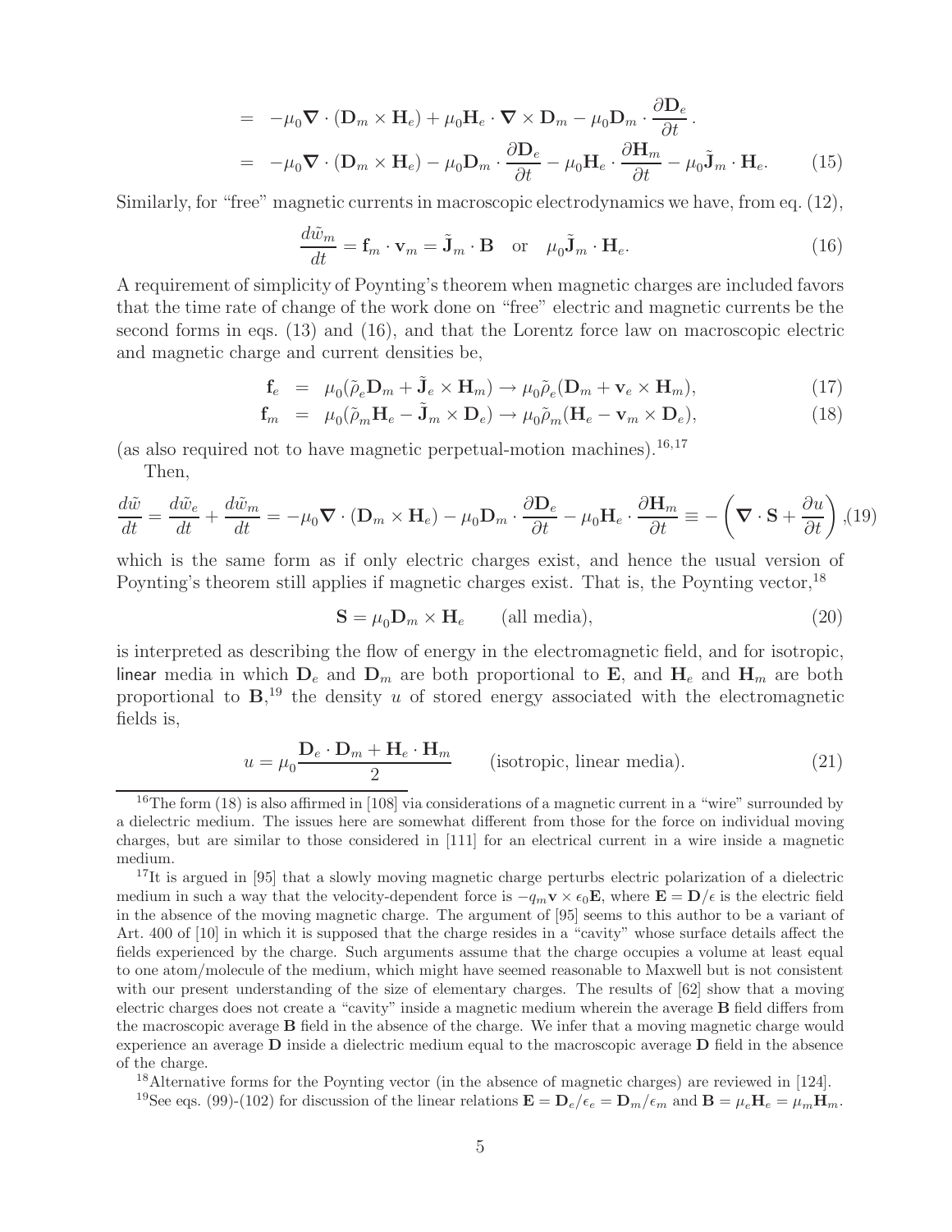$$
\begin{aligned}
&= -\mu_0 \boldsymbol{\nabla} \cdot (\mathbf{D}_m \times \mathbf{H}_e) + \mu_0 \mathbf{H}_e \cdot \boldsymbol{\nabla} \times \mathbf{D}_m - \mu_0 \mathbf{D}_m \cdot \frac{\partial \mathbf{D}_e}{\partial t} . \\
&= -\mu_0 \boldsymbol{\nabla} \cdot (\mathbf{D}_m \times \mathbf{H}_e) - \mu_0 \mathbf{D}_m \cdot \frac{\partial \mathbf{D}_e}{\partial t} - \mu_0 \mathbf{H}_e \cdot \frac{\partial \mathbf{H}_m}{\partial t} - \mu_0 \tilde{\mathbf{J}}_m \cdot \mathbf{H}_e. \qquad (15)
\end{aligned}
$$

Similarly, for "free" magnetic currents in macroscopic electrodynamics we have, from eq. (12),

$$
\frac{d\tilde{w}_m}{dt} = \mathbf{f}_m \cdot \mathbf{v}_m = \tilde{\mathbf{J}}_m \cdot \mathbf{B} \quad \text{or} \quad \mu_0 \tilde{\mathbf{J}}_m \cdot \mathbf{H}_e. \qquad (16)
$$

A requirement of simplicity of Poynting's theorem when magnetic charges are included favors that the time rate of change of the work done on "free" electric and magnetic currents be the second forms in eqs. (13) and (16), and that the Lorentz force law on macroscopic electric and magnetic charge and current densities be,

$$
\begin{aligned}
\mathbf{f}_e &= \mu_0(\tilde{\rho}_e \mathbf{D}_m + \tilde{\mathbf{J}}_e \times \mathbf{H}_m) \to \mu_0 \tilde{\rho}_e (\mathbf{D}_m + \mathbf{v}_e \times \mathbf{H}_m), \qquad (17) \\
\mathbf{f}_m &= \mu_0(\tilde{\rho}_m \mathbf{H}_e - \tilde{\mathbf{J}}_m \times \mathbf{D}_e) \to \mu_0 \tilde{\rho}_m (\mathbf{H}_e - \mathbf{v}_m \times \mathbf{D}_e), \qquad (18)
\end{aligned}
$$

(as also required not to have magnetic perpetual-motion machines).[16,17]

Then,

$$
\frac{d\tilde{w}}{dt} = \frac{d\tilde{w}_e}{dt} + \frac{d\tilde{w}_m}{dt} = -\mu_0 \boldsymbol{\nabla} \cdot (\mathbf{D}_m \times \mathbf{H}_e) - \mu_0 \mathbf{D}_m \cdot \frac{\partial \mathbf{D}_e}{\partial t} - \mu_0 \mathbf{H}_e \cdot \frac{\partial \mathbf{H}_m}{\partial t} \equiv -\left( \boldsymbol{\nabla} \cdot \mathbf{S} + \frac{\partial u}{\partial t} \right), \qquad (19)
$$

which is the same form as if only electric charges exist, and hence the usual version of Poynting's theorem still applies if magnetic charges exist. That is, the Poynting vector,[18]

$$
\mathbf{S} = \mu_0 \mathbf{D}_m \times \mathbf{H}_e \qquad \text{(all media)}, \qquad (20)
$$

is interpreted as describing the flow of energy in the electromagnetic field, and for isotropic, linear media in which $\mathbf{D}_e$ and $\mathbf{D}_m$ are both proportional to $\mathbf{E}$, and $\mathbf{H}_e$ and $\mathbf{H}_m$ are both proportional to $\mathbf{B}$,[19] the density $u$ of stored energy associated with the electromagnetic fields is,

$$
u = \mu_0 \frac{\mathbf{D}_e \cdot \mathbf{D}_m + \mathbf{H}_e \cdot \mathbf{H}_m}{2} \qquad \text{(isotropic, linear media)}. \qquad (21)
$$

---

[16] The form (18) is also affirmed in [108] via considerations of a magnetic current in a "wire" surrounded by a dielectric medium. The issues here are somewhat different from those for the force on individual moving charges, but are similar to those considered in [111] for an electrical current in a wire inside a magnetic medium.

[17] It is argued in [95] that a slowly moving magnetic charge perturbs electric polarization of a dielectric medium in such a way that the velocity-dependent force is $-q_m \mathbf{v} \times \epsilon_0 \mathbf{E}$, where $\mathbf{E} = \mathbf{D}/\epsilon$ is the electric field in the absence of the moving magnetic charge. The argument of [95] seems to this author to be a variant of Art. 400 of [10] in which it is supposed that the charge resides in a "cavity" whose surface details affect the fields experienced by the charge. Such arguments assume that the charge occupies a volume at least equal to one atom/molecule of the medium, which might have seemed reasonable to Maxwell but is not consistent with our present understanding of the size of elementary charges. The results of [62] show that a moving electric charges does not create a "cavity" inside a magnetic medium wherein the average $\mathbf{B}$ field differs from the macroscopic average $\mathbf{B}$ field in the absence of the charge. We infer that a moving magnetic charge would experience an average $\mathbf{D}$ inside a dielectric medium equal to the macroscopic average $\mathbf{D}$ field in the absence of the charge.

[18] Alternative forms for the Poynting vector (in the absence of magnetic charges) are reviewed in [124].

[19] See eqs. (99)-(102) for discussion of the linear relations $\mathbf{E} = \mathbf{D}_e/\epsilon_e = \mathbf{D}_m/\epsilon_m$ and $\mathbf{B} = \mu_e \mathbf{H}_e = \mu_m \mathbf{H}_m$.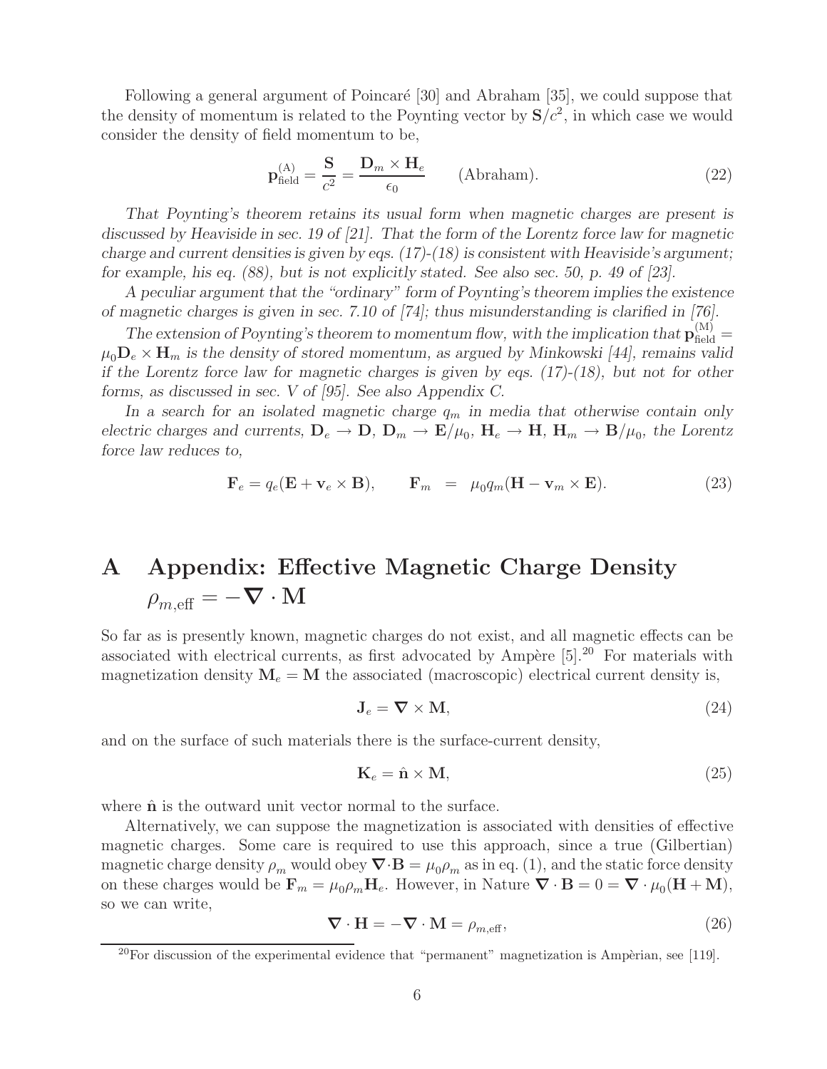Following a general argument of Poincaré [30] and Abraham [35], we could suppose that the density of momentum is related to the Poynting vector by $\mathbf{S}/c^2$, in which case we would consider the density of field momentum to be,

$$\mathbf{p}^{(\mathrm{A})}_{\mathrm{field}} = \frac{\mathbf{S}}{c^2} = \frac{\mathbf{D}_m \times \mathbf{H}_e}{\epsilon_0} \qquad \text{(Abraham)}. \tag{22}$$

*That Poynting's theorem retains its usual form when magnetic charges are present is discussed by Heaviside in sec. 19 of [21]. That the form of the Lorentz force law for magnetic charge and current densities is given by eqs. (17)-(18) is consistent with Heaviside's argument; for example, his eq. (88), but is not explicitly stated. See also sec. 50, p. 49 of [23].*

*A peculiar argument that the "ordinary" form of Poynting's theorem implies the existence of magnetic charges is given in sec. 7.10 of [74]; thus misunderstanding is clarified in [76].*

*The extension of Poynting's theorem to momentum flow, with the implication that* $\mathbf{p}^{(\mathrm{M})}_{\mathrm{field}} = \mu_0 \mathbf{D}_e \times \mathbf{H}_m$ *is the density of stored momentum, as argued by Minkowski [44], remains valid if the Lorentz force law for magnetic charges is given by eqs. (17)-(18), but not for other forms, as discussed in sec. V of [95]. See also Appendix C.*

*In a search for an isolated magnetic charge* $q_m$ *in media that otherwise contain only electric charges and currents,* $\mathbf{D}_e \to \mathbf{D}$, $\mathbf{D}_m \to \mathbf{E}/\mu_0$, $\mathbf{H}_e \to \mathbf{H}$, $\mathbf{H}_m \to \mathbf{B}/\mu_0$, *the Lorentz force law reduces to,*

$$\mathbf{F}_e = q_e(\mathbf{E} + \mathbf{v}_e \times \mathbf{B}), \qquad \mathbf{F}_m = \mu_0 q_m(\mathbf{H} - \mathbf{v}_m \times \mathbf{E}). \tag{23}$$

# A Appendix: Effective Magnetic Charge Density $\rho_{m,\mathrm{eff}} = -\boldsymbol{\nabla} \cdot \mathbf{M}$

So far as is presently known, magnetic charges do not exist, and all magnetic effects can be associated with electrical currents, as first advocated by Ampère [5].[20] For materials with magnetization density $\mathbf{M}_e = \mathbf{M}$ the associated (macroscopic) electrical current density is,

$$\mathbf{J}_e = \boldsymbol{\nabla} \times \mathbf{M}, \tag{24}$$

and on the surface of such materials there is the surface-current density,

$$\mathbf{K}_e = \hat{\mathbf{n}} \times \mathbf{M}, \tag{25}$$

where $\hat{\mathbf{n}}$ is the outward unit vector normal to the surface.

Alternatively, we can suppose the magnetization is associated with densities of effective magnetic charges. Some care is required to use this approach, since a true (Gilbertian) magnetic charge density $\rho_m$ would obey $\boldsymbol{\nabla} \cdot \mathbf{B} = \mu_0 \rho_m$ as in eq. (1), and the static force density on these charges would be $\mathbf{F}_m = \mu_0 \rho_m \mathbf{H}_e$. However, in Nature $\boldsymbol{\nabla} \cdot \mathbf{B} = 0 = \boldsymbol{\nabla} \cdot \mu_0(\mathbf{H} + \mathbf{M})$, so we can write,

$$\boldsymbol{\nabla} \cdot \mathbf{H} = -\boldsymbol{\nabla} \cdot \mathbf{M} = \rho_{m,\mathrm{eff}}, \tag{26}$$

[20] For discussion of the experimental evidence that "permanent" magnetization is Ampèrian, see [119].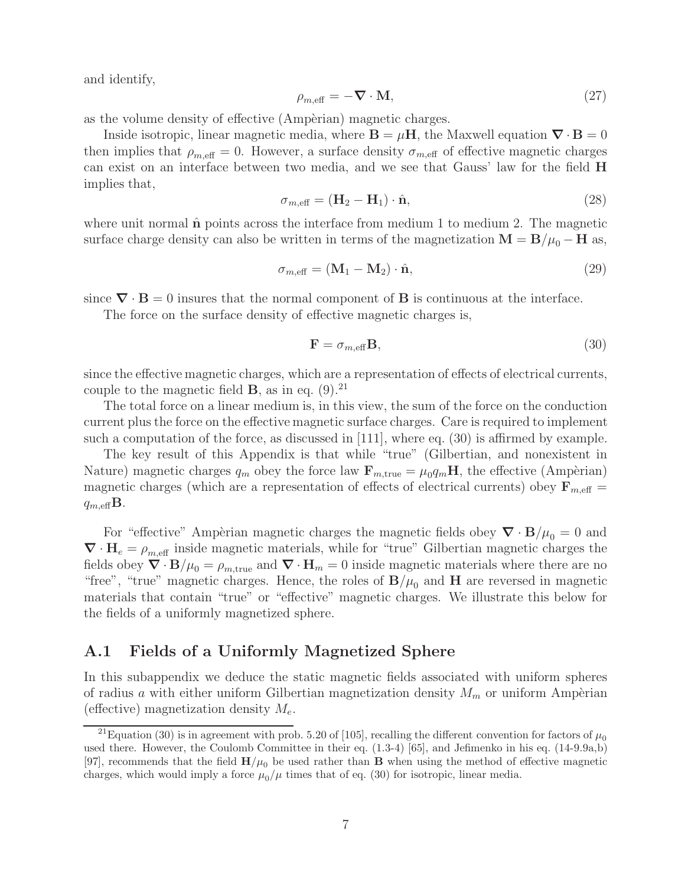and identify,

$$
\rho_{m,\text{eff}} = -\boldsymbol{\nabla} \cdot \mathbf{M}, \tag{27}
$$

as the volume density of effective (Ampèrian) magnetic charges.

Inside isotropic, linear magnetic media, where $\mathbf{B} = \mu \mathbf{H}$, the Maxwell equation $\boldsymbol{\nabla} \cdot \mathbf{B} = 0$ then implies that $\rho_{m,\text{eff}} = 0$. However, a surface density $\sigma_{m,\text{eff}}$ of effective magnetic charges can exist on an interface between two media, and we see that Gauss' law for the field $\mathbf{H}$ implies that,

$$
\sigma_{m,\text{eff}} = (\mathbf{H}_2 - \mathbf{H}_1) \cdot \hat{\mathbf{n}}, \tag{28}
$$

where unit normal $\hat{\mathbf{n}}$ points across the interface from medium 1 to medium 2. The magnetic surface charge density can also be written in terms of the magnetization $\mathbf{M} = \mathbf{B}/\mu_0 - \mathbf{H}$ as,

$$
\sigma_{m,\text{eff}} = (\mathbf{M}_1 - \mathbf{M}_2) \cdot \hat{\mathbf{n}}, \tag{29}
$$

since $\boldsymbol{\nabla} \cdot \mathbf{B} = 0$ insures that the normal component of $\mathbf{B}$ is continuous at the interface.

The force on the surface density of effective magnetic charges is,

$$
\mathbf{F} = \sigma_{m,\text{eff}} \mathbf{B}, \tag{30}
$$

since the effective magnetic charges, which are a representation of effects of electrical currents, couple to the magnetic field $\mathbf{B}$, as in eq. (9).[21]

The total force on a linear medium is, in this view, the sum of the force on the conduction current plus the force on the effective magnetic surface charges. Care is required to implement such a computation of the force, as discussed in [111], where eq. (30) is affirmed by example.

The key result of this Appendix is that while "true" (Gilbertian, and nonexistent in Nature) magnetic charges $q_m$ obey the force law $\mathbf{F}_{m,\text{true}} = \mu_0 q_m \mathbf{H}$, the effective (Ampèrian) magnetic charges (which are a representation of effects of electrical currents) obey $\mathbf{F}_{m,\text{eff}} = q_{m,\text{eff}} \mathbf{B}$.

For "effective" Ampèrian magnetic charges the magnetic fields obey $\boldsymbol{\nabla} \cdot \mathbf{B}/\mu_0 = 0$ and $\boldsymbol{\nabla} \cdot \mathbf{H}_e = \rho_{m,\text{eff}}$ inside magnetic materials, while for "true" Gilbertian magnetic charges the fields obey $\boldsymbol{\nabla} \cdot \mathbf{B}/\mu_0 = \rho_{m,\text{true}}$ and $\boldsymbol{\nabla} \cdot \mathbf{H}_m = 0$ inside magnetic materials where there are no "free", "true" magnetic charges. Hence, the roles of $\mathbf{B}/\mu_0$ and $\mathbf{H}$ are reversed in magnetic materials that contain "true" or "effective" magnetic charges. We illustrate this below for the fields of a uniformly magnetized sphere.

## A.1 Fields of a Uniformly Magnetized Sphere

In this subappendix we deduce the static magnetic fields associated with uniform spheres of radius $a$ with either uniform Gilbertian magnetization density $M_m$ or uniform Ampèrian (effective) magnetization density $M_e$.

[21] Equation (30) is in agreement with prob. 5.20 of [105], recalling the different convention for factors of $\mu_0$ used there. However, the Coulomb Committee in their eq. (1.3-4) [65], and Jefimenko in his eq. (14-9.9a,b) [97], recommends that the field $\mathbf{H}/\mu_0$ be used rather than $\mathbf{B}$ when using the method of effective magnetic charges, which would imply a force $\mu_0/\mu$ times that of eq. (30) for isotropic, linear media.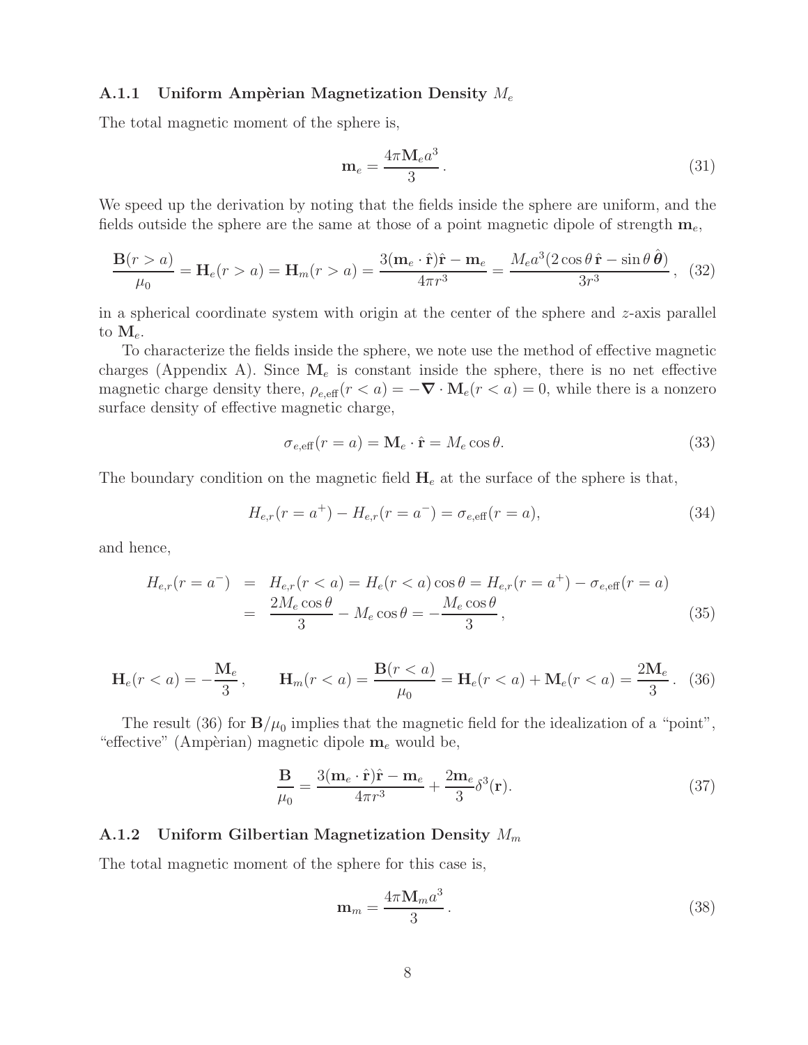### A.1.1 Uniform Ampèrian Magnetization Density $M_e$

The total magnetic moment of the sphere is,

$$\mathbf{m}_e = \frac{4\pi \mathbf{M}_e a^3}{3}\,. \tag{31}$$

We speed up the derivation by noting that the fields inside the sphere are uniform, and the fields outside the sphere are the same at those of a point magnetic dipole of strength $\mathbf{m}_e$,

$$\frac{\mathbf{B}(r > a)}{\mu_0} = \mathbf{H}_e(r > a) = \mathbf{H}_m(r > a) = \frac{3(\mathbf{m}_e \cdot \hat{\mathbf{r}})\hat{\mathbf{r}} - \mathbf{m}_e}{4\pi r^3} = \frac{M_e a^3 (2\cos\theta\,\hat{\mathbf{r}} - \sin\theta\,\hat{\boldsymbol{\theta}})}{3r^3}\,, \tag{32}$$

in a spherical coordinate system with origin at the center of the sphere and $z$-axis parallel to $\mathbf{M}_e$.

To characterize the fields inside the sphere, we note use the method of effective magnetic charges (Appendix A). Since $\mathbf{M}_e$ is constant inside the sphere, there is no net effective magnetic charge density there, $\rho_{e,\mathrm{eff}}(r < a) = -\boldsymbol{\nabla} \cdot \mathbf{M}_e(r < a) = 0$, while there is a nonzero surface density of effective magnetic charge,

$$\sigma_{e,\mathrm{eff}}(r = a) = \mathbf{M}_e \cdot \hat{\mathbf{r}} = M_e \cos\theta. \tag{33}$$

The boundary condition on the magnetic field $\mathbf{H}_e$ at the surface of the sphere is that,

$$H_{e,r}(r = a^+) - H_{e,r}(r = a^-) = \sigma_{e,\mathrm{eff}}(r = a), \tag{34}$$

and hence,

$$\begin{aligned} H_{e,r}(r = a^-) &= H_{e,r}(r < a) = H_e(r < a)\cos\theta = H_{e,r}(r = a^+) - \sigma_{e,\mathrm{eff}}(r = a) \\ &= \frac{2M_e \cos\theta}{3} - M_e \cos\theta = -\frac{M_e \cos\theta}{3}\,, \end{aligned} \tag{35}$$

$$\mathbf{H}_e(r < a) = -\frac{\mathbf{M}_e}{3}\,, \qquad \mathbf{H}_m(r < a) = \frac{\mathbf{B}(r < a)}{\mu_0} = \mathbf{H}_e(r < a) + \mathbf{M}_e(r < a) = \frac{2\mathbf{M}_e}{3}\,. \tag{36}$$

The result (36) for $\mathbf{B}/\mu_0$ implies that the magnetic field for the idealization of a "point", "effective" (Ampèrian) magnetic dipole $\mathbf{m}_e$ would be,

$$\frac{\mathbf{B}}{\mu_0} = \frac{3(\mathbf{m}_e \cdot \hat{\mathbf{r}})\hat{\mathbf{r}} - \mathbf{m}_e}{4\pi r^3} + \frac{2\mathbf{m}_e}{3}\delta^3(\mathbf{r}). \tag{37}$$

### A.1.2 Uniform Gilbertian Magnetization Density $M_m$

The total magnetic moment of the sphere for this case is,

$$\mathbf{m}_m = \frac{4\pi \mathbf{M}_m a^3}{3}\,. \tag{38}$$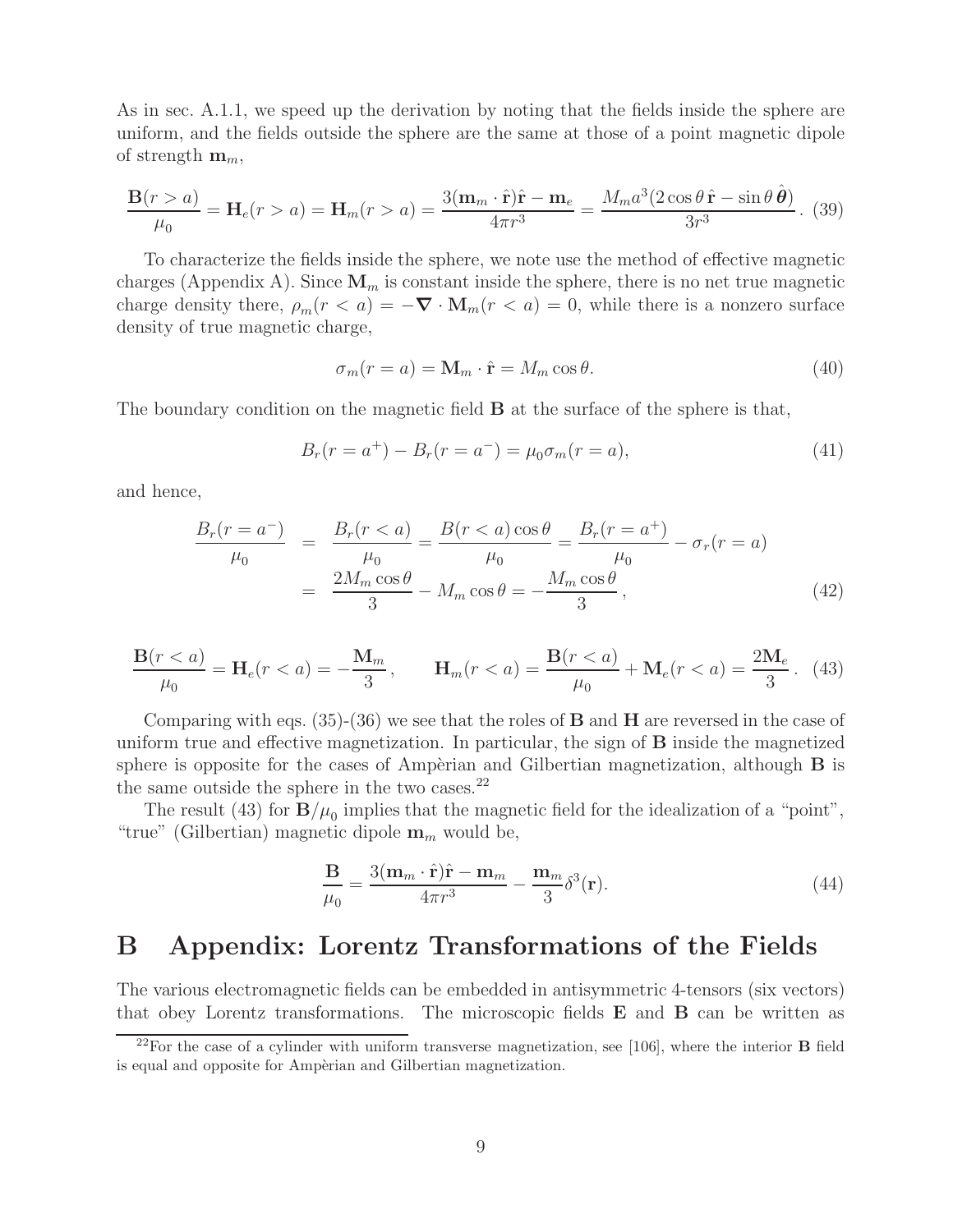As in sec. A.1.1, we speed up the derivation by noting that the fields inside the sphere are uniform, and the fields outside the sphere are the same at those of a point magnetic dipole of strength $\mathbf{m}_m$,

$$\frac{\mathbf{B}(r > a)}{\mu_0} = \mathbf{H}_e(r > a) = \mathbf{H}_m(r > a) = \frac{3(\mathbf{m}_m \cdot \hat{\mathbf{r}})\hat{\mathbf{r}} - \mathbf{m}_e}{4\pi r^3} = \frac{M_m a^3(2\cos\theta\,\hat{\mathbf{r}} - \sin\theta\,\hat{\boldsymbol{\theta}})}{3r^3}. \tag{39}$$

To characterize the fields inside the sphere, we note use the method of effective magnetic charges (Appendix A). Since $\mathbf{M}_m$ is constant inside the sphere, there is no net true magnetic charge density there, $\rho_m(r < a) = -\boldsymbol{\nabla} \cdot \mathbf{M}_m(r < a) = 0$, while there is a nonzero surface density of true magnetic charge,

$$\sigma_m(r = a) = \mathbf{M}_m \cdot \hat{\mathbf{r}} = M_m \cos\theta. \tag{40}$$

The boundary condition on the magnetic field $\mathbf{B}$ at the surface of the sphere is that,

$$B_r(r = a^+) - B_r(r = a^-) = \mu_0 \sigma_m(r = a), \tag{41}$$

and hence,

$$\begin{aligned}\frac{B_r(r = a^-)}{\mu_0} &= \frac{B_r(r < a)}{\mu_0} = \frac{B(r < a)\cos\theta}{\mu_0} = \frac{B_r(r = a^+)}{\mu_0} - \sigma_r(r = a) \\ &= \frac{2M_m \cos\theta}{3} - M_m\cos\theta = -\frac{M_m\cos\theta}{3},\end{aligned} \tag{42}$$

$$\frac{\mathbf{B}(r < a)}{\mu_0} = \mathbf{H}_e(r < a) = -\frac{\mathbf{M}_m}{3}, \qquad \mathbf{H}_m(r < a) = \frac{\mathbf{B}(r < a)}{\mu_0} + \mathbf{M}_e(r < a) = \frac{2\mathbf{M}_e}{3}. \tag{43}$$

Comparing with eqs. (35)-(36) we see that the roles of $\mathbf{B}$ and $\mathbf{H}$ are reversed in the case of uniform true and effective magnetization. In particular, the sign of $\mathbf{B}$ inside the magnetized sphere is opposite for the cases of Ampèrian and Gilbertian magnetization, although $\mathbf{B}$ is the same outside the sphere in the two cases.[22]

The result (43) for $\mathbf{B}/\mu_0$ implies that the magnetic field for the idealization of a "point", "true" (Gilbertian) magnetic dipole $\mathbf{m}_m$ would be,

$$\frac{\mathbf{B}}{\mu_0} = \frac{3(\mathbf{m}_m \cdot \hat{\mathbf{r}})\hat{\mathbf{r}} - \mathbf{m}_m}{4\pi r^3} - \frac{\mathbf{m}_m}{3}\delta^3(\mathbf{r}). \tag{44}$$

# B Appendix: Lorentz Transformations of the Fields

The various electromagnetic fields can be embedded in antisymmetric 4-tensors (six vectors) that obey Lorentz transformations. The microscopic fields $\mathbf{E}$ and $\mathbf{B}$ can be written as

[22]For the case of a cylinder with uniform transverse magnetization, see [106], where the interior $\mathbf{B}$ field is equal and opposite for Ampèrian and Gilbertian magnetization.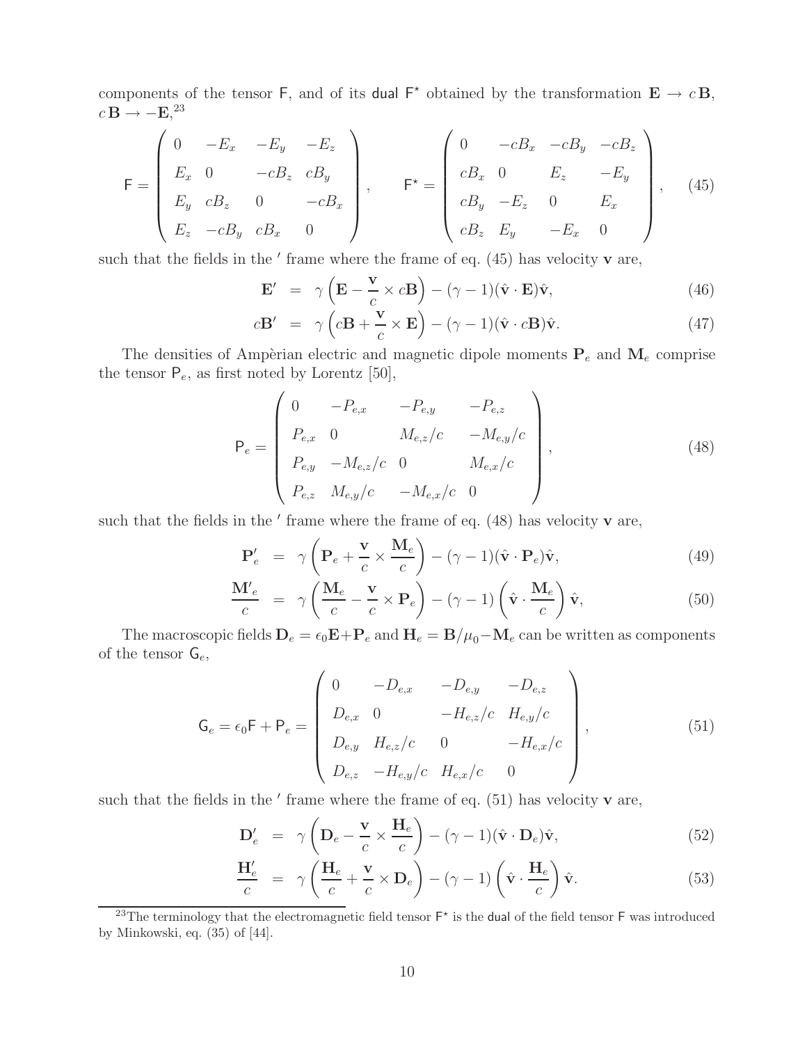components of the tensor $\mathsf{F}$, and of its dual $\mathsf{F}^\star$ obtained by the transformation $\mathbf{E} \to c\,\mathbf{B}$, $c\,\mathbf{B} \to -\mathbf{E}$,[23]

$$
\mathsf{F} = \begin{pmatrix} 0 & -E_x & -E_y & -E_z \\ E_x & 0 & -cB_z & cB_y \\ E_y & cB_z & 0 & -cB_x \\ E_z & -cB_y & cB_x & 0 \end{pmatrix}, \qquad \mathsf{F}^\star = \begin{pmatrix} 0 & -cB_x & -cB_y & -cB_z \\ cB_x & 0 & E_z & -E_y \\ cB_y & -E_z & 0 & E_x \\ cB_z & E_y & -E_x & 0 \end{pmatrix}, \tag{45}
$$

such that the fields in the $'$ frame where the frame of eq. (45) has velocity $\mathbf{v}$ are,

$$
\mathbf{E}' = \gamma\left(\mathbf{E} - \frac{\mathbf{v}}{c} \times c\mathbf{B}\right) - (\gamma - 1)(\hat{\mathbf{v}} \cdot \mathbf{E})\hat{\mathbf{v}}, \tag{46}
$$

$$
c\mathbf{B}' = \gamma\left(c\mathbf{B} + \frac{\mathbf{v}}{c} \times \mathbf{E}\right) - (\gamma - 1)(\hat{\mathbf{v}} \cdot c\mathbf{B})\hat{\mathbf{v}}. \tag{47}
$$

The densities of Ampèrian electric and magnetic dipole moments $\mathbf{P}_e$ and $\mathbf{M}_e$ comprise the tensor $\mathsf{P}_e$, as first noted by Lorentz [50],

$$
\mathsf{P}_e = \begin{pmatrix} 0 & -P_{e,x} & -P_{e,y} & -P_{e,z} \\ P_{e,x} & 0 & M_{e,z}/c & -M_{e,y}/c \\ P_{e,y} & -M_{e,z}/c & 0 & M_{e,x}/c \\ P_{e,z} & M_{e,y}/c & -M_{e,x}/c & 0 \end{pmatrix}, \tag{48}
$$

such that the fields in the $'$ frame where the frame of eq. (48) has velocity $\mathbf{v}$ are,

$$
\mathbf{P}'_e = \gamma\left(\mathbf{P}_e + \frac{\mathbf{v}}{c} \times \frac{\mathbf{M}_e}{c}\right) - (\gamma - 1)(\hat{\mathbf{v}} \cdot \mathbf{P}_e)\hat{\mathbf{v}}, \tag{49}
$$

$$
\frac{\mathbf{M}'_e}{c} = \gamma\left(\frac{\mathbf{M}_e}{c} - \frac{\mathbf{v}}{c} \times \mathbf{P}_e\right) - (\gamma - 1)\left(\hat{\mathbf{v}} \cdot \frac{\mathbf{M}_e}{c}\right)\hat{\mathbf{v}}, \tag{50}
$$

The macroscopic fields $\mathbf{D}_e = \epsilon_0\mathbf{E} + \mathbf{P}_e$ and $\mathbf{H}_e = \mathbf{B}/\mu_0 - \mathbf{M}_e$ can be written as components of the tensor $\mathsf{G}_e$,

$$
\mathsf{G}_e = \epsilon_0\mathsf{F} + \mathsf{P}_e = \begin{pmatrix} 0 & -D_{e,x} & -D_{e,y} & -D_{e,z} \\ D_{e,x} & 0 & -H_{e,z}/c & H_{e,y}/c \\ D_{e,y} & H_{e,z}/c & 0 & -H_{e,x}/c \\ D_{e,z} & -H_{e,y}/c & H_{e,x}/c & 0 \end{pmatrix}, \tag{51}
$$

such that the fields in the $'$ frame where the frame of eq. (51) has velocity $\mathbf{v}$ are,

$$
\mathbf{D}'_e = \gamma\left(\mathbf{D}_e - \frac{\mathbf{v}}{c} \times \frac{\mathbf{H}_e}{c}\right) - (\gamma - 1)(\hat{\mathbf{v}} \cdot \mathbf{D}_e)\hat{\mathbf{v}}, \tag{52}
$$

$$
\frac{\mathbf{H}'_e}{c} = \gamma\left(\frac{\mathbf{H}_e}{c} + \frac{\mathbf{v}}{c} \times \mathbf{D}_e\right) - (\gamma - 1)\left(\hat{\mathbf{v}} \cdot \frac{\mathbf{H}_e}{c}\right)\hat{\mathbf{v}}. \tag{53}
$$

[23] The terminology that the electromagnetic field tensor $\mathsf{F}^\star$ is the dual of the field tensor $\mathsf{F}$ was introduced by Minkowski, eq. (35) of [44].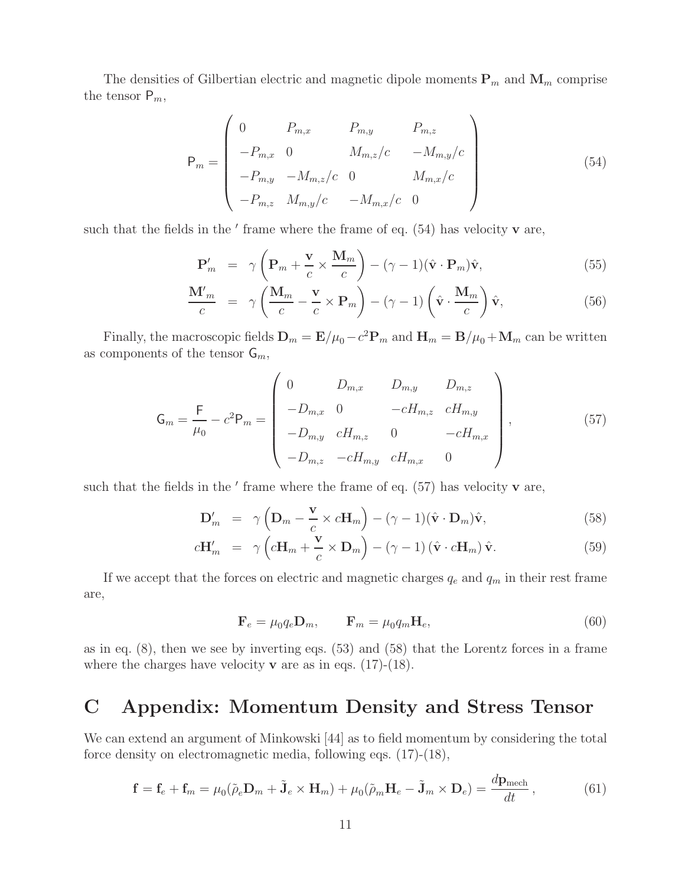The densities of Gilbertian electric and magnetic dipole moments $\mathbf{P}_m$ and $\mathbf{M}_m$ comprise the tensor $\mathsf{P}_m$,

$$
\mathsf{P}_m = \begin{pmatrix} 0 & P_{m,x} & P_{m,y} & P_{m,z} \\ -P_{m,x} & 0 & M_{m,z}/c & -M_{m,y}/c \\ -P_{m,y} & -M_{m,z}/c & 0 & M_{m,x}/c \\ -P_{m,z} & M_{m,y}/c & -M_{m,x}/c & 0 \end{pmatrix} \tag{54}
$$

such that the fields in the $'$ frame where the frame of eq. (54) has velocity $\mathbf{v}$ are,

$$
\mathbf{P}'_m = \gamma\left(\mathbf{P}_m + \frac{\mathbf{v}}{c} \times \frac{\mathbf{M}_m}{c}\right) - (\gamma - 1)(\hat{\mathbf{v}} \cdot \mathbf{P}_m)\hat{\mathbf{v}}, \tag{55}
$$

$$
\frac{\mathbf{M}'_m}{c} = \gamma\left(\frac{\mathbf{M}_m}{c} - \frac{\mathbf{v}}{c} \times \mathbf{P}_m\right) - (\gamma - 1)\left(\hat{\mathbf{v}} \cdot \frac{\mathbf{M}_m}{c}\right)\hat{\mathbf{v}}, \tag{56}
$$

Finally, the macroscopic fields $\mathbf{D}_m = \mathbf{E}/\mu_0 - c^2\mathbf{P}_m$ and $\mathbf{H}_m = \mathbf{B}/\mu_0 + \mathbf{M}_m$ can be written as components of the tensor $\mathsf{G}_m$,

$$
\mathsf{G}_m = \frac{\mathsf{F}}{\mu_0} - c^2\mathsf{P}_m = \begin{pmatrix} 0 & D_{m,x} & D_{m,y} & D_{m,z} \\ -D_{m,x} & 0 & -cH_{m,z} & cH_{m,y} \\ -D_{m,y} & cH_{m,z} & 0 & -cH_{m,x} \\ -D_{m,z} & -cH_{m,y} & cH_{m,x} & 0 \end{pmatrix}, \tag{57}
$$

such that the fields in the $'$ frame where the frame of eq. (57) has velocity $\mathbf{v}$ are,

$$
\mathbf{D}'_m = \gamma\left(\mathbf{D}_m - \frac{\mathbf{v}}{c} \times c\mathbf{H}_m\right) - (\gamma - 1)(\hat{\mathbf{v}} \cdot \mathbf{D}_m)\hat{\mathbf{v}}, \tag{58}
$$

$$
c\mathbf{H}'_m = \gamma\left(c\mathbf{H}_m + \frac{\mathbf{v}}{c} \times \mathbf{D}_m\right) - (\gamma - 1)\left(\hat{\mathbf{v}} \cdot c\mathbf{H}_m\right)\hat{\mathbf{v}}. \tag{59}
$$

If we accept that the forces on electric and magnetic charges $q_e$ and $q_m$ in their rest frame are,

$$
\mathbf{F}_e = \mu_0 q_e \mathbf{D}_m, \qquad \mathbf{F}_m = \mu_0 q_m \mathbf{H}_e, \tag{60}
$$

as in eq. (8), then we see by inverting eqs. (53) and (58) that the Lorentz forces in a frame where the charges have velocity $\mathbf{v}$ are as in eqs. (17)-(18).

# C Appendix: Momentum Density and Stress Tensor

We can extend an argument of Minkowski [44] as to field momentum by considering the total force density on electromagnetic media, following eqs. (17)-(18),

$$
\mathbf{f} = \mathbf{f}_e + \mathbf{f}_m = \mu_0(\tilde{\rho}_e \mathbf{D}_m + \tilde{\mathbf{J}}_e \times \mathbf{H}_m) + \mu_0(\tilde{\rho}_m \mathbf{H}_e - \tilde{\mathbf{J}}_m \times \mathbf{D}_e) = \frac{d\mathbf{p}_{\text{mech}}}{dt}, \tag{61}
$$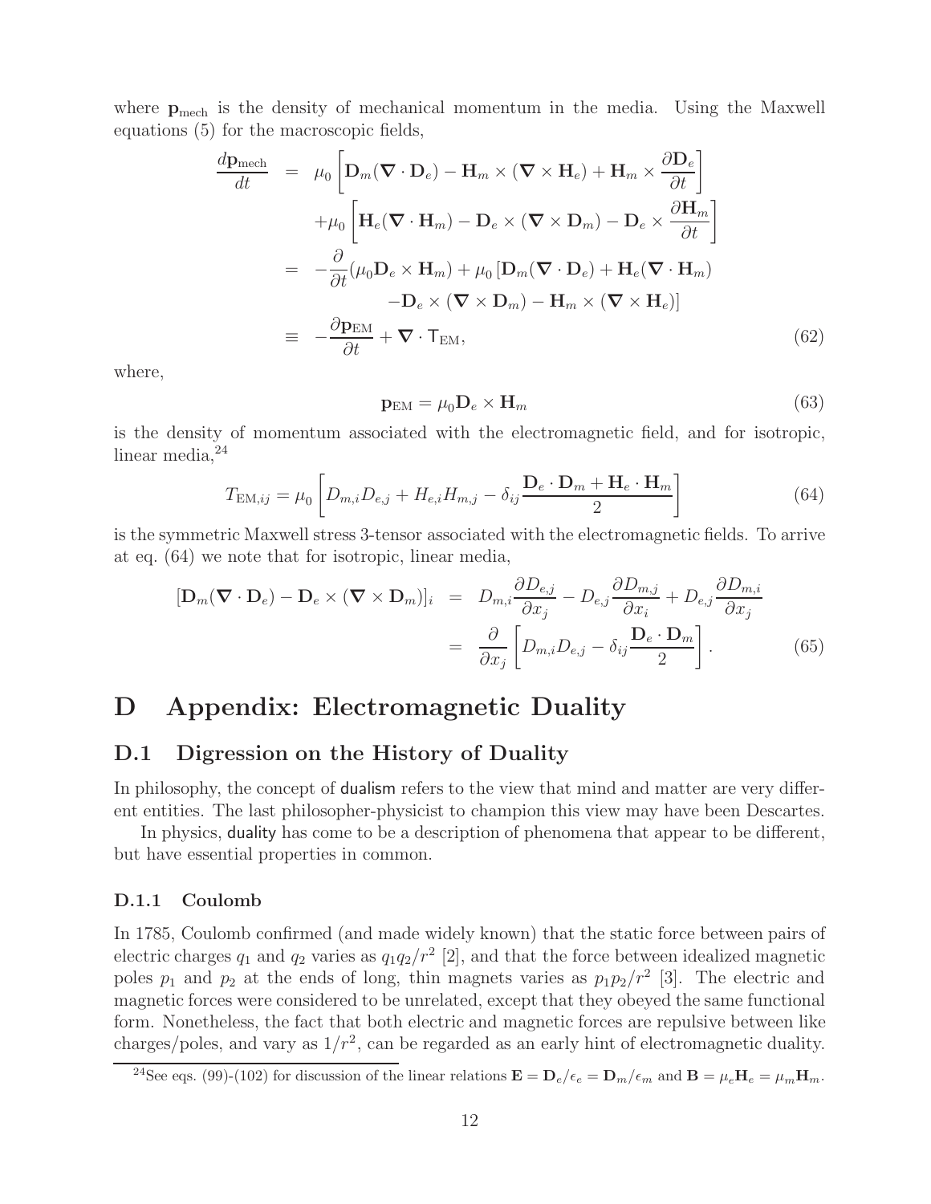where $\mathbf{p}_{\rm mech}$ is the density of mechanical momentum in the media. Using the Maxwell equations (5) for the macroscopic fields,

$$
\begin{aligned}
\frac{d\mathbf{p}_{\rm mech}}{dt} &= \mu_0 \left[ \mathbf{D}_m (\boldsymbol{\nabla} \cdot \mathbf{D}_e) - \mathbf{H}_m \times (\boldsymbol{\nabla} \times \mathbf{H}_e) + \mathbf{H}_m \times \frac{\partial \mathbf{D}_e}{\partial t} \right] \\
&\quad + \mu_0 \left[ \mathbf{H}_e (\boldsymbol{\nabla} \cdot \mathbf{H}_m) - \mathbf{D}_e \times (\boldsymbol{\nabla} \times \mathbf{D}_m) - \mathbf{D}_e \times \frac{\partial \mathbf{H}_m}{\partial t} \right] \\
&= -\frac{\partial}{\partial t}(\mu_0 \mathbf{D}_e \times \mathbf{H}_m) + \mu_0 \left[ \mathbf{D}_m (\boldsymbol{\nabla} \cdot \mathbf{D}_e) + \mathbf{H}_e (\boldsymbol{\nabla} \cdot \mathbf{H}_m) \right. \\
&\qquad \left. - \mathbf{D}_e \times (\boldsymbol{\nabla} \times \mathbf{D}_m) - \mathbf{H}_m \times (\boldsymbol{\nabla} \times \mathbf{H}_e) \right] \\
&\equiv -\frac{\partial \mathbf{p}_{\rm EM}}{\partial t} + \boldsymbol{\nabla} \cdot \mathsf{T}_{\rm EM},
\end{aligned} \tag{62}
$$

where,

$$
\mathbf{p}_{\rm EM} = \mu_0 \mathbf{D}_e \times \mathbf{H}_m \tag{63}
$$

is the density of momentum associated with the electromagnetic field, and for isotropic, linear media,[24]

$$
T_{{\rm EM},ij} = \mu_0 \left[ D_{m,i} D_{e,j} + H_{e,i} H_{m,j} - \delta_{ij} \frac{\mathbf{D}_e \cdot \mathbf{D}_m + \mathbf{H}_e \cdot \mathbf{H}_m}{2} \right] \tag{64}
$$

is the symmetric Maxwell stress 3-tensor associated with the electromagnetic fields. To arrive at eq. (64) we note that for isotropic, linear media,

$$
\begin{aligned}
[\mathbf{D}_m (\boldsymbol{\nabla} \cdot \mathbf{D}_e) - \mathbf{D}_e \times (\boldsymbol{\nabla} \times \mathbf{D}_m)]_i &= D_{m,i} \frac{\partial D_{e,j}}{\partial x_j} - D_{e,j} \frac{\partial D_{m,j}}{\partial x_i} + D_{e,j} \frac{\partial D_{m,i}}{\partial x_j} \\
&= \frac{\partial}{\partial x_j} \left[ D_{m,i} D_{e,j} - \delta_{ij} \frac{\mathbf{D}_e \cdot \mathbf{D}_m}{2} \right].
\end{aligned} \tag{65}
$$

# D Appendix: Electromagnetic Duality

## D.1 Digression on the History of Duality

In philosophy, the concept of dualism refers to the view that mind and matter are very different entities. The last philosopher-physicist to champion this view may have been Descartes.

In physics, duality has come to be a description of phenomena that appear to be different, but have essential properties in common.

### D.1.1 Coulomb

In 1785, Coulomb confirmed (and made widely known) that the static force between pairs of electric charges $q_1$ and $q_2$ varies as $q_1 q_2 / r^2$ [2], and that the force between idealized magnetic poles $p_1$ and $p_2$ at the ends of long, thin magnets varies as $p_1 p_2 / r^2$ [3]. The electric and magnetic forces were considered to be unrelated, except that they obeyed the same functional form. Nonetheless, the fact that both electric and magnetic forces are repulsive between like charges/poles, and vary as $1/r^2$, can be regarded as an early hint of electromagnetic duality.

[24] See eqs. (99)-(102) for discussion of the linear relations $\mathbf{E} = \mathbf{D}_e/\epsilon_e = \mathbf{D}_m/\epsilon_m$ and $\mathbf{B} = \mu_e \mathbf{H}_e = \mu_m \mathbf{H}_m$.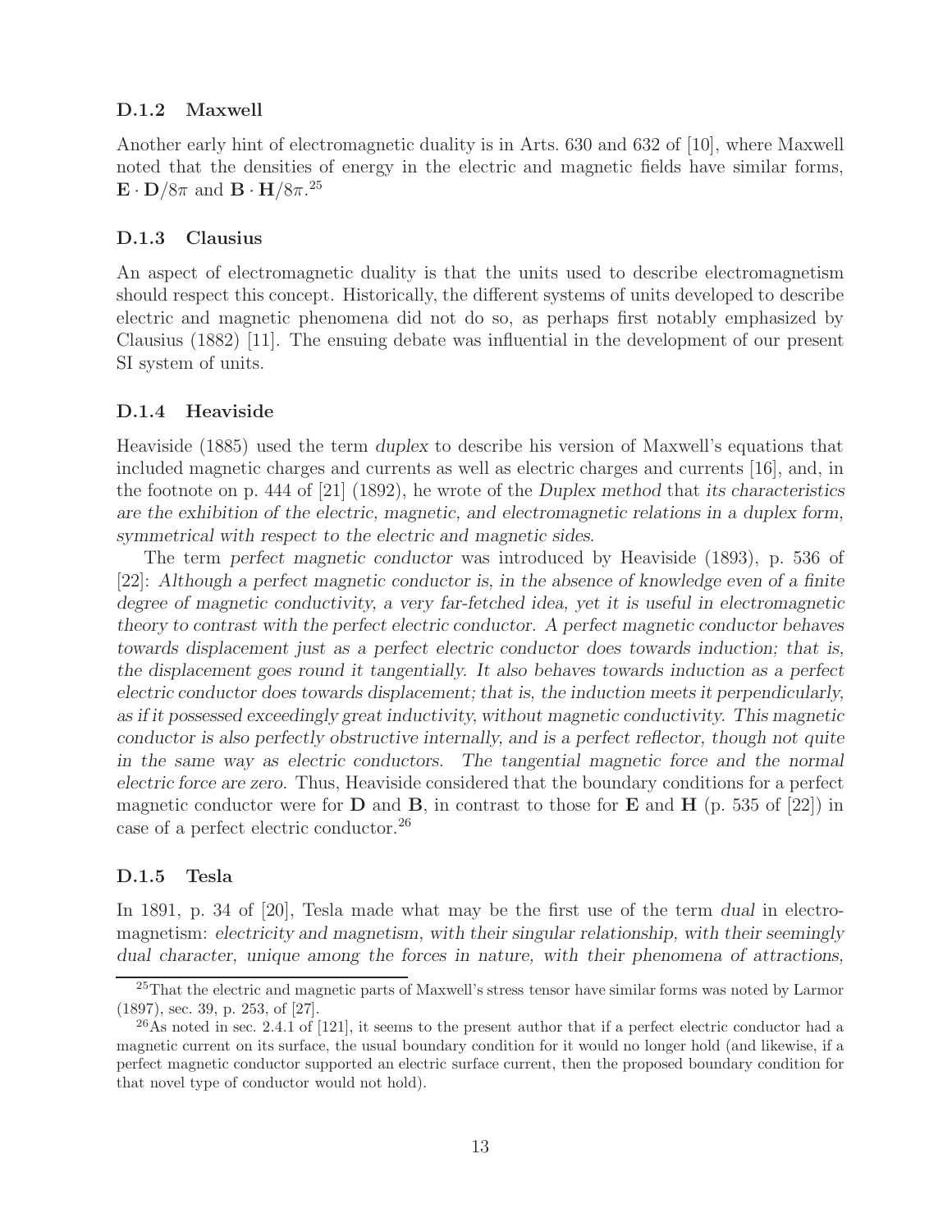### D.1.2 Maxwell

Another early hint of electromagnetic duality is in Arts. 630 and 632 of [10], where Maxwell noted that the densities of energy in the electric and magnetic fields have similar forms, $\mathbf{E} \cdot \mathbf{D}/8\pi$ and $\mathbf{B} \cdot \mathbf{H}/8\pi$.[25]

### D.1.3 Clausius

An aspect of electromagnetic duality is that the units used to describe electromagnetism should respect this concept. Historically, the different systems of units developed to describe electric and magnetic phenomena did not do so, as perhaps first notably emphasized by Clausius (1882) [11]. The ensuing debate was influential in the development of our present SI system of units.

### D.1.4 Heaviside

Heaviside (1885) used the term *duplex* to describe his version of Maxwell's equations that included magnetic charges and currents as well as electric charges and currents [16], and, in the footnote on p. 444 of [21] (1892), he wrote of the *Duplex method* that *its characteristics are the exhibition of the electric, magnetic, and electromagnetic relations in a duplex form, symmetrical with respect to the electric and magnetic sides*.

The term *perfect magnetic conductor* was introduced by Heaviside (1893), p. 536 of [22]: *Although a perfect magnetic conductor is, in the absence of knowledge even of a finite degree of magnetic conductivity, a very far-fetched idea, yet it is useful in electromagnetic theory to contrast with the perfect electric conductor. A perfect magnetic conductor behaves towards displacement just as a perfect electric conductor does towards induction; that is, the displacement goes round it tangentially. It also behaves towards induction as a perfect electric conductor does towards displacement; that is, the induction meets it perpendicularly, as if it possessed exceedingly great inductivity, without magnetic conductivity. This magnetic conductor is also perfectly obstructive internally, and is a perfect reflector, though not quite in the same way as electric conductors. The tangential magnetic force and the normal electric force are zero.* Thus, Heaviside considered that the boundary conditions for a perfect magnetic conductor were for $\mathbf{D}$ and $\mathbf{B}$, in contrast to those for $\mathbf{E}$ and $\mathbf{H}$ (p. 535 of [22]) in case of a perfect electric conductor.[26]

### D.1.5 Tesla

In 1891, p. 34 of [20], Tesla made what may be the first use of the term *dual* in electromagnetism: *electricity and magnetism, with their singular relationship, with their seemingly dual character, unique among the forces in nature, with their phenomena of attractions,*

---

[25] That the electric and magnetic parts of Maxwell's stress tensor have similar forms was noted by Larmor (1897), sec. 39, p. 253, of [27].

[26] As noted in sec. 2.4.1 of [121], it seems to the present author that if a perfect electric conductor had a magnetic current on its surface, the usual boundary condition for it would no longer hold (and likewise, if a perfect magnetic conductor supported an electric surface current, then the proposed boundary condition for that novel type of conductor would not hold).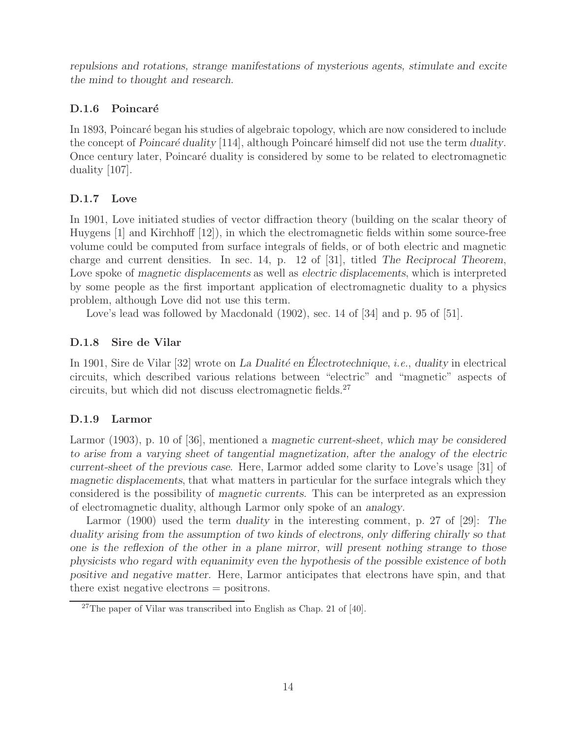*repulsions and rotations, strange manifestations of mysterious agents, stimulate and excite the mind to thought and research.*

### D.1.6 Poincaré

In 1893, Poincaré began his studies of algebraic topology, which are now considered to include the concept of *Poincaré duality* [114], although Poincaré himself did not use the term *duality*. Once century later, Poincaré duality is considered by some to be related to electromagnetic duality [107].

### D.1.7 Love

In 1901, Love initiated studies of vector diffraction theory (building on the scalar theory of Huygens [1] and Kirchhoff [12]), in which the electromagnetic fields within some source-free volume could be computed from surface integrals of fields, or of both electric and magnetic charge and current densities. In sec. 14, p. 12 of [31], titled *The Reciprocal Theorem*, Love spoke of *magnetic displacements* as well as *electric displacements*, which is interpreted by some people as the first important application of electromagnetic duality to a physics problem, although Love did not use this term.

Love's lead was followed by Macdonald (1902), sec. 14 of [34] and p. 95 of [51].

### D.1.8 Sire de Vilar

In 1901, Sire de Vilar [32] wrote on *La Dualité en Électrotechnique*, *i.e.*, *duality* in electrical circuits, which described various relations between "electric" and "magnetic" aspects of circuits, but which did not discuss electromagnetic fields.[27]

### D.1.9 Larmor

Larmor (1903), p. 10 of [36], mentioned a *magnetic current-sheet, which may be considered to arise from a varying sheet of tangential magnetization, after the analogy of the electric current-sheet of the previous case*. Here, Larmor added some clarity to Love's usage [31] of *magnetic displacements*, that what matters in particular for the surface integrals which they considered is the possibility of *magnetic currents*. This can be interpreted as an expression of electromagnetic duality, although Larmor only spoke of an *analogy*.

Larmor (1900) used the term *duality* in the interesting comment, p. 27 of [29]: *The duality arising from the assumption of two kinds of electrons, only differing chirally so that one is the reflexion of the other in a plane mirror, will present nothing strange to those physicists who regard with equanimity even the hypothesis of the possible existence of both positive and negative matter.* Here, Larmor anticipates that electrons have spin, and that there exist negative electrons = positrons.

[27] The paper of Vilar was transcribed into English as Chap. 21 of [40].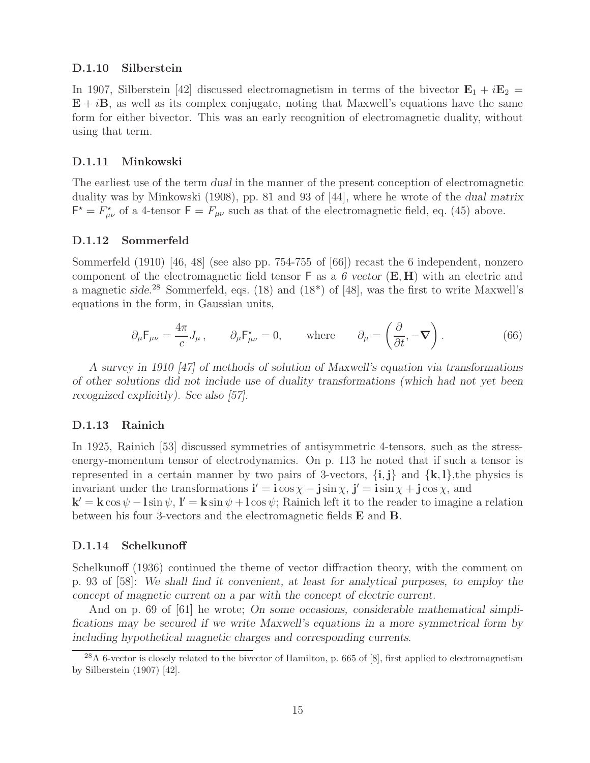### D.1.10 Silberstein

In 1907, Silberstein [42] discussed electromagnetism in terms of the bivector $\mathbf{E}_1 + i\mathbf{E}_2 = \mathbf{E} + i\mathbf{B}$, as well as its complex conjugate, noting that Maxwell's equations have the same form for either bivector. This was an early recognition of electromagnetic duality, without using that term.

### D.1.11 Minkowski

The earliest use of the term *dual* in the manner of the present conception of electromagnetic duality was by Minkowski (1908), pp. 81 and 93 of [44], where he wrote of the *dual matrix* $\mathsf{F}^\star = F^\star_{\mu\nu}$ of a 4-tensor $\mathsf{F} = F_{\mu\nu}$ such as that of the electromagnetic field, eq. (45) above.

### D.1.12 Sommerfeld

Sommerfeld (1910) [46, 48] (see also pp. 754-755 of [66]) recast the 6 independent, nonzero component of the electromagnetic field tensor $\mathsf{F}$ as a *6 vector* $(\mathbf{E}, \mathbf{H})$ with an electric and a magnetic *side*.[28] Sommerfeld, eqs. (18) and (18*) of [48], was the first to write Maxwell's equations in the form, in Gaussian units,

$$\partial_\mu \mathsf{F}_{\mu\nu} = \frac{4\pi}{c} J_\mu \,, \qquad \partial_\mu \mathsf{F}^\star_{\mu\nu} = 0, \qquad \text{where} \qquad \partial_\mu = \left( \frac{\partial}{\partial t}, -\boldsymbol{\nabla} \right). \tag{66}$$

*A survey in 1910 [47] of methods of solution of Maxwell's equation via transformations of other solutions did not include use of duality transformations (which had not yet been recognized explicitly). See also [57].*

### D.1.13 Rainich

In 1925, Rainich [53] discussed symmetries of antisymmetric 4-tensors, such as the stress-energy-momentum tensor of electrodynamics. On p. 113 he noted that if such a tensor is represented in a certain manner by two pairs of 3-vectors, $\{\mathbf{i}, \mathbf{j}\}$ and $\{\mathbf{k}, \mathbf{l}\}$,the physics is invariant under the transformations $\mathbf{i}' = \mathbf{i}\cos\chi - \mathbf{j}\sin\chi$, $\mathbf{j}' = \mathbf{i}\sin\chi + \mathbf{j}\cos\chi$, and $\mathbf{k}' = \mathbf{k}\cos\psi - \mathbf{l}\sin\psi$, $\mathbf{l}' = \mathbf{k}\sin\psi + \mathbf{l}\cos\psi$; Rainich left it to the reader to imagine a relation between his four 3-vectors and the electromagnetic fields $\mathbf{E}$ and $\mathbf{B}$.

### D.1.14 Schelkunoff

Schelkunoff (1936) continued the theme of vector diffraction theory, with the comment on p. 93 of [58]: *We shall find it convenient, at least for analytical purposes, to employ the concept of magnetic current on a par with the concept of electric current.*

And on p. 69 of [61] he wrote; *On some occasions, considerable mathematical simplifications may be secured if we write Maxwell's equations in a more symmetrical form by including hypothetical magnetic charges and corresponding currents.*

[28] A 6-vector is closely related to the bivector of Hamilton, p. 665 of [8], first applied to electromagnetism by Silberstein (1907) [42].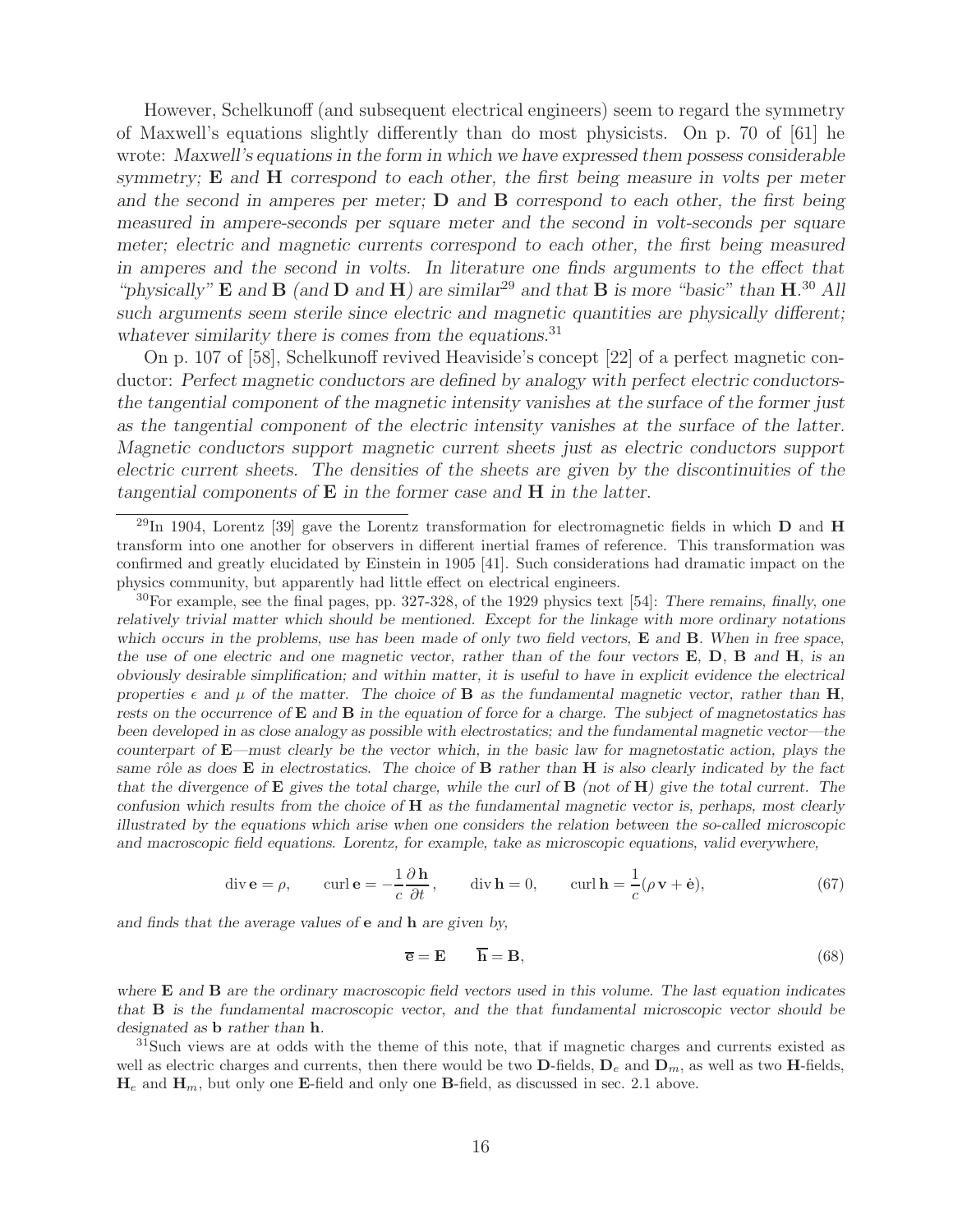However, Schelkunoff (and subsequent electrical engineers) seem to regard the symmetry of Maxwell's equations slightly differently than do most physicists. On p. 70 of [61] he wrote: *Maxwell's equations in the form in which we have expressed them possess considerable symmetry;* **E** *and* **H** *correspond to each other, the first being measure in volts per meter and the second in amperes per meter;* **D** *and* **B** *correspond to each other, the first being measured in ampere-seconds per square meter and the second in volt-seconds per square meter; electric and magnetic currents correspond to each other, the first being measured in amperes and the second in volts. In literature one finds arguments to the effect that "physically"* **E** *and* **B** *(and* **D** *and* **H***) are similar*[29] *and that* **B** *is more "basic" than* **H**.[30] *All such arguments seem sterile since electric and magnetic quantities are physically different; whatever similarity there is comes from the equations.*[31]

On p. 107 of [58], Schelkunoff revived Heaviside's concept [22] of a perfect magnetic conductor: *Perfect magnetic conductors are defined by analogy with perfect electric conductors-the tangential component of the magnetic intensity vanishes at the surface of the former just as the tangential component of the electric intensity vanishes at the surface of the latter. Magnetic conductors support magnetic current sheets just as electric conductors support electric current sheets. The densities of the sheets are given by the discontinuities of the tangential components of* **E** *in the former case and* **H** *in the latter.*

---

[29]In 1904, Lorentz [39] gave the Lorentz transformation for electromagnetic fields in which **D** and **H** transform into one another for observers in different inertial frames of reference. This transformation was confirmed and greatly elucidated by Einstein in 1905 [41]. Such considerations had dramatic impact on the physics community, but apparently had little effect on electrical engineers.

[30]For example, see the final pages, pp. 327-328, of the 1929 physics text [54]: *There remains, finally, one relatively trivial matter which should be mentioned. Except for the linkage with more ordinary notations which occurs in the problems, use has been made of only two field vectors,* **E** *and* **B**. *When in free space, the use of one electric and one magnetic vector, rather than of the four vectors* **E**, **D**, **B** *and* **H**, *is an obviously desirable simplification; and within matter, it is useful to have in explicit evidence the electrical properties* $\epsilon$ *and* $\mu$ *of the matter. The choice of* **B** *as the fundamental magnetic vector, rather than* **H**, *rests on the occurrence of* **E** *and* **B** *in the equation of force for a charge. The subject of magnetostatics has been developed in as close analogy as possible with electrostatics; and the fundamental magnetic vector—the counterpart of* **E**—*must clearly be the vector which, in the basic law for magnetostatic action, plays the same rôle as does* **E** *in electrostatics. The choice of* **B** *rather than* **H** *is also clearly indicated by the fact that the divergence of* **E** *gives the total charge, while the curl of* **B** *(not of* **H***) give the total current. The confusion which results from the choice of* **H** *as the fundamental magnetic vector is, perhaps, most clearly illustrated by the equations which arise when one considers the relation between the so-called microscopic and macroscopic field equations. Lorentz, for example, take as microscopic equations, valid everywhere,*

$$\mathrm{div}\,\mathbf{e} = \rho, \qquad \mathrm{curl}\,\mathbf{e} = -\frac{1}{c}\frac{\partial \mathbf{h}}{\partial t}, \qquad \mathrm{div}\,\mathbf{h} = 0, \qquad \mathrm{curl}\,\mathbf{h} = \frac{1}{c}(\rho\,\mathbf{v} + \dot{\mathbf{e}}), \tag{67}$$

*and finds that the average values of* **e** *and* **h** *are given by,*

$$\overline{\mathbf{e}} = \mathbf{E} \qquad \overline{\mathbf{h}} = \mathbf{B}, \tag{68}$$

*where* **E** *and* **B** *are the ordinary macroscopic field vectors used in this volume. The last equation indicates that* **B** *is the fundamental macroscopic vector, and the that fundamental microscopic vector should be designated as* **b** *rather than* **h**.

[31]Such views are at odds with the theme of this note, that if magnetic charges and currents existed as well as electric charges and currents, then there would be two **D**-fields, $\mathbf{D}_e$ and $\mathbf{D}_m$, as well as two **H**-fields, $\mathbf{H}_e$ and $\mathbf{H}_m$, but only one **E**-field and only one **B**-field, as discussed in sec. 2.1 above.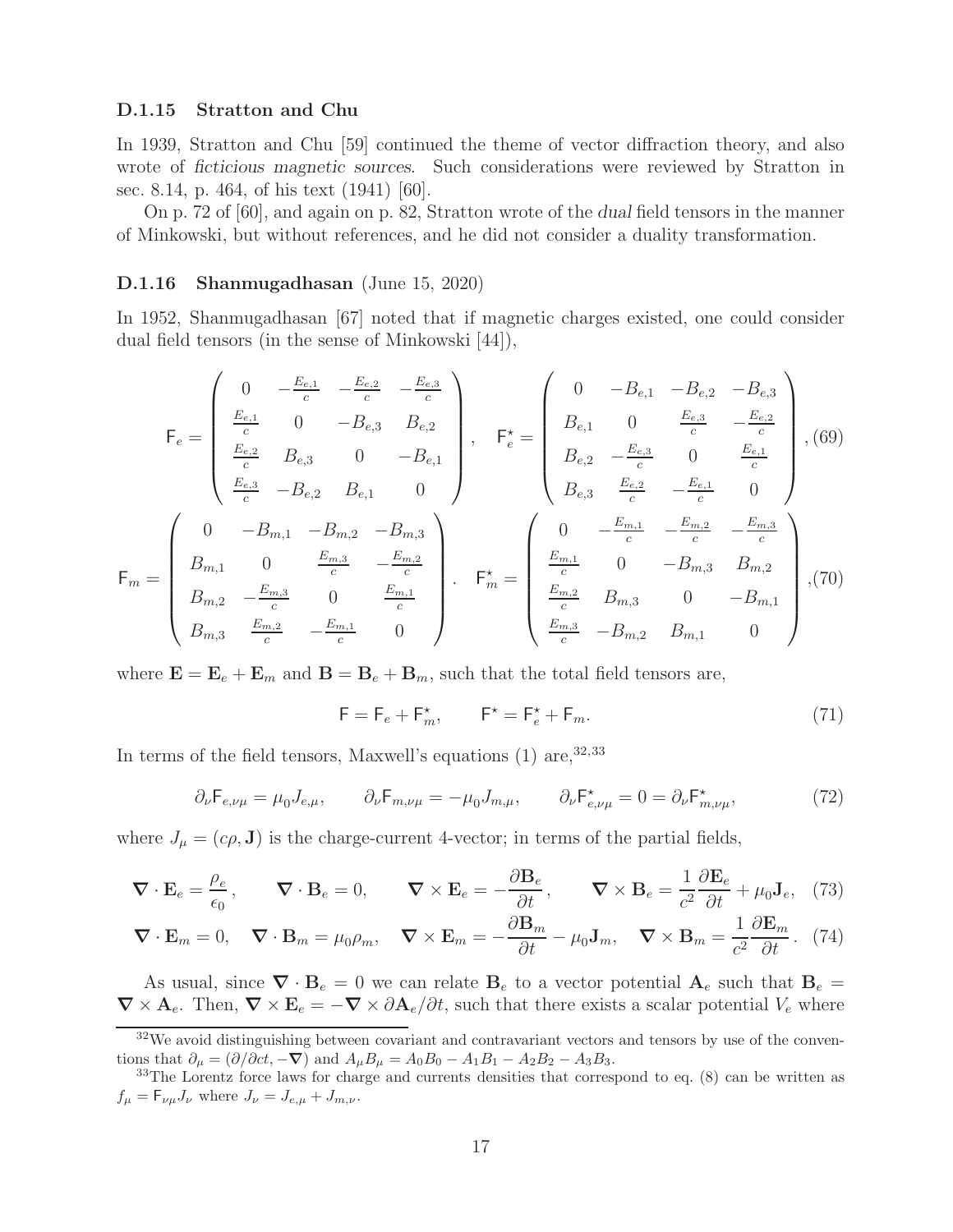### D.1.15 Stratton and Chu

In 1939, Stratton and Chu [59] continued the theme of vector diffraction theory, and also wrote of *ficticious magnetic sources*. Such considerations were reviewed by Stratton in sec. 8.14, p. 464, of his text (1941) [60].

On p. 72 of [60], and again on p. 82, Stratton wrote of the *dual* field tensors in the manner of Minkowski, but without references, and he did not consider a duality transformation.

### D.1.16 Shanmugadhasan (June 15, 2020)

In 1952, Shanmugadhasan [67] noted that if magnetic charges existed, one could consider dual field tensors (in the sense of Minkowski [44]),

$$\mathsf{F}_e = \begin{pmatrix} 0 & -\frac{E_{e,1}}{c} & -\frac{E_{e,2}}{c} & -\frac{E_{e,3}}{c} \\ \frac{E_{e,1}}{c} & 0 & -B_{e,3} & B_{e,2} \\ \frac{E_{e,2}}{c} & B_{e,3} & 0 & -B_{e,1} \\ \frac{E_{e,3}}{c} & -B_{e,2} & B_{e,1} & 0 \end{pmatrix}, \quad \mathsf{F}_e^\star = \begin{pmatrix} 0 & -B_{e,1} & -B_{e,2} & -B_{e,3} \\ B_{e,1} & 0 & \frac{E_{e,3}}{c} & -\frac{E_{e,2}}{c} \\ B_{e,2} & -\frac{E_{e,3}}{c} & 0 & \frac{E_{e,1}}{c} \\ B_{e,3} & \frac{E_{e,2}}{c} & -\frac{E_{e,1}}{c} & 0 \end{pmatrix}, \tag{69}$$

$$\mathsf{F}_m = \begin{pmatrix} 0 & -B_{m,1} & -B_{m,2} & -B_{m,3} \\ B_{m,1} & 0 & \frac{E_{m,3}}{c} & -\frac{E_{m,2}}{c} \\ B_{m,2} & -\frac{E_{m,3}}{c} & 0 & \frac{E_{m,1}}{c} \\ B_{m,3} & \frac{E_{m,2}}{c} & -\frac{E_{m,1}}{c} & 0 \end{pmatrix}. \quad \mathsf{F}_m^\star = \begin{pmatrix} 0 & -\frac{E_{m,1}}{c} & -\frac{E_{m,2}}{c} & -\frac{E_{m,3}}{c} \\ \frac{E_{m,1}}{c} & 0 & -B_{m,3} & B_{m,2} \\ \frac{E_{m,2}}{c} & B_{m,3} & 0 & -B_{m,1} \\ \frac{E_{m,3}}{c} & -B_{m,2} & B_{m,1} & 0 \end{pmatrix}, \tag{70}$$

where $\mathbf{E} = \mathbf{E}_e + \mathbf{E}_m$ and $\mathbf{B} = \mathbf{B}_e + \mathbf{B}_m$, such that the total field tensors are,

$$\mathsf{F} = \mathsf{F}_e + \mathsf{F}_m^\star, \qquad \mathsf{F}^\star = \mathsf{F}_e^\star + \mathsf{F}_m. \tag{71}$$

In terms of the field tensors, Maxwell's equations (1) are,[32,33]

$$\partial_\nu \mathsf{F}_{e,\nu\mu} = \mu_0 J_{e,\mu}, \qquad \partial_\nu \mathsf{F}_{m,\nu\mu} = -\mu_0 J_{m,\mu}, \qquad \partial_\nu \mathsf{F}^\star_{e,\nu\mu} = 0 = \partial_\nu \mathsf{F}^\star_{m,\nu\mu}, \tag{72}$$

where $J_\mu = (c\rho, \mathbf{J})$ is the charge-current 4-vector; in terms of the partial fields,

$$\boldsymbol{\nabla} \cdot \mathbf{E}_e = \frac{\rho_e}{\epsilon_0}, \qquad \boldsymbol{\nabla} \cdot \mathbf{B}_e = 0, \qquad \boldsymbol{\nabla} \times \mathbf{E}_e = -\frac{\partial \mathbf{B}_e}{\partial t}, \qquad \boldsymbol{\nabla} \times \mathbf{B}_e = \frac{1}{c^2}\frac{\partial \mathbf{E}_e}{\partial t} + \mu_0 \mathbf{J}_e, \tag{73}$$

$$\boldsymbol{\nabla} \cdot \mathbf{E}_m = 0, \quad \boldsymbol{\nabla} \cdot \mathbf{B}_m = \mu_0 \rho_m, \quad \boldsymbol{\nabla} \times \mathbf{E}_m = -\frac{\partial \mathbf{B}_m}{\partial t} - \mu_0 \mathbf{J}_m, \quad \boldsymbol{\nabla} \times \mathbf{B}_m = \frac{1}{c^2}\frac{\partial \mathbf{E}_m}{\partial t}. \tag{74}$$

As usual, since $\boldsymbol{\nabla} \cdot \mathbf{B}_e = 0$ we can relate $\mathbf{B}_e$ to a vector potential $\mathbf{A}_e$ such that $\mathbf{B}_e = \boldsymbol{\nabla} \times \mathbf{A}_e$. Then, $\boldsymbol{\nabla} \times \mathbf{E}_e = -\boldsymbol{\nabla} \times \partial \mathbf{A}_e/\partial t$, such that there exists a scalar potential $V_e$ where

---

[32] We avoid distinguishing between covariant and contravariant vectors and tensors by use of the conventions that $\partial_\mu = (\partial/\partial ct, -\boldsymbol{\nabla})$ and $A_\mu B_\mu = A_0 B_0 - A_1 B_1 - A_2 B_2 - A_3 B_3$.

[33] The Lorentz force laws for charge and currents densities that correspond to eq. (8) can be written as $f_\mu = \mathsf{F}_{\nu\mu} J_\nu$ where $J_\nu = J_{e,\mu} + J_{m,\nu}$.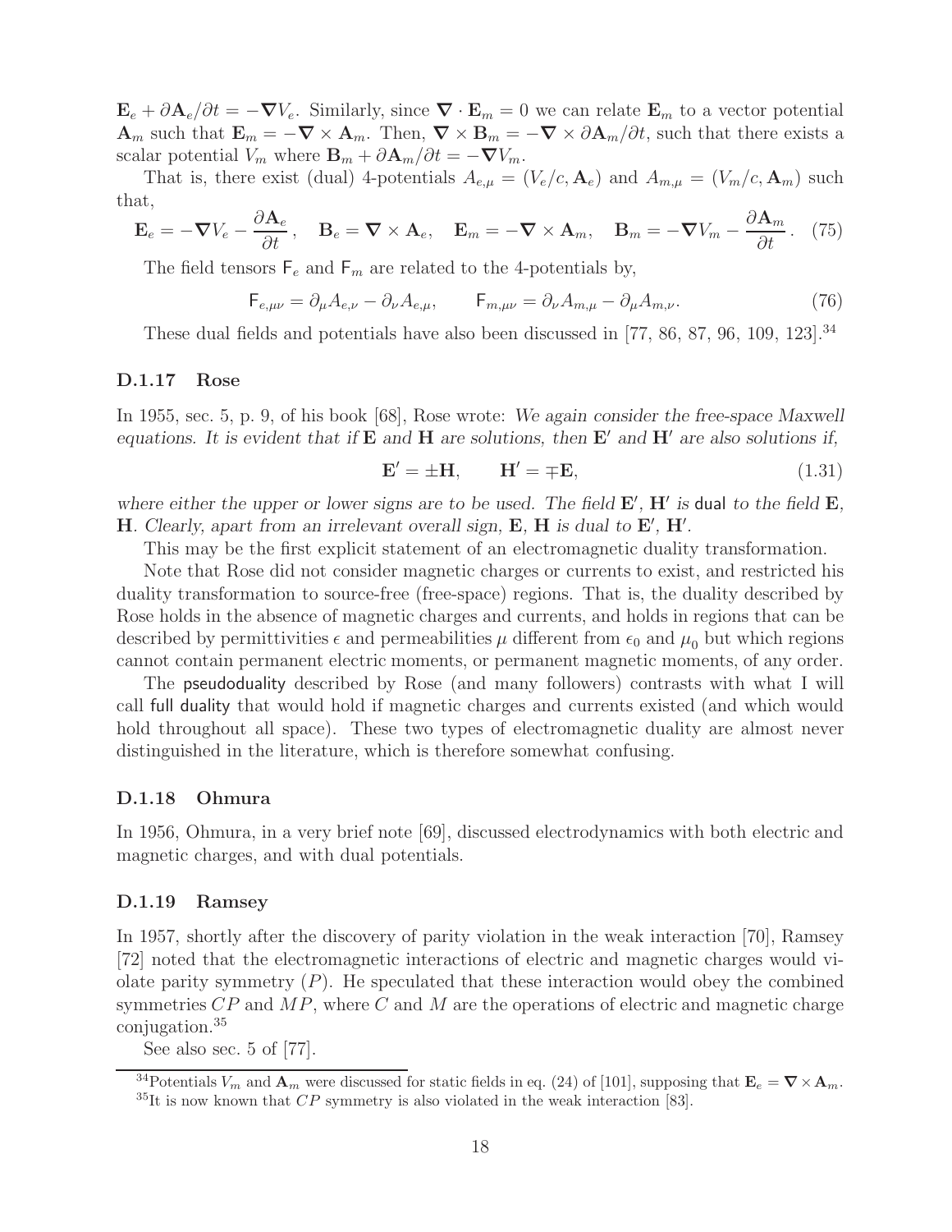$\mathbf{E}_e + \partial \mathbf{A}_e/\partial t = -\boldsymbol{\nabla} V_e$. Similarly, since $\boldsymbol{\nabla} \cdot \mathbf{E}_m = 0$ we can relate $\mathbf{E}_m$ to a vector potential $\mathbf{A}_m$ such that $\mathbf{E}_m = -\boldsymbol{\nabla} \times \mathbf{A}_m$. Then, $\boldsymbol{\nabla} \times \mathbf{B}_m = -\boldsymbol{\nabla} \times \partial \mathbf{A}_m/\partial t$, such that there exists a scalar potential $V_m$ where $\mathbf{B}_m + \partial \mathbf{A}_m/\partial t = -\boldsymbol{\nabla} V_m$.

That is, there exist (dual) 4-potentials $A_{e,\mu} = (V_e/c, \mathbf{A}_e)$ and $A_{m,\mu} = (V_m/c, \mathbf{A}_m)$ such that,

$$\mathbf{E}_e = -\boldsymbol{\nabla} V_e - \frac{\partial \mathbf{A}_e}{\partial t}, \quad \mathbf{B}_e = \boldsymbol{\nabla} \times \mathbf{A}_e, \quad \mathbf{E}_m = -\boldsymbol{\nabla} \times \mathbf{A}_m, \quad \mathbf{B}_m = -\boldsymbol{\nabla} V_m - \frac{\partial \mathbf{A}_m}{\partial t}. \quad (75)$$

The field tensors $\mathsf{F}_e$ and $\mathsf{F}_m$ are related to the 4-potentials by,

$$\mathsf{F}_{e,\mu\nu} = \partial_\mu A_{e,\nu} - \partial_\nu A_{e,\mu}, \qquad \mathsf{F}_{m,\mu\nu} = \partial_\nu A_{m,\mu} - \partial_\mu A_{m,\nu}. \quad (76)$$

These dual fields and potentials have also been discussed in [77, 86, 87, 96, 109, 123].[34]

### D.1.17 Rose

In 1955, sec. 5, p. 9, of his book [68], Rose wrote: *We again consider the free-space Maxwell equations. It is evident that if* $\mathbf{E}$ *and* $\mathbf{H}$ *are solutions, then* $\mathbf{E}'$ *and* $\mathbf{H}'$ *are also solutions if,*

$$\mathbf{E}' = \pm \mathbf{H}, \qquad \mathbf{H}' = \mp \mathbf{E}, \quad (1.31)$$

*where either the upper or lower signs are to be used. The field* $\mathbf{E}'$, $\mathbf{H}'$ *is* dual *to the field* $\mathbf{E}$, $\mathbf{H}$. *Clearly, apart from an irrelevant overall sign,* $\mathbf{E}$, $\mathbf{H}$ *is dual to* $\mathbf{E}'$, $\mathbf{H}'$.

This may be the first explicit statement of an electromagnetic duality transformation.

Note that Rose did not consider magnetic charges or currents to exist, and restricted his duality transformation to source-free (free-space) regions. That is, the duality described by Rose holds in the absence of magnetic charges and currents, and holds in regions that can be described by permittivities $\epsilon$ and permeabilities $\mu$ different from $\epsilon_0$ and $\mu_0$ but which regions cannot contain permanent electric moments, or permanent magnetic moments, of any order.

The pseudoduality described by Rose (and many followers) contrasts with what I will call full duality that would hold if magnetic charges and currents existed (and which would hold throughout all space). These two types of electromagnetic duality are almost never distinguished in the literature, which is therefore somewhat confusing.

### D.1.18 Ohmura

In 1956, Ohmura, in a very brief note [69], discussed electrodynamics with both electric and magnetic charges, and with dual potentials.

### D.1.19 Ramsey

In 1957, shortly after the discovery of parity violation in the weak interaction [70], Ramsey [72] noted that the electromagnetic interactions of electric and magnetic charges would violate parity symmetry ($P$). He speculated that these interaction would obey the combined symmetries $CP$ and $MP$, where $C$ and $M$ are the operations of electric and magnetic charge conjugation.[35]

See also sec. 5 of [77].

[34] Potentials $V_m$ and $\mathbf{A}_m$ were discussed for static fields in eq. (24) of [101], supposing that $\mathbf{E}_e = \boldsymbol{\nabla} \times \mathbf{A}_m$.

[35] It is now known that $CP$ symmetry is also violated in the weak interaction [83].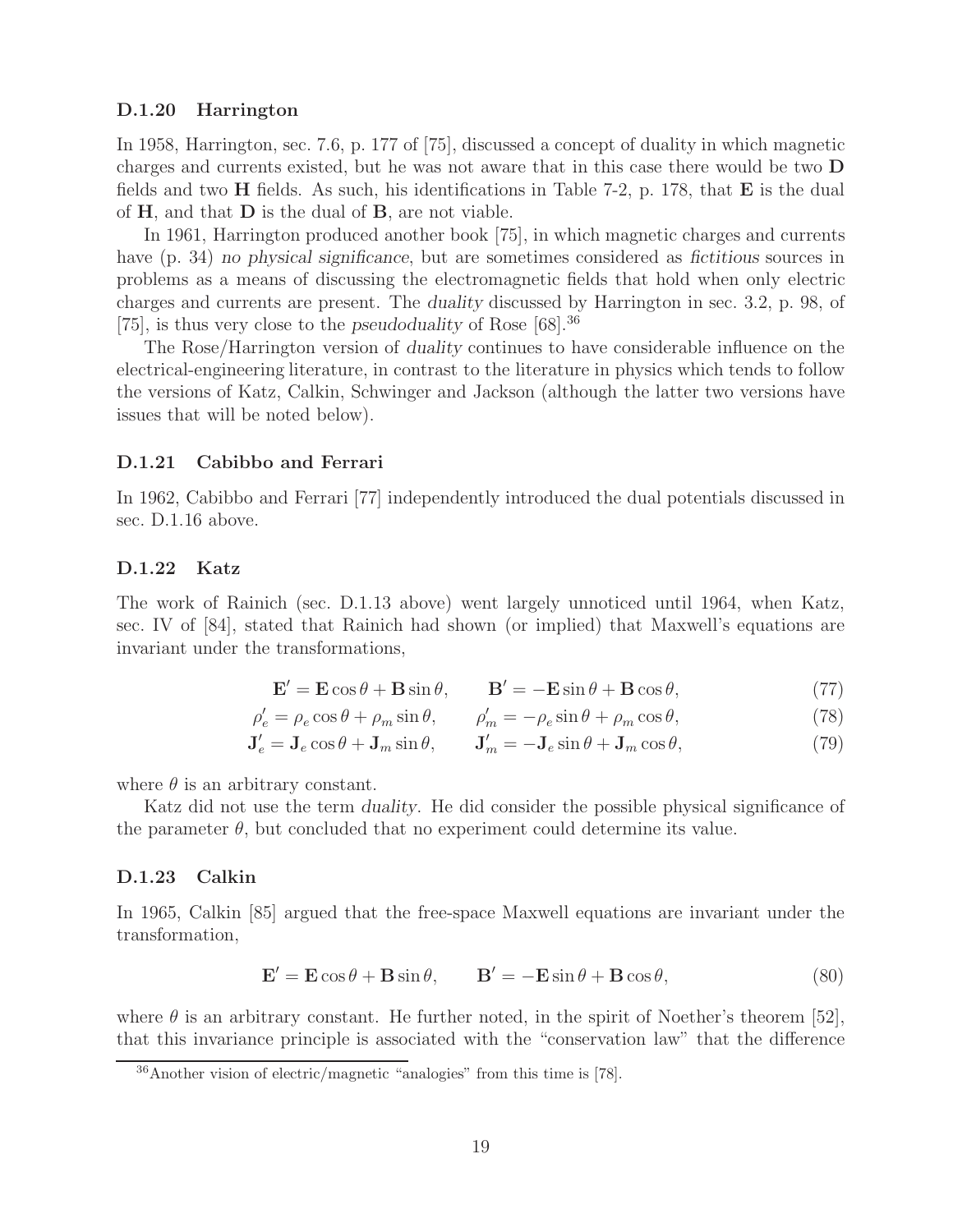### D.1.20 Harrington

In 1958, Harrington, sec. 7.6, p. 177 of [75], discussed a concept of duality in which magnetic charges and currents existed, but he was not aware that in this case there would be two **D** fields and two **H** fields. As such, his identifications in Table 7-2, p. 178, that **E** is the dual of **H**, and that **D** is the dual of **B**, are not viable.

In 1961, Harrington produced another book [75], in which magnetic charges and currents have (p. 34) *no physical significance*, but are sometimes considered as *fictitious* sources in problems as a means of discussing the electromagnetic fields that hold when only electric charges and currents are present. The *duality* discussed by Harrington in sec. 3.2, p. 98, of [75], is thus very close to the *pseudoduality* of Rose [68].[36]

The Rose/Harrington version of *duality* continues to have considerable influence on the electrical-engineering literature, in contrast to the literature in physics which tends to follow the versions of Katz, Calkin, Schwinger and Jackson (although the latter two versions have issues that will be noted below).

### D.1.21 Cabibbo and Ferrari

In 1962, Cabibbo and Ferrari [77] independently introduced the dual potentials discussed in sec. D.1.16 above.

### D.1.22 Katz

The work of Rainich (sec. D.1.13 above) went largely unnoticed until 1964, when Katz, sec. IV of [84], stated that Rainich had shown (or implied) that Maxwell's equations are invariant under the transformations,

$$\mathbf{E}' = \mathbf{E}\cos\theta + \mathbf{B}\sin\theta, \qquad \mathbf{B}' = -\mathbf{E}\sin\theta + \mathbf{B}\cos\theta, \tag{77}$$

$$\rho_e' = \rho_e\cos\theta + \rho_m\sin\theta, \qquad \rho_m' = -\rho_e\sin\theta + \rho_m\cos\theta, \tag{78}$$

$$\mathbf{J}_e' = \mathbf{J}_e\cos\theta + \mathbf{J}_m\sin\theta, \qquad \mathbf{J}_m' = -\mathbf{J}_e\sin\theta + \mathbf{J}_m\cos\theta, \tag{79}$$

where $\theta$ is an arbitrary constant.

Katz did not use the term *duality*. He did consider the possible physical significance of the parameter $\theta$, but concluded that no experiment could determine its value.

### D.1.23 Calkin

In 1965, Calkin [85] argued that the free-space Maxwell equations are invariant under the transformation,

$$\mathbf{E}' = \mathbf{E}\cos\theta + \mathbf{B}\sin\theta, \qquad \mathbf{B}' = -\mathbf{E}\sin\theta + \mathbf{B}\cos\theta, \tag{80}$$

where $\theta$ is an arbitrary constant. He further noted, in the spirit of Noether's theorem [52], that this invariance principle is associated with the "conservation law" that the difference

[36] Another vision of electric/magnetic "analogies" from this time is [78].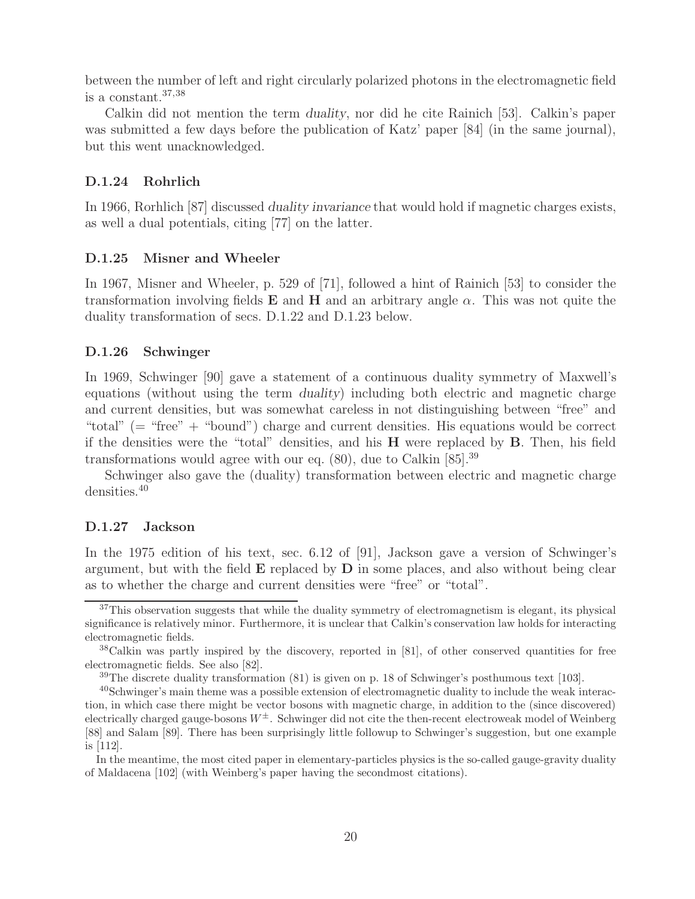between the number of left and right circularly polarized photons in the electromagnetic field is a constant.[37,38]

Calkin did not mention the term *duality*, nor did he cite Rainich [53]. Calkin's paper was submitted a few days before the publication of Katz' paper [84] (in the same journal), but this went unacknowledged.

### D.1.24 Rohrlich

In 1966, Rorhlich [87] discussed *duality invariance* that would hold if magnetic charges exists, as well a dual potentials, citing [77] on the latter.

### D.1.25 Misner and Wheeler

In 1967, Misner and Wheeler, p. 529 of [71], followed a hint of Rainich [53] to consider the transformation involving fields $\mathbf{E}$ and $\mathbf{H}$ and an arbitrary angle $\alpha$. This was not quite the duality transformation of secs. D.1.22 and D.1.23 below.

### D.1.26 Schwinger

In 1969, Schwinger [90] gave a statement of a continuous duality symmetry of Maxwell's equations (without using the term *duality*) including both electric and magnetic charge and current densities, but was somewhat careless in not distinguishing between "free" and "total" (= "free" + "bound") charge and current densities. His equations would be correct if the densities were the "total" densities, and his $\mathbf{H}$ were replaced by $\mathbf{B}$. Then, his field transformations would agree with our eq. (80), due to Calkin [85].[39]

Schwinger also gave the (duality) transformation between electric and magnetic charge densities.[40]

### D.1.27 Jackson

In the 1975 edition of his text, sec. 6.12 of [91], Jackson gave a version of Schwinger's argument, but with the field $\mathbf{E}$ replaced by $\mathbf{D}$ in some places, and also without being clear as to whether the charge and current densities were "free" or "total".

---

[37] This observation suggests that while the duality symmetry of electromagnetism is elegant, its physical significance is relatively minor. Furthermore, it is unclear that Calkin's conservation law holds for interacting electromagnetic fields.

[38] Calkin was partly inspired by the discovery, reported in [81], of other conserved quantities for free electromagnetic fields. See also [82].

[39] The discrete duality transformation (81) is given on p. 18 of Schwinger's posthumous text [103].

[40] Schwinger's main theme was a possible extension of electromagnetic duality to include the weak interaction, in which case there might be vector bosons with magnetic charge, in addition to the (since discovered) electrically charged gauge-bosons $W^{\pm}$. Schwinger did not cite the then-recent electroweak model of Weinberg [88] and Salam [89]. There has been surprisingly little followup to Schwinger's suggestion, but one example is [112].

In the meantime, the most cited paper in elementary-particles physics is the so-called gauge-gravity duality of Maldacena [102] (with Weinberg's paper having the secondmost citations).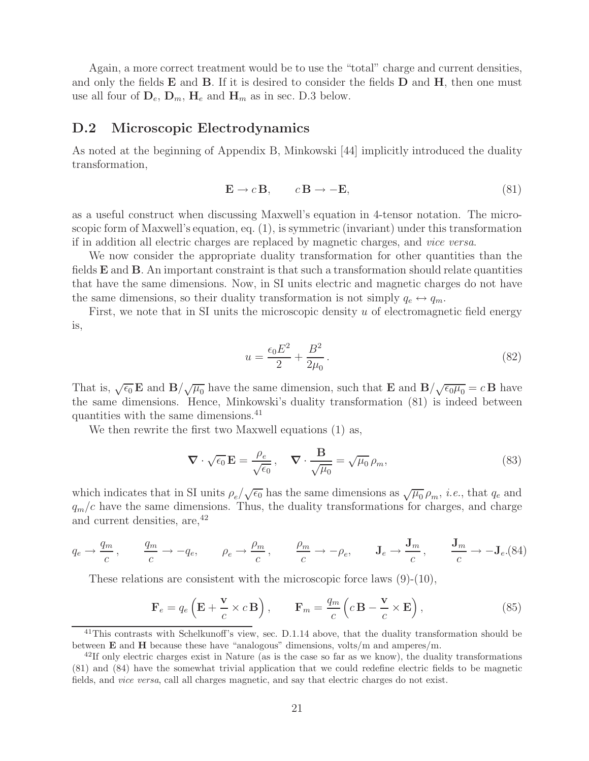Again, a more correct treatment would be to use the "total" charge and current densities, and only the fields $\mathbf{E}$ and $\mathbf{B}$. If it is desired to consider the fields $\mathbf{D}$ and $\mathbf{H}$, then one must use all four of $\mathbf{D}_e$, $\mathbf{D}_m$, $\mathbf{H}_e$ and $\mathbf{H}_m$ as in sec. D.3 below.

## D.2 Microscopic Electrodynamics

As noted at the beginning of Appendix B, Minkowski [44] implicitly introduced the duality transformation,

$$\mathbf{E} \to c\,\mathbf{B}, \qquad c\,\mathbf{B} \to -\mathbf{E}, \tag{81}$$

as a useful construct when discussing Maxwell's equation in 4-tensor notation. The microscopic form of Maxwell's equation, eq. (1), is symmetric (invariant) under this transformation if in addition all electric charges are replaced by magnetic charges, and *vice versa*.

We now consider the appropriate duality transformation for other quantities than the fields $\mathbf{E}$ and $\mathbf{B}$. An important constraint is that such a transformation should relate quantities that have the same dimensions. Now, in SI units electric and magnetic charges do not have the same dimensions, so their duality transformation is not simply $q_e \leftrightarrow q_m$.

First, we note that in SI units the microscopic density $u$ of electromagnetic field energy is,

$$u = \frac{\epsilon_0 E^2}{2} + \frac{B^2}{2\mu_0}. \tag{82}$$

That is, $\sqrt{\epsilon_0}\,\mathbf{E}$ and $\mathbf{B}/\sqrt{\mu_0}$ have the same dimension, such that $\mathbf{E}$ and $\mathbf{B}/\sqrt{\epsilon_0\mu_0} = c\,\mathbf{B}$ have the same dimensions. Hence, Minkowski's duality transformation (81) is indeed between quantities with the same dimensions.[41]

We then rewrite the first two Maxwell equations (1) as,

$$\boldsymbol{\nabla} \cdot \sqrt{\epsilon_0}\,\mathbf{E} = \frac{\rho_e}{\sqrt{\epsilon_0}}, \quad \boldsymbol{\nabla} \cdot \frac{\mathbf{B}}{\sqrt{\mu_0}} = \sqrt{\mu_0}\,\rho_m, \tag{83}$$

which indicates that in SI units $\rho_e/\sqrt{\epsilon_0}$ has the same dimensions as $\sqrt{\mu_0}\,\rho_m$, *i.e.*, that $q_e$ and $q_m/c$ have the same dimensions. Thus, the duality transformations for charges, and charge and current densities, are,[42]

$$q_e \to \frac{q_m}{c}, \qquad \frac{q_m}{c} \to -q_e, \qquad \rho_e \to \frac{\rho_m}{c}, \qquad \frac{\rho_m}{c} \to -\rho_e, \qquad \mathbf{J}_e \to \frac{\mathbf{J}_m}{c}, \qquad \frac{\mathbf{J}_m}{c} \to -\mathbf{J}_e. \tag{84}$$

These relations are consistent with the microscopic force laws (9)-(10),

$$\mathbf{F}_e = q_e\left(\mathbf{E} + \frac{\mathbf{v}}{c} \times c\,\mathbf{B}\right), \qquad \mathbf{F}_m = \frac{q_m}{c}\left(c\,\mathbf{B} - \frac{\mathbf{v}}{c} \times \mathbf{E}\right), \tag{85}$$

---

[41] This contrasts with Schelkunoff's view, sec. D.1.14 above, that the duality transformation should be between $\mathbf{E}$ and $\mathbf{H}$ because these have "analogous" dimensions, volts/m and amperes/m.

[42] If only electric charges exist in Nature (as is the case so far as we know), the duality transformations (81) and (84) have the somewhat trivial application that we could redefine electric fields to be magnetic fields, and *vice versa*, call all charges magnetic, and say that electric charges do not exist.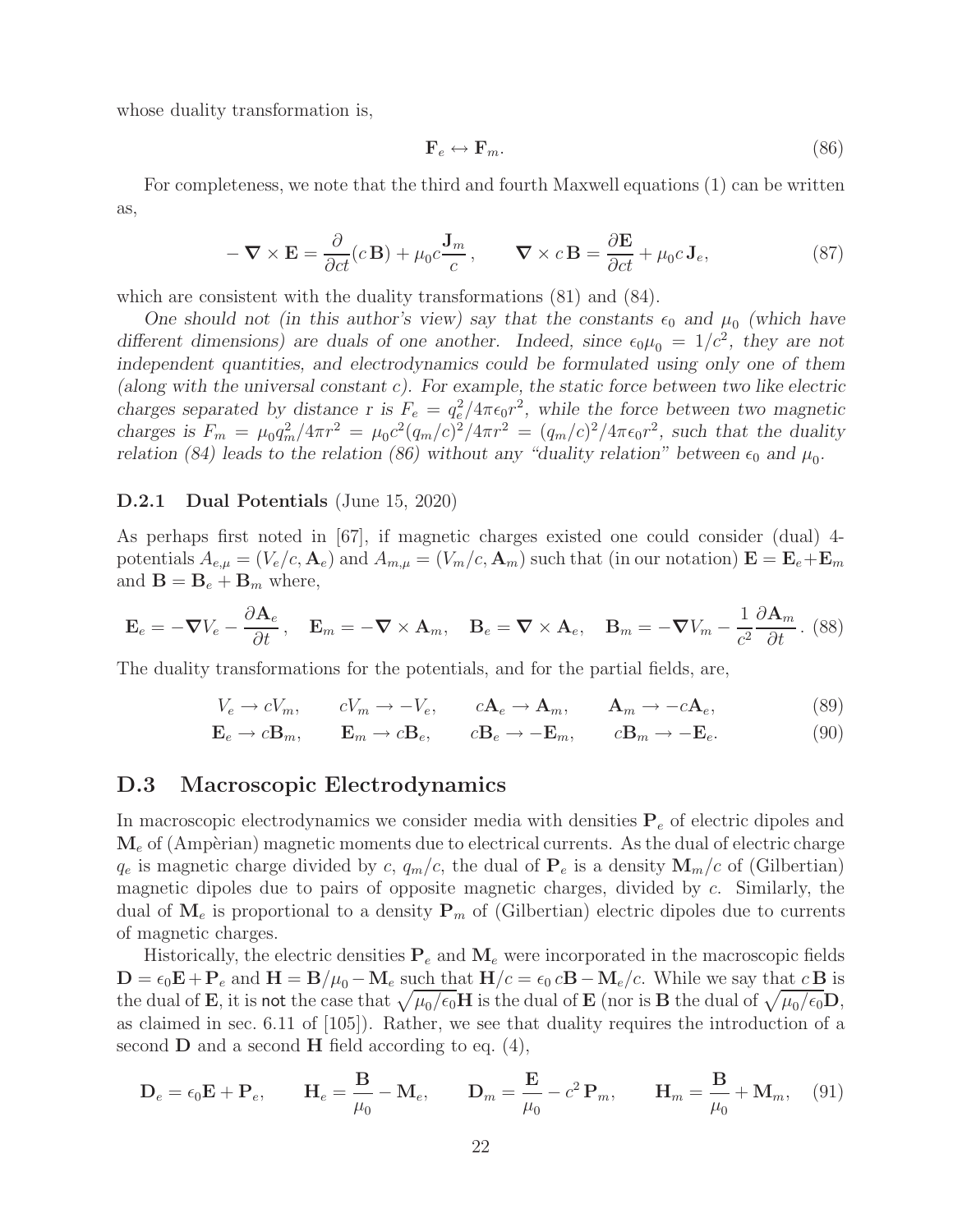whose duality transformation is,

$$\mathbf{F}_e \leftrightarrow \mathbf{F}_m. \tag{86}$$

For completeness, we note that the third and fourth Maxwell equations (1) can be written as,

$$-\boldsymbol{\nabla} \times \mathbf{E} = \frac{\partial}{\partial ct}(c\,\mathbf{B}) + \mu_0 c \frac{\mathbf{J}_m}{c}\,, \qquad \boldsymbol{\nabla} \times c\,\mathbf{B} = \frac{\partial \mathbf{E}}{\partial ct} + \mu_0 c\,\mathbf{J}_e, \tag{87}$$

which are consistent with the duality transformations (81) and (84).

*One should not (in this author's view) say that the constants $\epsilon_0$ and $\mu_0$ (which have different dimensions) are duals of one another. Indeed, since $\epsilon_0\mu_0 = 1/c^2$, they are not independent quantities, and electrodynamics could be formulated using only one of them (along with the universal constant c). For example, the static force between two like electric charges separated by distance r is $F_e = q_e^2/4\pi\epsilon_0 r^2$, while the force between two magnetic charges is $F_m = \mu_0 q_m^2/4\pi r^2 = \mu_0 c^2 (q_m/c)^2/4\pi r^2 = (q_m/c)^2/4\pi\epsilon_0 r^2$, such that the duality relation (84) leads to the relation (86) without any "duality relation" between $\epsilon_0$ and $\mu_0$.*

### D.2.1 Dual Potentials (June 15, 2020)

As perhaps first noted in [67], if magnetic charges existed one could consider (dual) 4-potentials $A_{e,\mu} = (V_e/c, \mathbf{A}_e)$ and $A_{m,\mu} = (V_m/c, \mathbf{A}_m)$ such that (in our notation) $\mathbf{E} = \mathbf{E}_e + \mathbf{E}_m$ and $\mathbf{B} = \mathbf{B}_e + \mathbf{B}_m$ where,

$$\mathbf{E}_e = -\boldsymbol{\nabla} V_e - \frac{\partial \mathbf{A}_e}{\partial t}\,, \quad \mathbf{E}_m = -\boldsymbol{\nabla} \times \mathbf{A}_m, \quad \mathbf{B}_e = \boldsymbol{\nabla} \times \mathbf{A}_e, \quad \mathbf{B}_m = -\boldsymbol{\nabla} V_m - \frac{1}{c^2}\frac{\partial \mathbf{A}_m}{\partial t}\,. \tag{88}$$

The duality transformations for the potentials, and for the partial fields, are,

$$V_e \to cV_m, \qquad cV_m \to -V_e, \qquad c\mathbf{A}_e \to \mathbf{A}_m, \qquad \mathbf{A}_m \to -c\mathbf{A}_e, \tag{89}$$

$$\mathbf{E}_e \to c\mathbf{B}_m, \qquad \mathbf{E}_m \to c\mathbf{B}_e, \qquad c\mathbf{B}_e \to -\mathbf{E}_m, \qquad c\mathbf{B}_m \to -\mathbf{E}_e. \tag{90}$$

## D.3 Macroscopic Electrodynamics

In macroscopic electrodynamics we consider media with densities $\mathbf{P}_e$ of electric dipoles and $\mathbf{M}_e$ of (Ampèrian) magnetic moments due to electrical currents. As the dual of electric charge $q_e$ is magnetic charge divided by $c$, $q_m/c$, the dual of $\mathbf{P}_e$ is a density $\mathbf{M}_m/c$ of (Gilbertian) magnetic dipoles due to pairs of opposite magnetic charges, divided by $c$. Similarly, the dual of $\mathbf{M}_e$ is proportional to a density $\mathbf{P}_m$ of (Gilbertian) electric dipoles due to currents of magnetic charges.

Historically, the electric densities $\mathbf{P}_e$ and $\mathbf{M}_e$ were incorporated in the macroscopic fields $\mathbf{D} = \epsilon_0\mathbf{E} + \mathbf{P}_e$ and $\mathbf{H} = \mathbf{B}/\mu_0 - \mathbf{M}_e$ such that $\mathbf{H}/c = \epsilon_0\, c\mathbf{B} - \mathbf{M}_e/c$. While we say that $c\,\mathbf{B}$ is the dual of $\mathbf{E}$, it is not the case that $\sqrt{\mu_0/\epsilon_0}\mathbf{H}$ is the dual of $\mathbf{E}$ (nor is $\mathbf{B}$ the dual of $\sqrt{\mu_0/\epsilon_0}\mathbf{D}$, as claimed in sec. 6.11 of [105]). Rather, we see that duality requires the introduction of a second $\mathbf{D}$ and a second $\mathbf{H}$ field according to eq. (4),

$$\mathbf{D}_e = \epsilon_0\mathbf{E} + \mathbf{P}_e, \qquad \mathbf{H}_e = \frac{\mathbf{B}}{\mu_0} - \mathbf{M}_e, \qquad \mathbf{D}_m = \frac{\mathbf{E}}{\mu_0} - c^2\,\mathbf{P}_m, \qquad \mathbf{H}_m = \frac{\mathbf{B}}{\mu_0} + \mathbf{M}_m, \tag{91}$$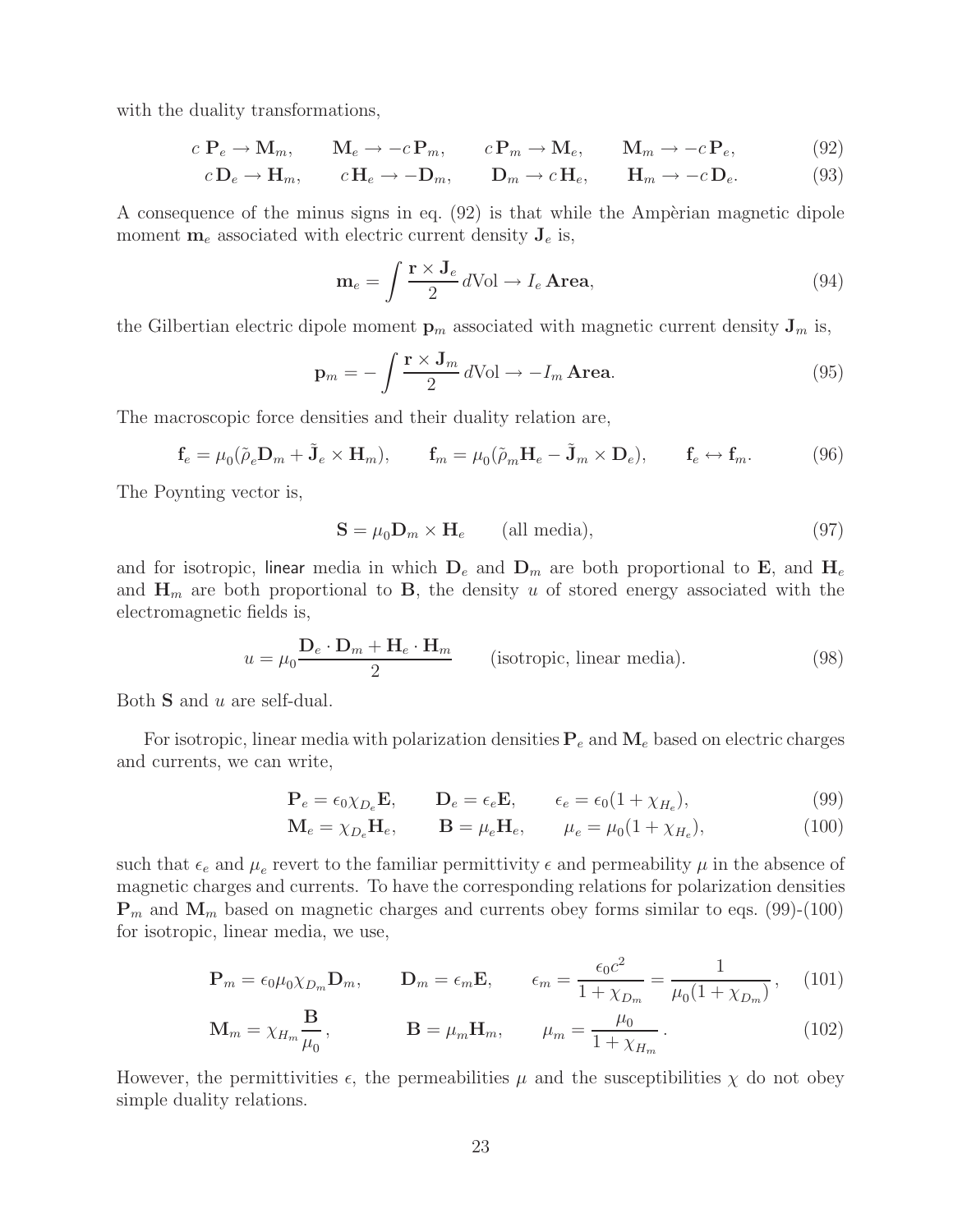with the duality transformations,

$$c\,\mathbf{P}_e \to \mathbf{M}_m, \qquad \mathbf{M}_e \to -c\,\mathbf{P}_m, \qquad c\,\mathbf{P}_m \to \mathbf{M}_e, \qquad \mathbf{M}_m \to -c\,\mathbf{P}_e, \tag{92}$$

$$c\,\mathbf{D}_e \to \mathbf{H}_m, \qquad c\,\mathbf{H}_e \to -\mathbf{D}_m, \qquad \mathbf{D}_m \to c\,\mathbf{H}_e, \qquad \mathbf{H}_m \to -c\,\mathbf{D}_e. \tag{93}$$

A consequence of the minus signs in eq. (92) is that while the Ampèrian magnetic dipole moment $\mathbf{m}_e$ associated with electric current density $\mathbf{J}_e$ is,

$$\mathbf{m}_e = \int \frac{\mathbf{r} \times \mathbf{J}_e}{2}\, d\text{Vol} \to I_e\, \mathbf{Area}, \tag{94}$$

the Gilbertian electric dipole moment $\mathbf{p}_m$ associated with magnetic current density $\mathbf{J}_m$ is,

$$\mathbf{p}_m = -\int \frac{\mathbf{r} \times \mathbf{J}_m}{2}\, d\text{Vol} \to -I_m\, \mathbf{Area}. \tag{95}$$

The macroscopic force densities and their duality relation are,

$$\mathbf{f}_e = \mu_0(\tilde{\rho}_e \mathbf{D}_m + \tilde{\mathbf{J}}_e \times \mathbf{H}_m), \qquad \mathbf{f}_m = \mu_0(\tilde{\rho}_m \mathbf{H}_e - \tilde{\mathbf{J}}_m \times \mathbf{D}_e), \qquad \mathbf{f}_e \leftrightarrow \mathbf{f}_m. \tag{96}$$

The Poynting vector is,

$$\mathbf{S} = \mu_0 \mathbf{D}_m \times \mathbf{H}_e \qquad \text{(all media)}, \tag{97}$$

and for isotropic, linear media in which $\mathbf{D}_e$ and $\mathbf{D}_m$ are both proportional to $\mathbf{E}$, and $\mathbf{H}_e$ and $\mathbf{H}_m$ are both proportional to $\mathbf{B}$, the density $u$ of stored energy associated with the electromagnetic fields is,

$$u = \mu_0 \frac{\mathbf{D}_e \cdot \mathbf{D}_m + \mathbf{H}_e \cdot \mathbf{H}_m}{2} \qquad \text{(isotropic, linear media)}. \tag{98}$$

Both $\mathbf{S}$ and $u$ are self-dual.

For isotropic, linear media with polarization densities $\mathbf{P}_e$ and $\mathbf{M}_e$ based on electric charges and currents, we can write,

$$\mathbf{P}_e = \epsilon_0 \chi_{D_e} \mathbf{E}, \qquad \mathbf{D}_e = \epsilon_e \mathbf{E}, \qquad \epsilon_e = \epsilon_0(1 + \chi_{H_e}), \tag{99}$$

$$\mathbf{M}_e = \chi_{D_e} \mathbf{H}_e, \qquad \mathbf{B} = \mu_e \mathbf{H}_e, \qquad \mu_e = \mu_0(1 + \chi_{H_e}), \tag{100}$$

such that $\epsilon_e$ and $\mu_e$ revert to the familiar permittivity $\epsilon$ and permeability $\mu$ in the absence of magnetic charges and currents. To have the corresponding relations for polarization densities $\mathbf{P}_m$ and $\mathbf{M}_m$ based on magnetic charges and currents obey forms similar to eqs. (99)-(100) for isotropic, linear media, we use,

$$\mathbf{P}_m = \epsilon_0 \mu_0 \chi_{D_m} \mathbf{D}_m, \qquad \mathbf{D}_m = \epsilon_m \mathbf{E}, \qquad \epsilon_m = \frac{\epsilon_0 c^2}{1 + \chi_{D_m}} = \frac{1}{\mu_0(1 + \chi_{D_m})}, \tag{101}$$

$$\mathbf{M}_m = \chi_{H_m} \frac{\mathbf{B}}{\mu_0}, \qquad \mathbf{B} = \mu_m \mathbf{H}_m, \qquad \mu_m = \frac{\mu_0}{1 + \chi_{H_m}}. \tag{102}$$

However, the permittivities $\epsilon$, the permeabilities $\mu$ and the susceptibilities $\chi$ do not obey simple duality relations.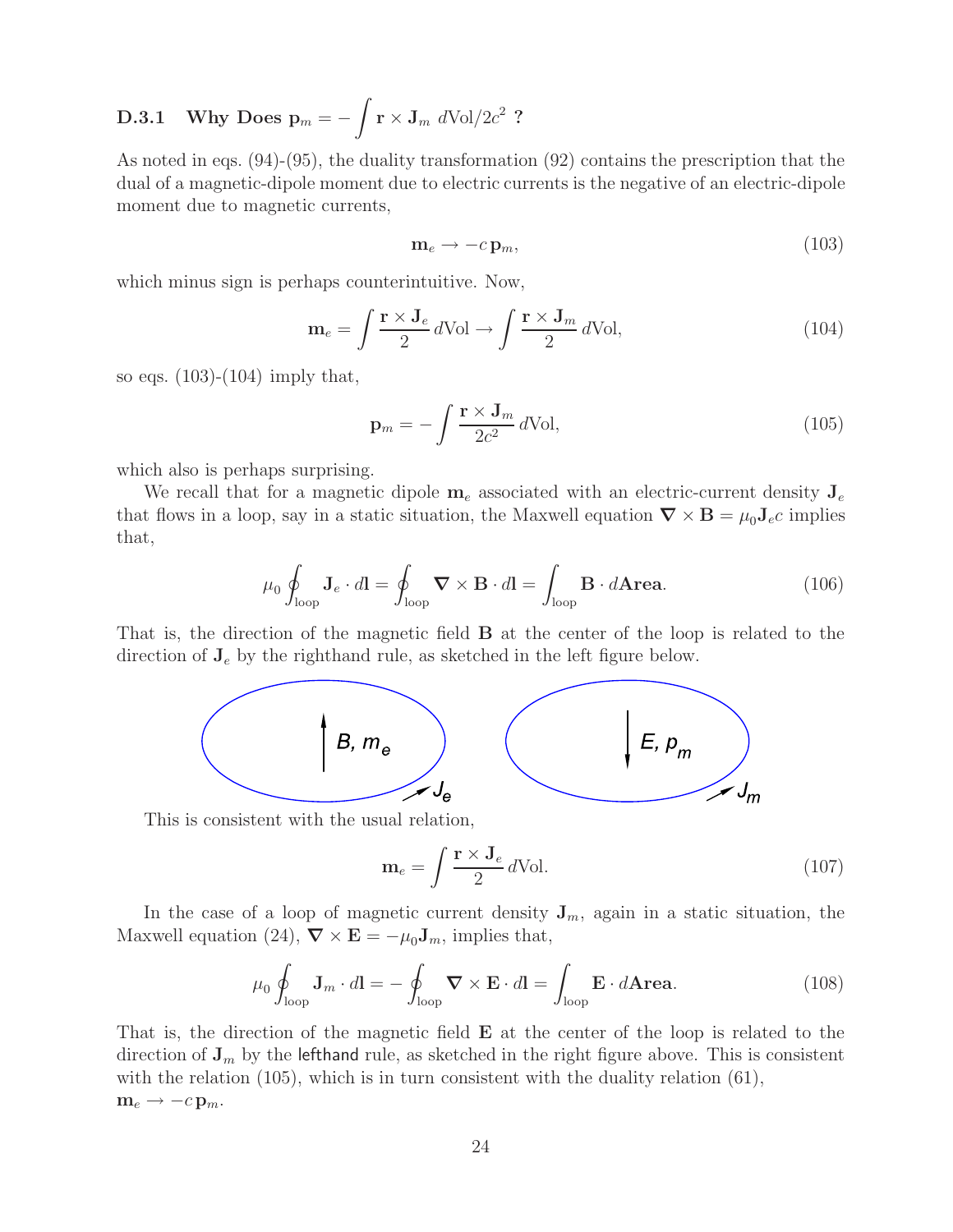### D.3.1 Why Does $\mathbf{p}_m = -\int \mathbf{r} \times \mathbf{J}_m \; d\text{Vol}/2c^2$ ?

As noted in eqs. (94)-(95), the duality transformation (92) contains the prescription that the dual of a magnetic-dipole moment due to electric currents is the negative of an electric-dipole moment due to magnetic currents,

$$\mathbf{m}_e \to -c\,\mathbf{p}_m, \tag{103}$$

which minus sign is perhaps counterintuitive. Now,

$$\mathbf{m}_e = \int \frac{\mathbf{r} \times \mathbf{J}_e}{2}\, d\text{Vol} \to \int \frac{\mathbf{r} \times \mathbf{J}_m}{2}\, d\text{Vol}, \tag{104}$$

so eqs. (103)-(104) imply that,

$$\mathbf{p}_m = -\int \frac{\mathbf{r} \times \mathbf{J}_m}{2c^2}\, d\text{Vol}, \tag{105}$$

which also is perhaps surprising.

We recall that for a magnetic dipole $\mathbf{m}_e$ associated with an electric-current density $\mathbf{J}_e$ that flows in a loop, say in a static situation, the Maxwell equation $\boldsymbol{\nabla} \times \mathbf{B} = \mu_0 \mathbf{J}_e c$ implies that,

$$\mu_0 \oint_{\text{loop}} \mathbf{J}_e \cdot d\mathbf{l} = \oint_{\text{loop}} \boldsymbol{\nabla} \times \mathbf{B} \cdot d\mathbf{l} = \int_{\text{loop}} \mathbf{B} \cdot d\mathbf{Area}. \tag{106}$$

That is, the direction of the magnetic field $\mathbf{B}$ at the center of the loop is related to the direction of $\mathbf{J}_e$ by the righthand rule, as sketched in the left figure below.

This is consistent with the usual relation,

$$\mathbf{m}_e = \int \frac{\mathbf{r} \times \mathbf{J}_e}{2}\, d\text{Vol}. \tag{107}$$

In the case of a loop of magnetic current density $\mathbf{J}_m$, again in a static situation, the Maxwell equation (24), $\boldsymbol{\nabla} \times \mathbf{E} = -\mu_0 \mathbf{J}_m$, implies that,

$$\mu_0 \oint_{\text{loop}} \mathbf{J}_m \cdot d\mathbf{l} = -\oint_{\text{loop}} \boldsymbol{\nabla} \times \mathbf{E} \cdot d\mathbf{l} = \int_{\text{loop}} \mathbf{E} \cdot d\mathbf{Area}. \tag{108}$$

That is, the direction of the magnetic field $\mathbf{E}$ at the center of the loop is related to the direction of $\mathbf{J}_m$ by the lefthand rule, as sketched in the right figure above. This is consistent with the relation (105), which is in turn consistent with the duality relation (61), $\mathbf{m}_e \to -c\,\mathbf{p}_m$.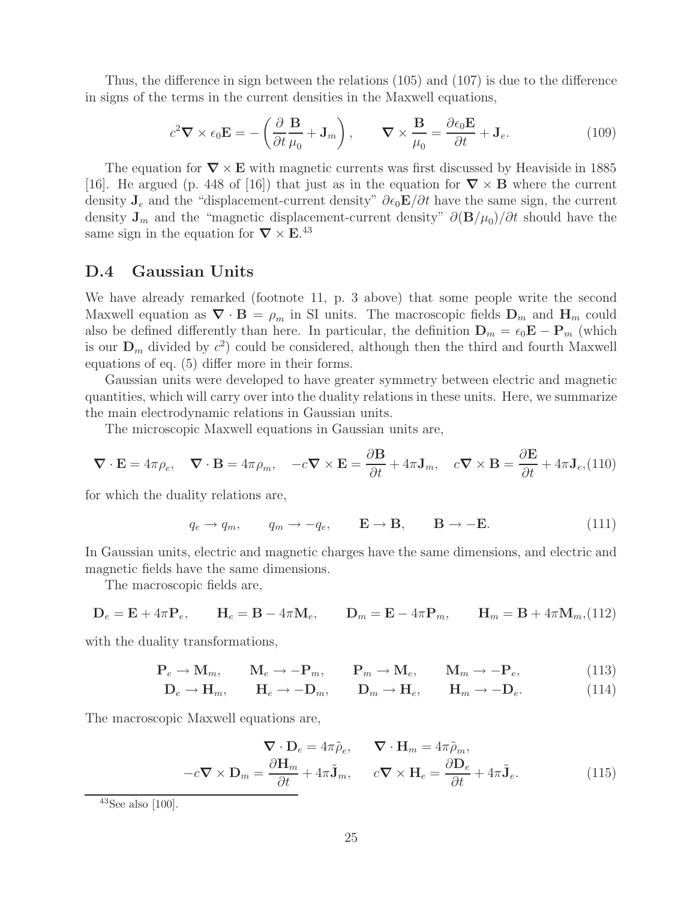Thus, the difference in sign between the relations (105) and (107) is due to the difference in signs of the terms in the current densities in the Maxwell equations,

$$c^2 \boldsymbol{\nabla} \times \epsilon_0 \mathbf{E} = -\left( \frac{\partial}{\partial t} \frac{\mathbf{B}}{\mu_0} + \mathbf{J}_m \right), \qquad \boldsymbol{\nabla} \times \frac{\mathbf{B}}{\mu_0} = \frac{\partial \epsilon_0 \mathbf{E}}{\partial t} + \mathbf{J}_e. \tag{109}$$

The equation for $\boldsymbol{\nabla} \times \mathbf{E}$ with magnetic currents was first discussed by Heaviside in 1885 [16]. He argued (p. 448 of [16]) that just as in the equation for $\boldsymbol{\nabla} \times \mathbf{B}$ where the current density $\mathbf{J}_e$ and the "displacement-current density" $\partial \epsilon_0 \mathbf{E}/\partial t$ have the same sign, the current density $\mathbf{J}_m$ and the "magnetic displacement-current density" $\partial (\mathbf{B}/\mu_0)/\partial t$ should have the same sign in the equation for $\boldsymbol{\nabla} \times \mathbf{E}$.[43]

## D.4 Gaussian Units

We have already remarked (footnote 11, p. 3 above) that some people write the second Maxwell equation as $\boldsymbol{\nabla} \cdot \mathbf{B} = \rho_m$ in SI units. The macroscopic fields $\mathbf{D}_m$ and $\mathbf{H}_m$ could also be defined differently than here. In particular, the definition $\mathbf{D}_m = \epsilon_0 \mathbf{E} - \mathbf{P}_m$ (which is our $\mathbf{D}_m$ divided by $c^2$) could be considered, although then the third and fourth Maxwell equations of eq. (5) differ more in their forms.

Gaussian units were developed to have greater symmetry between electric and magnetic quantities, which will carry over into the duality relations in these units. Here, we summarize the main electrodynamic relations in Gaussian units.

The microscopic Maxwell equations in Gaussian units are,

$$\boldsymbol{\nabla} \cdot \mathbf{E} = 4\pi \rho_e, \quad \boldsymbol{\nabla} \cdot \mathbf{B} = 4\pi \rho_m, \quad -c \boldsymbol{\nabla} \times \mathbf{E} = \frac{\partial \mathbf{B}}{\partial t} + 4\pi \mathbf{J}_m, \quad c \boldsymbol{\nabla} \times \mathbf{B} = \frac{\partial \mathbf{E}}{\partial t} + 4\pi \mathbf{J}_e, \tag{110}$$

for which the duality relations are,

$$q_e \to q_m, \qquad q_m \to -q_e, \qquad \mathbf{E} \to \mathbf{B}, \qquad \mathbf{B} \to -\mathbf{E}. \tag{111}$$

In Gaussian units, electric and magnetic charges have the same dimensions, and electric and magnetic fields have the same dimensions.

The macroscopic fields are,

$$\mathbf{D}_e = \mathbf{E} + 4\pi \mathbf{P}_e, \qquad \mathbf{H}_e = \mathbf{B} - 4\pi \mathbf{M}_e, \qquad \mathbf{D}_m = \mathbf{E} - 4\pi \mathbf{P}_m, \qquad \mathbf{H}_m = \mathbf{B} + 4\pi \mathbf{M}_m, \tag{112}$$

with the duality transformations,

$$\mathbf{P}_e \to \mathbf{M}_m, \qquad \mathbf{M}_e \to -\mathbf{P}_m, \qquad \mathbf{P}_m \to \mathbf{M}_e, \qquad \mathbf{M}_m \to -\mathbf{P}_e, \tag{113}$$

$$\mathbf{D}_e \to \mathbf{H}_m, \qquad \mathbf{H}_e \to -\mathbf{D}_m, \qquad \mathbf{D}_m \to \mathbf{H}_e, \qquad \mathbf{H}_m \to -\mathbf{D}_e. \tag{114}$$

The macroscopic Maxwell equations are,

$$\boldsymbol{\nabla} \cdot \mathbf{D}_e = 4\pi \tilde{\rho}_e, \qquad \boldsymbol{\nabla} \cdot \mathbf{H}_m = 4\pi \tilde{\rho}_m,$$
$$-c \boldsymbol{\nabla} \times \mathbf{D}_m = \frac{\partial \mathbf{H}_m}{\partial t} + 4\pi \tilde{\mathbf{J}}_m, \qquad c \boldsymbol{\nabla} \times \mathbf{H}_e = \frac{\partial \mathbf{D}_e}{\partial t} + 4\pi \tilde{\mathbf{J}}_e. \tag{115}$$

[43] See also [100].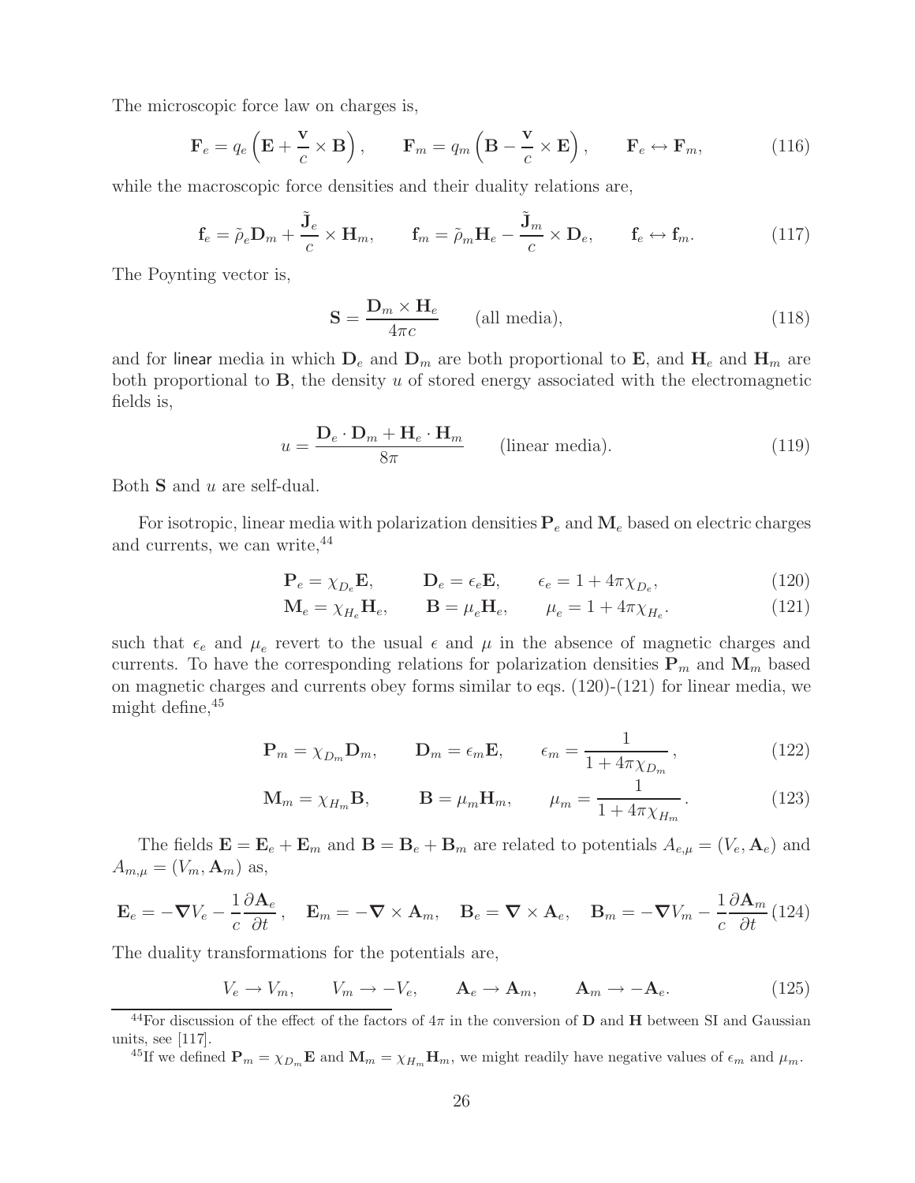The microscopic force law on charges is,

$$\mathbf{F}_e = q_e \left( \mathbf{E} + \frac{\mathbf{v}}{c} \times \mathbf{B} \right), \qquad \mathbf{F}_m = q_m \left( \mathbf{B} - \frac{\mathbf{v}}{c} \times \mathbf{E} \right), \qquad \mathbf{F}_e \leftrightarrow \mathbf{F}_m, \tag{116}$$

while the macroscopic force densities and their duality relations are,

$$\mathbf{f}_e = \tilde{\rho}_e \mathbf{D}_m + \frac{\tilde{\mathbf{J}}_e}{c} \times \mathbf{H}_m, \qquad \mathbf{f}_m = \tilde{\rho}_m \mathbf{H}_e - \frac{\tilde{\mathbf{J}}_m}{c} \times \mathbf{D}_e, \qquad \mathbf{f}_e \leftrightarrow \mathbf{f}_m. \tag{117}$$

The Poynting vector is,

$$\mathbf{S} = \frac{\mathbf{D}_m \times \mathbf{H}_e}{4\pi c} \qquad \text{(all media)}, \tag{118}$$

and for linear media in which $\mathbf{D}_e$ and $\mathbf{D}_m$ are both proportional to $\mathbf{E}$, and $\mathbf{H}_e$ and $\mathbf{H}_m$ are both proportional to $\mathbf{B}$, the density $u$ of stored energy associated with the electromagnetic fields is,

$$u = \frac{\mathbf{D}_e \cdot \mathbf{D}_m + \mathbf{H}_e \cdot \mathbf{H}_m}{8\pi} \qquad \text{(linear media)}. \tag{119}$$

Both $\mathbf{S}$ and $u$ are self-dual.

For isotropic, linear media with polarization densities $\mathbf{P}_e$ and $\mathbf{M}_e$ based on electric charges and currents, we can write,[44]

$$\mathbf{P}_e = \chi_{D_e} \mathbf{E}, \qquad \mathbf{D}_e = \epsilon_e \mathbf{E}, \qquad \epsilon_e = 1 + 4\pi \chi_{D_e}, \tag{120}$$

$$\mathbf{M}_e = \chi_{H_e} \mathbf{H}_e, \qquad \mathbf{B} = \mu_e \mathbf{H}_e, \qquad \mu_e = 1 + 4\pi \chi_{H_e}. \tag{121}$$

such that $\epsilon_e$ and $\mu_e$ revert to the usual $\epsilon$ and $\mu$ in the absence of magnetic charges and currents. To have the corresponding relations for polarization densities $\mathbf{P}_m$ and $\mathbf{M}_m$ based on magnetic charges and currents obey forms similar to eqs. (120)-(121) for linear media, we might define,[45]

$$\mathbf{P}_m = \chi_{D_m} \mathbf{D}_m, \qquad \mathbf{D}_m = \epsilon_m \mathbf{E}, \qquad \epsilon_m = \frac{1}{1 + 4\pi \chi_{D_m}}, \tag{122}$$

$$\mathbf{M}_m = \chi_{H_m} \mathbf{B}, \qquad \mathbf{B} = \mu_m \mathbf{H}_m, \qquad \mu_m = \frac{1}{1 + 4\pi \chi_{H_m}}. \tag{123}$$

The fields $\mathbf{E} = \mathbf{E}_e + \mathbf{E}_m$ and $\mathbf{B} = \mathbf{B}_e + \mathbf{B}_m$ are related to potentials $A_{e,\mu} = (V_e, \mathbf{A}_e)$ and $A_{m,\mu} = (V_m, \mathbf{A}_m)$ as,

$$\mathbf{E}_e = -\boldsymbol{\nabla} V_e - \frac{1}{c} \frac{\partial \mathbf{A}_e}{\partial t}, \quad \mathbf{E}_m = -\boldsymbol{\nabla} \times \mathbf{A}_m, \quad \mathbf{B}_e = \boldsymbol{\nabla} \times \mathbf{A}_e, \quad \mathbf{B}_m = -\boldsymbol{\nabla} V_m - \frac{1}{c} \frac{\partial \mathbf{A}_m}{\partial t} \tag{124}$$

The duality transformations for the potentials are,

$$V_e \to V_m, \qquad V_m \to -V_e, \qquad \mathbf{A}_e \to \mathbf{A}_m, \qquad \mathbf{A}_m \to -\mathbf{A}_e. \tag{125}$$

---

[44] For discussion of the effect of the factors of $4\pi$ in the conversion of $\mathbf{D}$ and $\mathbf{H}$ between SI and Gaussian units, see [117].

[45] If we defined $\mathbf{P}_m = \chi_{D_m} \mathbf{E}$ and $\mathbf{M}_m = \chi_{H_m} \mathbf{H}_m$, we might readily have negative values of $\epsilon_m$ and $\mu_m$.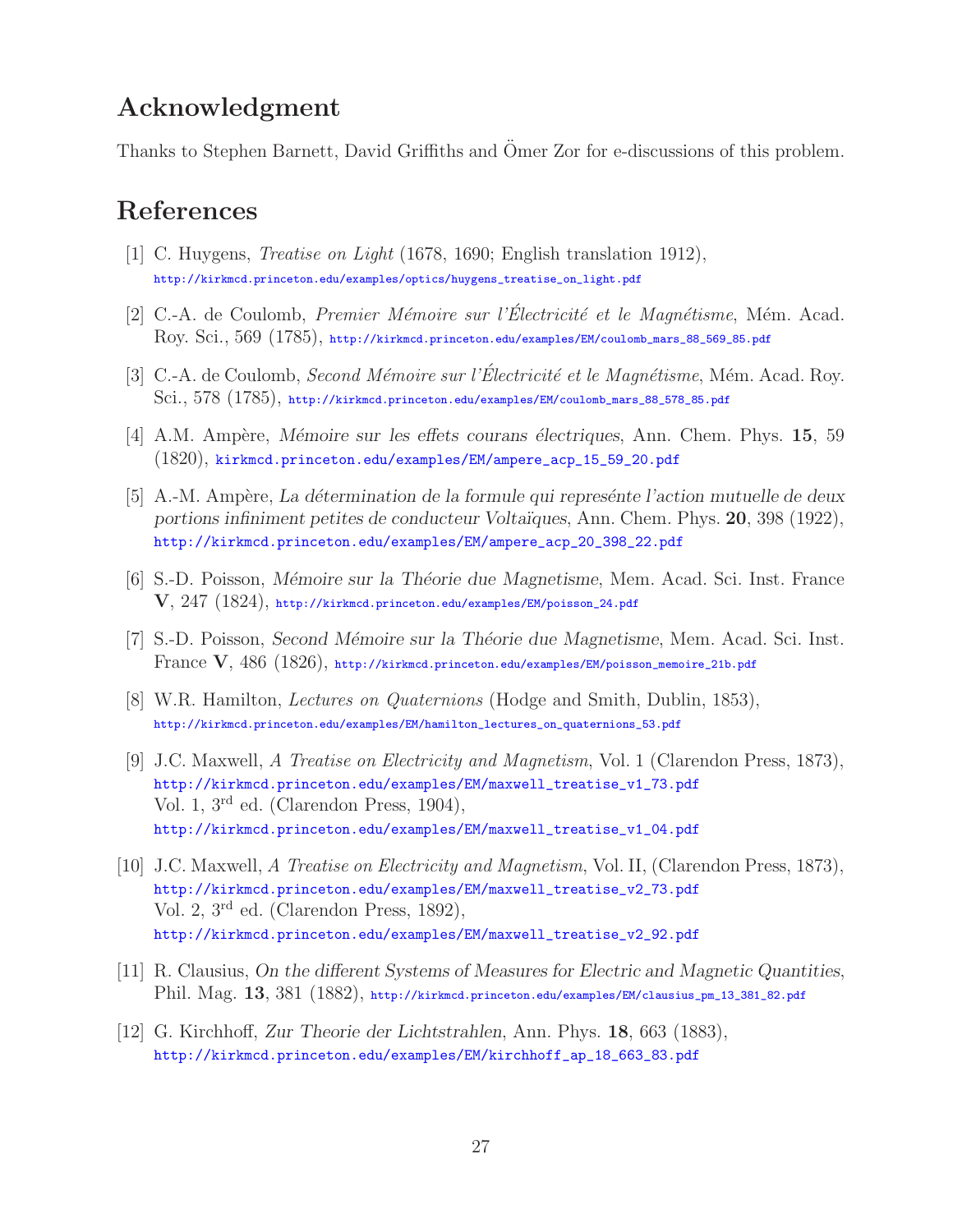## Acknowledgment

Thanks to Stephen Barnett, David Griffiths and Ömer Zor for e-discussions of this problem.

## References

[1] C. Huygens, *Treatise on Light* (1678, 1690; English translation 1912), http://kirkmcd.princeton.edu/examples/optics/huygens_treatise_on_light.pdf

[2] C.-A. de Coulomb, *Premier Mémoire sur l'Électricité et le Magnétisme*, Mém. Acad. Roy. Sci., 569 (1785), http://kirkmcd.princeton.edu/examples/EM/coulomb_mars_88_569_85.pdf

[3] C.-A. de Coulomb, *Second Mémoire sur l'Électricité et le Magnétisme*, Mém. Acad. Roy. Sci., 578 (1785), http://kirkmcd.princeton.edu/examples/EM/coulomb_mars_88_578_85.pdf

[4] A.M. Ampère, *Mémoire sur les effets courans électriques*, Ann. Chem. Phys. **15**, 59 (1820), kirkmcd.princeton.edu/examples/EM/ampere_acp_15_59_20.pdf

[5] A.-M. Ampère, *La détermination de la formule qui represénte l'action mutuelle de deux portions infiniment petites de conducteur Voltaïques*, Ann. Chem. Phys. **20**, 398 (1922), http://kirkmcd.princeton.edu/examples/EM/ampere_acp_20_398_22.pdf

[6] S.-D. Poisson, *Mémoire sur la Théorie due Magnetisme*, Mem. Acad. Sci. Inst. France **V**, 247 (1824), http://kirkmcd.princeton.edu/examples/EM/poisson_24.pdf

[7] S.-D. Poisson, *Second Mémoire sur la Théorie due Magnetisme*, Mem. Acad. Sci. Inst. France **V**, 486 (1826), http://kirkmcd.princeton.edu/examples/EM/poisson_memoire_21b.pdf

[8] W.R. Hamilton, *Lectures on Quaternions* (Hodge and Smith, Dublin, 1853), http://kirkmcd.princeton.edu/examples/EM/hamilton_lectures_on_quaternions_53.pdf

[9] J.C. Maxwell, *A Treatise on Electricity and Magnetism*, Vol. 1 (Clarendon Press, 1873), http://kirkmcd.princeton.edu/examples/EM/maxwell_treatise_v1_73.pdf
Vol. 1, 3rd ed. (Clarendon Press, 1904),
http://kirkmcd.princeton.edu/examples/EM/maxwell_treatise_v1_04.pdf

[10] J.C. Maxwell, *A Treatise on Electricity and Magnetism*, Vol. II, (Clarendon Press, 1873), http://kirkmcd.princeton.edu/examples/EM/maxwell_treatise_v2_73.pdf
Vol. 2, 3rd ed. (Clarendon Press, 1892),
http://kirkmcd.princeton.edu/examples/EM/maxwell_treatise_v2_92.pdf

[11] R. Clausius, *On the different Systems of Measures for Electric and Magnetic Quantities*, Phil. Mag. **13**, 381 (1882), http://kirkmcd.princeton.edu/examples/EM/clausius_pm_13_381_82.pdf

[12] G. Kirchhoff, *Zur Theorie der Lichtstrahlen*, Ann. Phys. **18**, 663 (1883), http://kirkmcd.princeton.edu/examples/EM/kirchhoff_ap_18_663_83.pdf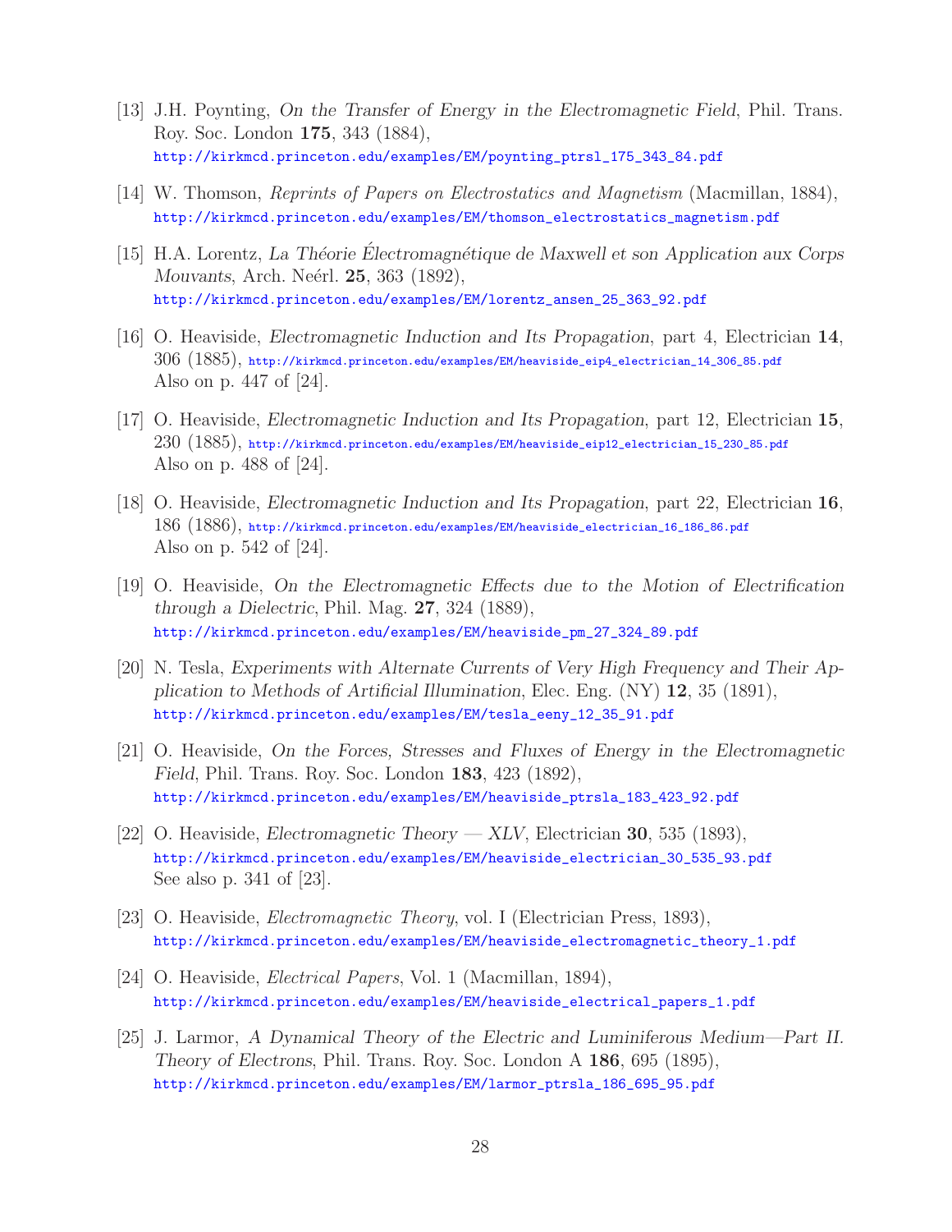[13] J.H. Poynting, *On the Transfer of Energy in the Electromagnetic Field*, Phil. Trans. Roy. Soc. London **175**, 343 (1884),
http://kirkmcd.princeton.edu/examples/EM/poynting_ptrsl_175_343_84.pdf

[14] W. Thomson, *Reprints of Papers on Electrostatics and Magnetism* (Macmillan, 1884),
http://kirkmcd.princeton.edu/examples/EM/thomson_electrostatics_magnetism.pdf

[15] H.A. Lorentz, *La Théorie Électromagnétique de Maxwell et son Application aux Corps Mouvants*, Arch. Neérl. **25**, 363 (1892),
http://kirkmcd.princeton.edu/examples/EM/lorentz_ansen_25_363_92.pdf

[16] O. Heaviside, *Electromagnetic Induction and Its Propagation*, part 4, Electrician **14**, 306 (1885), http://kirkmcd.princeton.edu/examples/EM/heaviside_eip4_electrician_14_306_85.pdf
Also on p. 447 of [24].

[17] O. Heaviside, *Electromagnetic Induction and Its Propagation*, part 12, Electrician **15**, 230 (1885), http://kirkmcd.princeton.edu/examples/EM/heaviside_eip12_electrician_15_230_85.pdf
Also on p. 488 of [24].

[18] O. Heaviside, *Electromagnetic Induction and Its Propagation*, part 22, Electrician **16**, 186 (1886), http://kirkmcd.princeton.edu/examples/EM/heaviside_electrician_16_186_86.pdf
Also on p. 542 of [24].

[19] O. Heaviside, *On the Electromagnetic Effects due to the Motion of Electrification through a Dielectric*, Phil. Mag. **27**, 324 (1889),
http://kirkmcd.princeton.edu/examples/EM/heaviside_pm_27_324_89.pdf

[20] N. Tesla, *Experiments with Alternate Currents of Very High Frequency and Their Application to Methods of Artificial Illumination*, Elec. Eng. (NY) **12**, 35 (1891),
http://kirkmcd.princeton.edu/examples/EM/tesla_eeny_12_35_91.pdf

[21] O. Heaviside, *On the Forces, Stresses and Fluxes of Energy in the Electromagnetic Field*, Phil. Trans. Roy. Soc. London **183**, 423 (1892),
http://kirkmcd.princeton.edu/examples/EM/heaviside_ptrsla_183_423_92.pdf

[22] O. Heaviside, *Electromagnetic Theory — XLV*, Electrician **30**, 535 (1893),
http://kirkmcd.princeton.edu/examples/EM/heaviside_electrician_30_535_93.pdf
See also p. 341 of [23].

[23] O. Heaviside, *Electromagnetic Theory*, vol. I (Electrician Press, 1893),
http://kirkmcd.princeton.edu/examples/EM/heaviside_electromagnetic_theory_1.pdf

[24] O. Heaviside, *Electrical Papers*, Vol. 1 (Macmillan, 1894),
http://kirkmcd.princeton.edu/examples/EM/heaviside_electrical_papers_1.pdf

[25] J. Larmor, *A Dynamical Theory of the Electric and Luminiferous Medium—Part II. Theory of Electrons*, Phil. Trans. Roy. Soc. London A **186**, 695 (1895),
http://kirkmcd.princeton.edu/examples/EM/larmor_ptrsla_186_695_95.pdf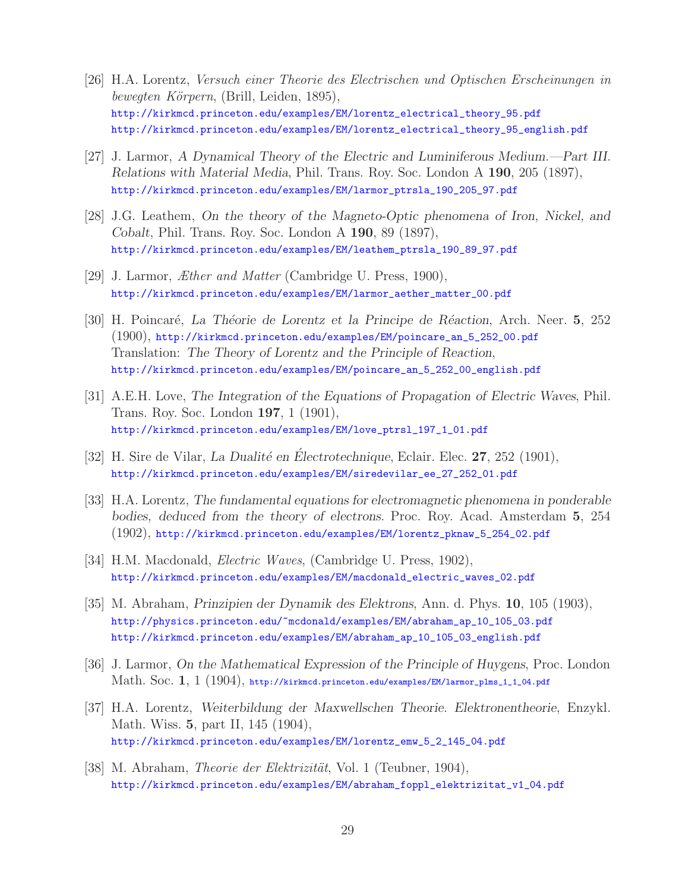[26] H.A. Lorentz, *Versuch einer Theorie des Electrischen und Optischen Erscheinungen in bewegten Körpern*, (Brill, Leiden, 1895),
http://kirkmcd.princeton.edu/examples/EM/lorentz_electrical_theory_95.pdf
http://kirkmcd.princeton.edu/examples/EM/lorentz_electrical_theory_95_english.pdf

[27] J. Larmor, *A Dynamical Theory of the Electric and Luminiferous Medium.—Part III. Relations with Material Media*, Phil. Trans. Roy. Soc. London A **190**, 205 (1897),
http://kirkmcd.princeton.edu/examples/EM/larmor_ptrsla_190_205_97.pdf

[28] J.G. Leathem, *On the theory of the Magneto-Optic phenomena of Iron, Nickel, and Cobalt*, Phil. Trans. Roy. Soc. London A **190**, 89 (1897),
http://kirkmcd.princeton.edu/examples/EM/leathem_ptrsla_190_89_97.pdf

[29] J. Larmor, *Æther and Matter* (Cambridge U. Press, 1900),
http://kirkmcd.princeton.edu/examples/EM/larmor_aether_matter_00.pdf

[30] H. Poincaré, *La Théorie de Lorentz et la Principe de Réaction*, Arch. Neer. **5**, 252 (1900), http://kirkmcd.princeton.edu/examples/EM/poincare_an_5_252_00.pdf
Translation: *The Theory of Lorentz and the Principle of Reaction*,
http://kirkmcd.princeton.edu/examples/EM/poincare_an_5_252_00_english.pdf

[31] A.E.H. Love, *The Integration of the Equations of Propagation of Electric Waves*, Phil. Trans. Roy. Soc. London **197**, 1 (1901),
http://kirkmcd.princeton.edu/examples/EM/love_ptrsl_197_1_01.pdf

[32] H. Sire de Vilar, *La Dualité en Électrotechnique*, Eclair. Elec. **27**, 252 (1901),
http://kirkmcd.princeton.edu/examples/EM/siredevilar_ee_27_252_01.pdf

[33] H.A. Lorentz, *The fundamental equations for electromagnetic phenomena in ponderable bodies, deduced from the theory of electrons*. Proc. Roy. Acad. Amsterdam **5**, 254 (1902), http://kirkmcd.princeton.edu/examples/EM/lorentz_pknaw_5_254_02.pdf

[34] H.M. Macdonald, *Electric Waves*, (Cambridge U. Press, 1902),
http://kirkmcd.princeton.edu/examples/EM/macdonald_electric_waves_02.pdf

[35] M. Abraham, *Prinzipien der Dynamik des Elektrons*, Ann. d. Phys. **10**, 105 (1903),
http://physics.princeton.edu/~mcdonald/examples/EM/abraham_ap_10_105_03.pdf
http://kirkmcd.princeton.edu/examples/EM/abraham_ap_10_105_03_english.pdf

[36] J. Larmor, *On the Mathematical Expression of the Principle of Huygens*, Proc. London Math. Soc. **1**, 1 (1904), http://kirkmcd.princeton.edu/examples/EM/larmor_plms_1_1_04.pdf

[37] H.A. Lorentz, *Weiterbildung der Maxwellschen Theorie. Elektronentheorie*, Enzykl. Math. Wiss. **5**, part II, 145 (1904),
http://kirkmcd.princeton.edu/examples/EM/lorentz_emw_5_2_145_04.pdf

[38] M. Abraham, *Theorie der Elektrizität*, Vol. 1 (Teubner, 1904),
http://kirkmcd.princeton.edu/examples/EM/abraham_foppl_elektrizitat_v1_04.pdf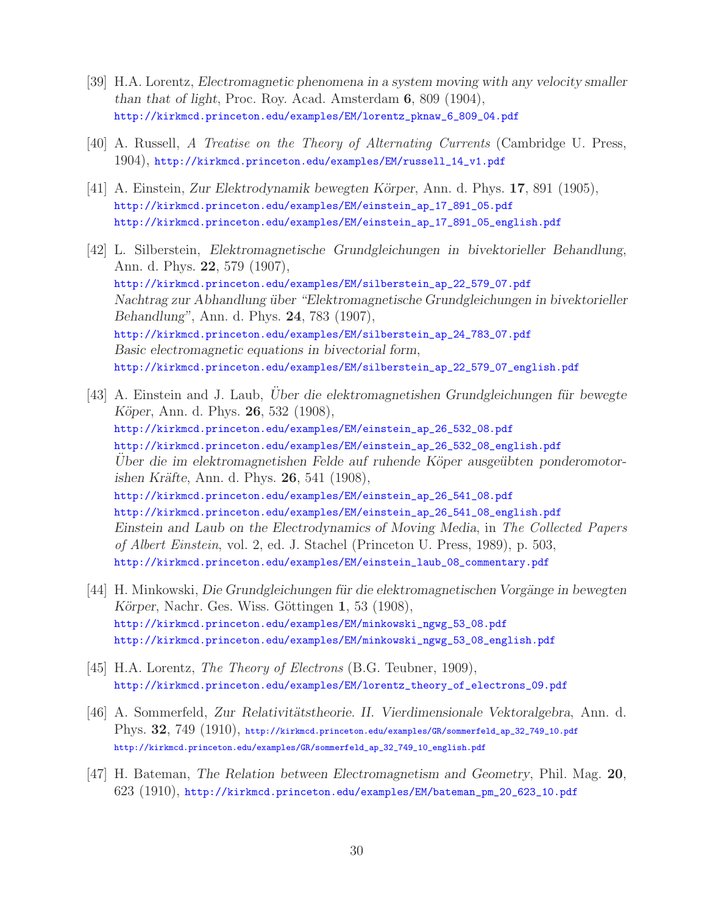[39] H.A. Lorentz, *Electromagnetic phenomena in a system moving with any velocity smaller than that of light*, Proc. Roy. Acad. Amsterdam **6**, 809 (1904),
http://kirkmcd.princeton.edu/examples/EM/lorentz_pknaw_6_809_04.pdf

[40] A. Russell, *A Treatise on the Theory of Alternating Currents* (Cambridge U. Press, 1904), http://kirkmcd.princeton.edu/examples/EM/russell_14_v1.pdf

[41] A. Einstein, *Zur Elektrodynamik bewegten Körper*, Ann. d. Phys. **17**, 891 (1905),
http://kirkmcd.princeton.edu/examples/EM/einstein_ap_17_891_05.pdf
http://kirkmcd.princeton.edu/examples/EM/einstein_ap_17_891_05_english.pdf

[42] L. Silberstein, *Elektromagnetische Grundgleichungen in bivektorieller Behandlung*, Ann. d. Phys. **22**, 579 (1907),
http://kirkmcd.princeton.edu/examples/EM/silberstein_ap_22_579_07.pdf
*Nachtrag zur Abhandlung über "Elektromagnetische Grundgleichungen in bivektorieller Behandlung"*, Ann. d. Phys. **24**, 783 (1907),
http://kirkmcd.princeton.edu/examples/EM/silberstein_ap_24_783_07.pdf
*Basic electromagnetic equations in bivectorial form*,
http://kirkmcd.princeton.edu/examples/EM/silberstein_ap_22_579_07_english.pdf

[43] A. Einstein and J. Laub, *Über die elektromagnetishen Grundgleichungen für bewegte Köper*, Ann. d. Phys. **26**, 532 (1908),
http://kirkmcd.princeton.edu/examples/EM/einstein_ap_26_532_08.pdf
http://kirkmcd.princeton.edu/examples/EM/einstein_ap_26_532_08_english.pdf
*Über die im elektromagnetishen Felde auf ruhende Köper ausgeübten ponderomotorishen Kräfte*, Ann. d. Phys. **26**, 541 (1908),
http://kirkmcd.princeton.edu/examples/EM/einstein_ap_26_541_08.pdf
http://kirkmcd.princeton.edu/examples/EM/einstein_ap_26_541_08_english.pdf
*Einstein and Laub on the Electrodynamics of Moving Media*, in *The Collected Papers of Albert Einstein*, vol. 2, ed. J. Stachel (Princeton U. Press, 1989), p. 503,
http://kirkmcd.princeton.edu/examples/EM/einstein_laub_08_commentary.pdf

[44] H. Minkowski, *Die Grundgleichungen für die elektromagnetischen Vorgänge in bewegten Körper*, Nachr. Ges. Wiss. Göttingen **1**, 53 (1908),
http://kirkmcd.princeton.edu/examples/EM/minkowski_ngwg_53_08.pdf
http://kirkmcd.princeton.edu/examples/EM/minkowski_ngwg_53_08_english.pdf

[45] H.A. Lorentz, *The Theory of Electrons* (B.G. Teubner, 1909),
http://kirkmcd.princeton.edu/examples/EM/lorentz_theory_of_electrons_09.pdf

[46] A. Sommerfeld, *Zur Relativitätstheorie. II. Vierdimensionale Vektoralgebra*, Ann. d. Phys. **32**, 749 (1910), http://kirkmcd.princeton.edu/examples/GR/sommerfeld_ap_32_749_10.pdf
http://kirkmcd.princeton.edu/examples/GR/sommerfeld_ap_32_749_10_english.pdf

[47] H. Bateman, *The Relation between Electromagnetism and Geometry*, Phil. Mag. **20**, 623 (1910), http://kirkmcd.princeton.edu/examples/EM/bateman_pm_20_623_10.pdf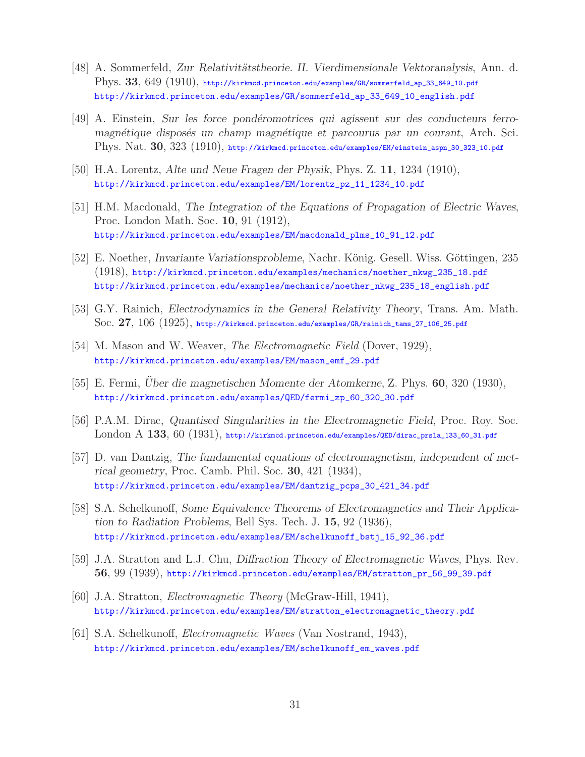[48] A. Sommerfeld, *Zur Relativitätstheorie. II. Vierdimensionale Vektoranalysis*, Ann. d. Phys. **33**, 649 (1910), http://kirkmcd.princeton.edu/examples/GR/sommerfeld_ap_33_649_10.pdf http://kirkmcd.princeton.edu/examples/GR/sommerfeld_ap_33_649_10_english.pdf

[49] A. Einstein, *Sur les force pondéromotrices qui agissent sur des conducteurs ferromagnétique disposés un champ magnétique et parcourus par un courant*, Arch. Sci. Phys. Nat. **30**, 323 (1910), http://kirkmcd.princeton.edu/examples/EM/einstein_aspn_30_323_10.pdf

[50] H.A. Lorentz, *Alte und Neue Fragen der Physik*, Phys. Z. **11**, 1234 (1910), http://kirkmcd.princeton.edu/examples/EM/lorentz_pz_11_1234_10.pdf

[51] H.M. Macdonald, *The Integration of the Equations of Propagation of Electric Waves*, Proc. London Math. Soc. **10**, 91 (1912), http://kirkmcd.princeton.edu/examples/EM/macdonald_plms_10_91_12.pdf

[52] E. Noether, *Invariante Variationsprobleme*, Nachr. König. Gesell. Wiss. Göttingen, 235 (1918), http://kirkmcd.princeton.edu/examples/mechanics/noether_nkwg_235_18.pdf http://kirkmcd.princeton.edu/examples/mechanics/noether_nkwg_235_18_english.pdf

[53] G.Y. Rainich, *Electrodynamics in the General Relativity Theory*, Trans. Am. Math. Soc. **27**, 106 (1925), http://kirkmcd.princeton.edu/examples/GR/rainich_tams_27_106_25.pdf

[54] M. Mason and W. Weaver, *The Electromagnetic Field* (Dover, 1929), http://kirkmcd.princeton.edu/examples/EM/mason_emf_29.pdf

[55] E. Fermi, *Über die magnetischen Momente der Atomkerne*, Z. Phys. **60**, 320 (1930), http://kirkmcd.princeton.edu/examples/QED/fermi_zp_60_320_30.pdf

[56] P.A.M. Dirac, *Quantised Singularities in the Electromagnetic Field*, Proc. Roy. Soc. London A **133**, 60 (1931), http://kirkmcd.princeton.edu/examples/QED/dirac_prsla_133_60_31.pdf

[57] D. van Dantzig, *The fundamental equations of electromagnetism, independent of metrical geometry*, Proc. Camb. Phil. Soc. **30**, 421 (1934), http://kirkmcd.princeton.edu/examples/EM/dantzig_pcps_30_421_34.pdf

[58] S.A. Schelkunoff, *Some Equivalence Theorems of Electromagnetics and Their Application to Radiation Problems*, Bell Sys. Tech. J. **15**, 92 (1936), http://kirkmcd.princeton.edu/examples/EM/schelkunoff_bstj_15_92_36.pdf

[59] J.A. Stratton and L.J. Chu, *Diffraction Theory of Electromagnetic Waves*, Phys. Rev. **56**, 99 (1939), http://kirkmcd.princeton.edu/examples/EM/stratton_pr_56_99_39.pdf

[60] J.A. Stratton, *Electromagnetic Theory* (McGraw-Hill, 1941), http://kirkmcd.princeton.edu/examples/EM/stratton_electromagnetic_theory.pdf

[61] S.A. Schelkunoff, *Electromagnetic Waves* (Van Nostrand, 1943), http://kirkmcd.princeton.edu/examples/EM/schelkunoff_em_waves.pdf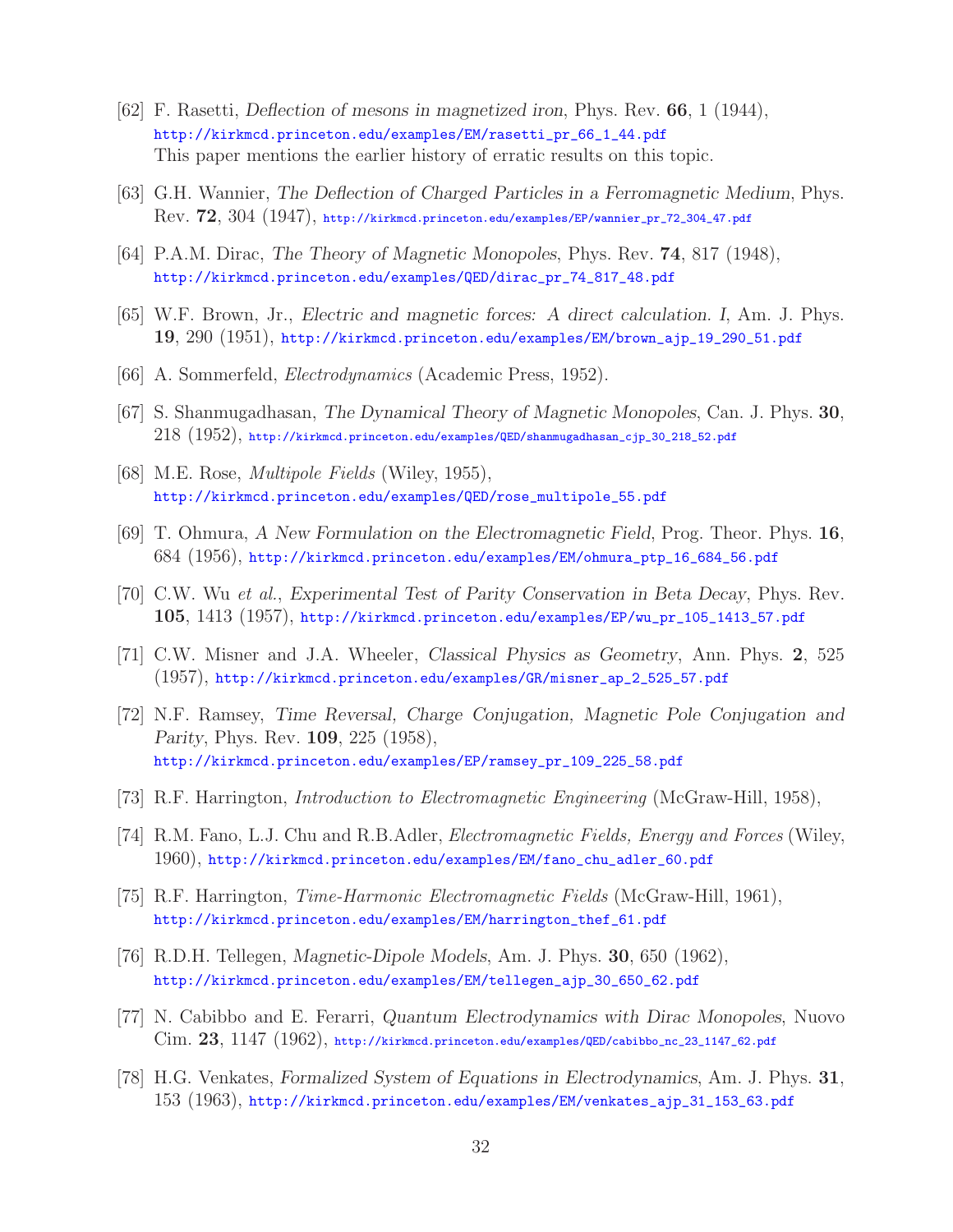[62] F. Rasetti, *Deflection of mesons in magnetized iron*, Phys. Rev. **66**, 1 (1944), http://kirkmcd.princeton.edu/examples/EM/rasetti_pr_66_1_44.pdf
This paper mentions the earlier history of erratic results on this topic.

[63] G.H. Wannier, *The Deflection of Charged Particles in a Ferromagnetic Medium*, Phys. Rev. **72**, 304 (1947), http://kirkmcd.princeton.edu/examples/EP/wannier_pr_72_304_47.pdf

[64] P.A.M. Dirac, *The Theory of Magnetic Monopoles*, Phys. Rev. **74**, 817 (1948), http://kirkmcd.princeton.edu/examples/QED/dirac_pr_74_817_48.pdf

[65] W.F. Brown, Jr., *Electric and magnetic forces: A direct calculation. I*, Am. J. Phys. **19**, 290 (1951), http://kirkmcd.princeton.edu/examples/EM/brown_ajp_19_290_51.pdf

[66] A. Sommerfeld, *Electrodynamics* (Academic Press, 1952).

[67] S. Shanmugadhasan, *The Dynamical Theory of Magnetic Monopoles*, Can. J. Phys. **30**, 218 (1952), http://kirkmcd.princeton.edu/examples/QED/shanmugadhasan_cjp_30_218_52.pdf

[68] M.E. Rose, *Multipole Fields* (Wiley, 1955), http://kirkmcd.princeton.edu/examples/QED/rose_multipole_55.pdf

[69] T. Ohmura, *A New Formulation on the Electromagnetic Field*, Prog. Theor. Phys. **16**, 684 (1956), http://kirkmcd.princeton.edu/examples/EM/ohmura_ptp_16_684_56.pdf

[70] C.W. Wu *et al.*, *Experimental Test of Parity Conservation in Beta Decay*, Phys. Rev. **105**, 1413 (1957), http://kirkmcd.princeton.edu/examples/EP/wu_pr_105_1413_57.pdf

[71] C.W. Misner and J.A. Wheeler, *Classical Physics as Geometry*, Ann. Phys. **2**, 525 (1957), http://kirkmcd.princeton.edu/examples/GR/misner_ap_2_525_57.pdf

[72] N.F. Ramsey, *Time Reversal, Charge Conjugation, Magnetic Pole Conjugation and Parity*, Phys. Rev. **109**, 225 (1958), http://kirkmcd.princeton.edu/examples/EP/ramsey_pr_109_225_58.pdf

[73] R.F. Harrington, *Introduction to Electromagnetic Engineering* (McGraw-Hill, 1958),

[74] R.M. Fano, L.J. Chu and R.B.Adler, *Electromagnetic Fields, Energy and Forces* (Wiley, 1960), http://kirkmcd.princeton.edu/examples/EM/fano_chu_adler_60.pdf

[75] R.F. Harrington, *Time-Harmonic Electromagnetic Fields* (McGraw-Hill, 1961), http://kirkmcd.princeton.edu/examples/EM/harrington_thef_61.pdf

[76] R.D.H. Tellegen, *Magnetic-Dipole Models*, Am. J. Phys. **30**, 650 (1962), http://kirkmcd.princeton.edu/examples/EM/tellegen_ajp_30_650_62.pdf

[77] N. Cabibbo and E. Ferarri, *Quantum Electrodynamics with Dirac Monopoles*, Nuovo Cim. **23**, 1147 (1962), http://kirkmcd.princeton.edu/examples/QED/cabibbo_nc_23_1147_62.pdf

[78] H.G. Venkates, *Formalized System of Equations in Electrodynamics*, Am. J. Phys. **31**, 153 (1963), http://kirkmcd.princeton.edu/examples/EM/venkates_ajp_31_153_63.pdf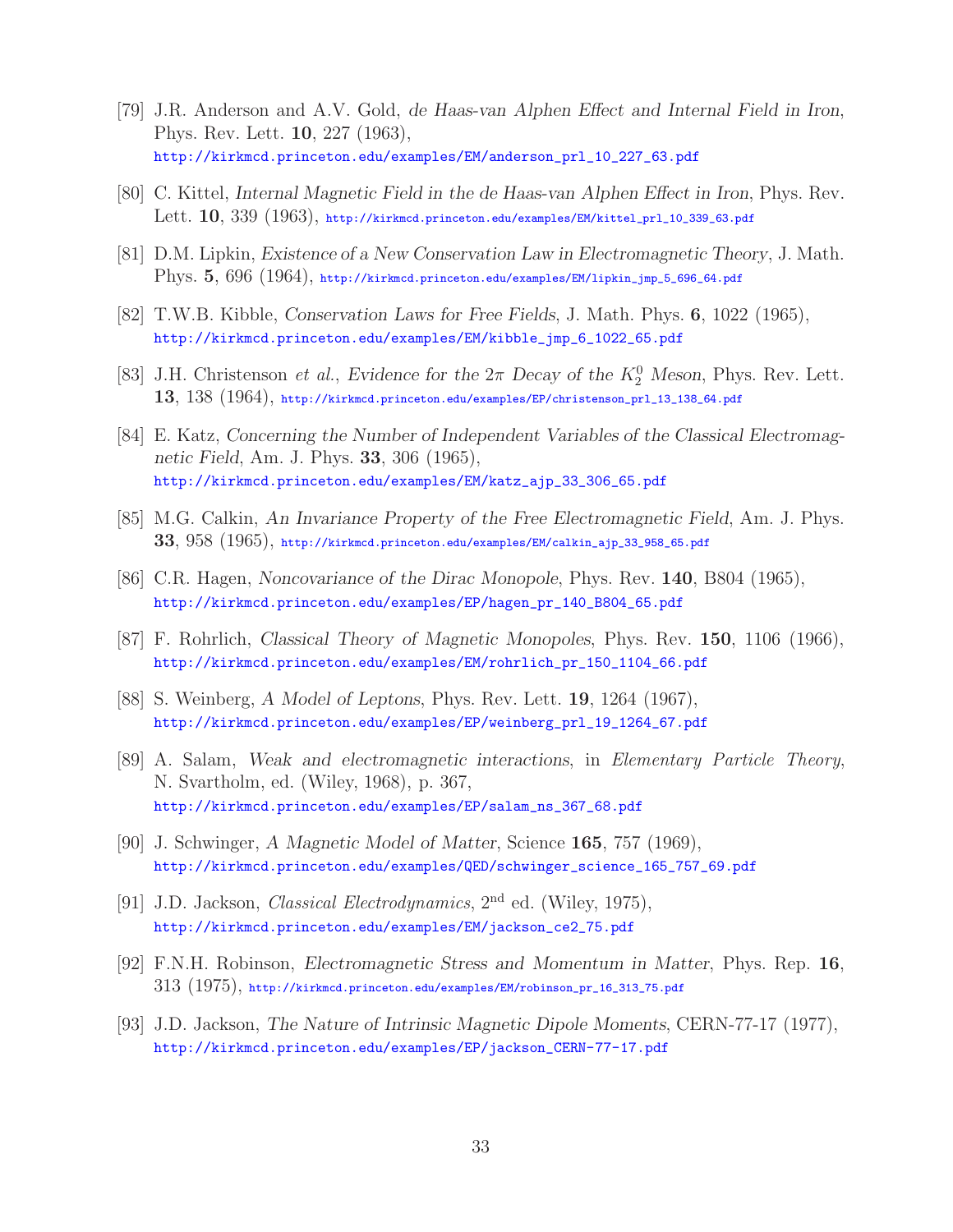[79] J.R. Anderson and A.V. Gold, *de Haas-van Alphen Effect and Internal Field in Iron*, Phys. Rev. Lett. **10**, 227 (1963),
http://kirkmcd.princeton.edu/examples/EM/anderson_prl_10_227_63.pdf

[80] C. Kittel, *Internal Magnetic Field in the de Haas-van Alphen Effect in Iron*, Phys. Rev. Lett. **10**, 339 (1963), http://kirkmcd.princeton.edu/examples/EM/kittel_prl_10_339_63.pdf

[81] D.M. Lipkin, *Existence of a New Conservation Law in Electromagnetic Theory*, J. Math. Phys. **5**, 696 (1964), http://kirkmcd.princeton.edu/examples/EM/lipkin_jmp_5_696_64.pdf

[82] T.W.B. Kibble, *Conservation Laws for Free Fields*, J. Math. Phys. **6**, 1022 (1965),
http://kirkmcd.princeton.edu/examples/EM/kibble_jmp_6_1022_65.pdf

[83] J.H. Christenson *et al.*, *Evidence for the $2\pi$ Decay of the $K_2^0$ Meson*, Phys. Rev. Lett. **13**, 138 (1964), http://kirkmcd.princeton.edu/examples/EP/christenson_prl_13_138_64.pdf

[84] E. Katz, *Concerning the Number of Independent Variables of the Classical Electromagnetic Field*, Am. J. Phys. **33**, 306 (1965),
http://kirkmcd.princeton.edu/examples/EM/katz_ajp_33_306_65.pdf

[85] M.G. Calkin, *An Invariance Property of the Free Electromagnetic Field*, Am. J. Phys. **33**, 958 (1965), http://kirkmcd.princeton.edu/examples/EM/calkin_ajp_33_958_65.pdf

[86] C.R. Hagen, *Noncovariance of the Dirac Monopole*, Phys. Rev. **140**, B804 (1965),
http://kirkmcd.princeton.edu/examples/EP/hagen_pr_140_B804_65.pdf

[87] F. Rohrlich, *Classical Theory of Magnetic Monopoles*, Phys. Rev. **150**, 1106 (1966),
http://kirkmcd.princeton.edu/examples/EM/rohrlich_pr_150_1104_66.pdf

[88] S. Weinberg, *A Model of Leptons*, Phys. Rev. Lett. **19**, 1264 (1967),
http://kirkmcd.princeton.edu/examples/EP/weinberg_prl_19_1264_67.pdf

[89] A. Salam, *Weak and electromagnetic interactions*, in *Elementary Particle Theory*, N. Svartholm, ed. (Wiley, 1968), p. 367,
http://kirkmcd.princeton.edu/examples/EP/salam_ns_367_68.pdf

[90] J. Schwinger, *A Magnetic Model of Matter*, Science **165**, 757 (1969),
http://kirkmcd.princeton.edu/examples/QED/schwinger_science_165_757_69.pdf

[91] J.D. Jackson, *Classical Electrodynamics*, 2nd ed. (Wiley, 1975),
http://kirkmcd.princeton.edu/examples/EM/jackson_ce2_75.pdf

[92] F.N.H. Robinson, *Electromagnetic Stress and Momentum in Matter*, Phys. Rep. **16**, 313 (1975), http://kirkmcd.princeton.edu/examples/EM/robinson_pr_16_313_75.pdf

[93] J.D. Jackson, *The Nature of Intrinsic Magnetic Dipole Moments*, CERN-77-17 (1977),
http://kirkmcd.princeton.edu/examples/EP/jackson_CERN-77-17.pdf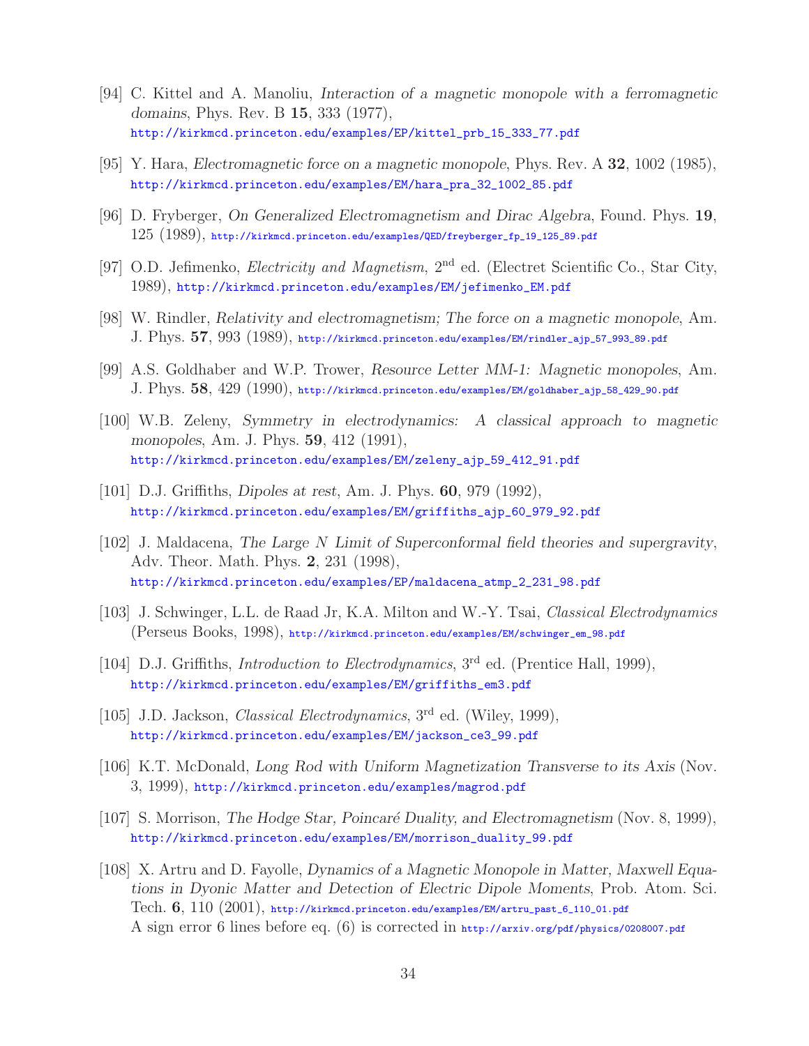[94] C. Kittel and A. Manoliu, *Interaction of a magnetic monopole with a ferromagnetic domains*, Phys. Rev. B **15**, 333 (1977),
http://kirkmcd.princeton.edu/examples/EP/kittel_prb_15_333_77.pdf

[95] Y. Hara, *Electromagnetic force on a magnetic monopole*, Phys. Rev. A **32**, 1002 (1985),
http://kirkmcd.princeton.edu/examples/EM/hara_pra_32_1002_85.pdf

[96] D. Fryberger, *On Generalized Electromagnetism and Dirac Algebra*, Found. Phys. **19**, 125 (1989), http://kirkmcd.princeton.edu/examples/QED/freyberger_fp_19_125_89.pdf

[97] O.D. Jefimenko, *Electricity and Magnetism*, 2nd ed. (Electret Scientific Co., Star City, 1989), http://kirkmcd.princeton.edu/examples/EM/jefimenko_EM.pdf

[98] W. Rindler, *Relativity and electromagnetism; The force on a magnetic monopole*, Am. J. Phys. **57**, 993 (1989), http://kirkmcd.princeton.edu/examples/EM/rindler_ajp_57_993_89.pdf

[99] A.S. Goldhaber and W.P. Trower, *Resource Letter MM-1: Magnetic monopoles*, Am. J. Phys. **58**, 429 (1990), http://kirkmcd.princeton.edu/examples/EM/goldhaber_ajp_58_429_90.pdf

[100] W.B. Zeleny, *Symmetry in electrodynamics: A classical approach to magnetic monopoles*, Am. J. Phys. **59**, 412 (1991),
http://kirkmcd.princeton.edu/examples/EM/zeleny_ajp_59_412_91.pdf

[101] D.J. Griffiths, *Dipoles at rest*, Am. J. Phys. **60**, 979 (1992),
http://kirkmcd.princeton.edu/examples/EM/griffiths_ajp_60_979_92.pdf

[102] J. Maldacena, *The Large N Limit of Superconformal field theories and supergravity*, Adv. Theor. Math. Phys. **2**, 231 (1998),
http://kirkmcd.princeton.edu/examples/EP/maldacena_atmp_2_231_98.pdf

[103] J. Schwinger, L.L. de Raad Jr, K.A. Milton and W.-Y. Tsai, *Classical Electrodynamics* (Perseus Books, 1998), http://kirkmcd.princeton.edu/examples/EM/schwinger_em_98.pdf

[104] D.J. Griffiths, *Introduction to Electrodynamics*, 3rd ed. (Prentice Hall, 1999),
http://kirkmcd.princeton.edu/examples/EM/griffiths_em3.pdf

[105] J.D. Jackson, *Classical Electrodynamics*, 3rd ed. (Wiley, 1999),
http://kirkmcd.princeton.edu/examples/EM/jackson_ce3_99.pdf

[106] K.T. McDonald, *Long Rod with Uniform Magnetization Transverse to its Axis* (Nov. 3, 1999), http://kirkmcd.princeton.edu/examples/magrod.pdf

[107] S. Morrison, *The Hodge Star, Poincaré Duality, and Electromagnetism* (Nov. 8, 1999),
http://kirkmcd.princeton.edu/examples/EM/morrison_duality_99.pdf

[108] X. Artru and D. Fayolle, *Dynamics of a Magnetic Monopole in Matter, Maxwell Equations in Dyonic Matter and Detection of Electric Dipole Moments*, Prob. Atom. Sci. Tech. **6**, 110 (2001), http://kirkmcd.princeton.edu/examples/EM/artru_past_6_110_01.pdf
A sign error 6 lines before eq. (6) is corrected in http://arxiv.org/pdf/physics/0208007.pdf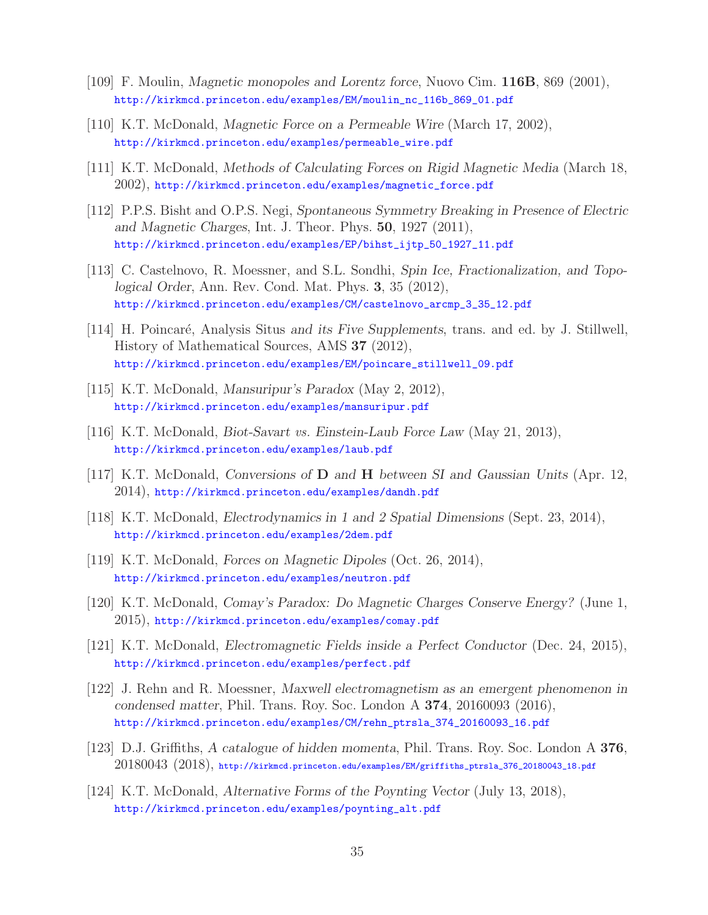[109] F. Moulin, *Magnetic monopoles and Lorentz force*, Nuovo Cim. **116B**, 869 (2001), http://kirkmcd.princeton.edu/examples/EM/moulin_nc_116b_869_01.pdf

[110] K.T. McDonald, *Magnetic Force on a Permeable Wire* (March 17, 2002), http://kirkmcd.princeton.edu/examples/permeable_wire.pdf

[111] K.T. McDonald, *Methods of Calculating Forces on Rigid Magnetic Media* (March 18, 2002), http://kirkmcd.princeton.edu/examples/magnetic_force.pdf

[112] P.P.S. Bisht and O.P.S. Negi, *Spontaneous Symmetry Breaking in Presence of Electric and Magnetic Charges*, Int. J. Theor. Phys. **50**, 1927 (2011), http://kirkmcd.princeton.edu/examples/EP/bihst_ijtp_50_1927_11.pdf

[113] C. Castelnovo, R. Moessner, and S.L. Sondhi, *Spin Ice, Fractionalization, and Topological Order*, Ann. Rev. Cond. Mat. Phys. **3**, 35 (2012), http://kirkmcd.princeton.edu/examples/CM/castelnovo_arcmp_3_35_12.pdf

[114] H. Poincaré, Analysis Situs *and its Five Supplements*, trans. and ed. by J. Stillwell, History of Mathematical Sources, AMS **37** (2012), http://kirkmcd.princeton.edu/examples/EM/poincare_stillwell_09.pdf

[115] K.T. McDonald, *Mansuripur's Paradox* (May 2, 2012), http://kirkmcd.princeton.edu/examples/mansuripur.pdf

[116] K.T. McDonald, *Biot-Savart vs. Einstein-Laub Force Law* (May 21, 2013), http://kirkmcd.princeton.edu/examples/laub.pdf

[117] K.T. McDonald, *Conversions of* **D** *and* **H** *between SI and Gaussian Units* (Apr. 12, 2014), http://kirkmcd.princeton.edu/examples/dandh.pdf

[118] K.T. McDonald, *Electrodynamics in 1 and 2 Spatial Dimensions* (Sept. 23, 2014), http://kirkmcd.princeton.edu/examples/2dem.pdf

[119] K.T. McDonald, *Forces on Magnetic Dipoles* (Oct. 26, 2014), http://kirkmcd.princeton.edu/examples/neutron.pdf

[120] K.T. McDonald, *Comay's Paradox: Do Magnetic Charges Conserve Energy?* (June 1, 2015), http://kirkmcd.princeton.edu/examples/comay.pdf

[121] K.T. McDonald, *Electromagnetic Fields inside a Perfect Conductor* (Dec. 24, 2015), http://kirkmcd.princeton.edu/examples/perfect.pdf

[122] J. Rehn and R. Moessner, *Maxwell electromagnetism as an emergent phenomenon in condensed matter*, Phil. Trans. Roy. Soc. London A **374**, 20160093 (2016), http://kirkmcd.princeton.edu/examples/CM/rehn_ptrsla_374_20160093_16.pdf

[123] D.J. Griffiths, *A catalogue of hidden momenta*, Phil. Trans. Roy. Soc. London A **376**, 20180043 (2018), http://kirkmcd.princeton.edu/examples/EM/griffiths_ptrsla_376_20180043_18.pdf

[124] K.T. McDonald, *Alternative Forms of the Poynting Vector* (July 13, 2018), http://kirkmcd.princeton.edu/examples/poynting_alt.pdf